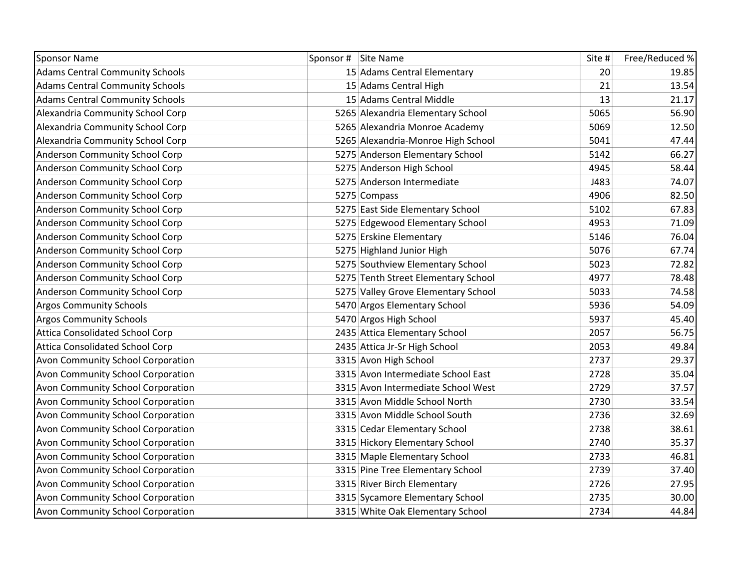| Sponsor Name | Sponsor # | Site Name | Site # | Free/Reduced % |
|---|---|---|---|---|
| Adams Central Community Schools | 15 | Adams Central Elementary | 20 | 19.85 |
| Adams Central Community Schools | 15 | Adams Central High | 21 | 13.54 |
| Adams Central Community Schools | 15 | Adams Central Middle | 13 | 21.17 |
| Alexandria Community School Corp | 5265 | Alexandria Elementary School | 5065 | 56.90 |
| Alexandria Community School Corp | 5265 | Alexandria Monroe Academy | 5069 | 12.50 |
| Alexandria Community School Corp | 5265 | Alexandria-Monroe High School | 5041 | 47.44 |
| Anderson Community School Corp | 5275 | Anderson Elementary School | 5142 | 66.27 |
| Anderson Community School Corp | 5275 | Anderson High School | 4945 | 58.44 |
| Anderson Community School Corp | 5275 | Anderson Intermediate | J483 | 74.07 |
| Anderson Community School Corp | 5275 | Compass | 4906 | 82.50 |
| Anderson Community School Corp | 5275 | East Side Elementary School | 5102 | 67.83 |
| Anderson Community School Corp | 5275 | Edgewood Elementary School | 4953 | 71.09 |
| Anderson Community School Corp | 5275 | Erskine Elementary | 5146 | 76.04 |
| Anderson Community School Corp | 5275 | Highland Junior High | 5076 | 67.74 |
| Anderson Community School Corp | 5275 | Southview Elementary School | 5023 | 72.82 |
| Anderson Community School Corp | 5275 | Tenth Street Elementary School | 4977 | 78.48 |
| Anderson Community School Corp | 5275 | Valley Grove Elementary School | 5033 | 74.58 |
| Argos Community Schools | 5470 | Argos Elementary School | 5936 | 54.09 |
| Argos Community Schools | 5470 | Argos High School | 5937 | 45.40 |
| Attica Consolidated School Corp | 2435 | Attica Elementary School | 2057 | 56.75 |
| Attica Consolidated School Corp | 2435 | Attica Jr-Sr High School | 2053 | 49.84 |
| Avon Community School Corporation | 3315 | Avon High School | 2737 | 29.37 |
| Avon Community School Corporation | 3315 | Avon Intermediate School East | 2728 | 35.04 |
| Avon Community School Corporation | 3315 | Avon Intermediate School West | 2729 | 37.57 |
| Avon Community School Corporation | 3315 | Avon Middle School North | 2730 | 33.54 |
| Avon Community School Corporation | 3315 | Avon Middle School South | 2736 | 32.69 |
| Avon Community School Corporation | 3315 | Cedar Elementary School | 2738 | 38.61 |
| Avon Community School Corporation | 3315 | Hickory Elementary School | 2740 | 35.37 |
| Avon Community School Corporation | 3315 | Maple Elementary School | 2733 | 46.81 |
| Avon Community School Corporation | 3315 | Pine Tree Elementary School | 2739 | 37.40 |
| Avon Community School Corporation | 3315 | River Birch Elementary | 2726 | 27.95 |
| Avon Community School Corporation | 3315 | Sycamore Elementary School | 2735 | 30.00 |
| Avon Community School Corporation | 3315 | White Oak Elementary School | 2734 | 44.84 |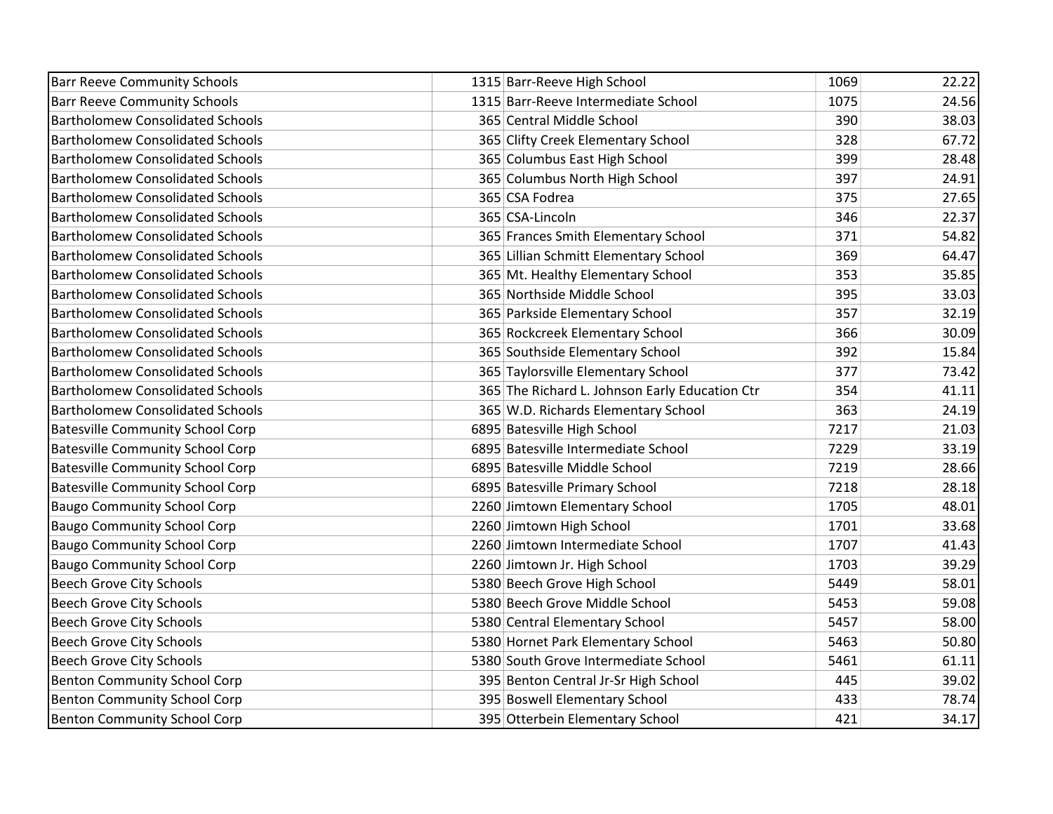| | | | | |
|---|---|---|---|---|
| Barr Reeve Community Schools | 1315 | Barr-Reeve High School | 1069 | 22.22 |
| Barr Reeve Community Schools | 1315 | Barr-Reeve Intermediate School | 1075 | 24.56 |
| Bartholomew Consolidated Schools | 365 | Central Middle School | 390 | 38.03 |
| Bartholomew Consolidated Schools | 365 | Clifty Creek Elementary School | 328 | 67.72 |
| Bartholomew Consolidated Schools | 365 | Columbus East High School | 399 | 28.48 |
| Bartholomew Consolidated Schools | 365 | Columbus North High School | 397 | 24.91 |
| Bartholomew Consolidated Schools | 365 | CSA Fodrea | 375 | 27.65 |
| Bartholomew Consolidated Schools | 365 | CSA-Lincoln | 346 | 22.37 |
| Bartholomew Consolidated Schools | 365 | Frances Smith Elementary School | 371 | 54.82 |
| Bartholomew Consolidated Schools | 365 | Lillian Schmitt Elementary School | 369 | 64.47 |
| Bartholomew Consolidated Schools | 365 | Mt. Healthy Elementary School | 353 | 35.85 |
| Bartholomew Consolidated Schools | 365 | Northside Middle School | 395 | 33.03 |
| Bartholomew Consolidated Schools | 365 | Parkside Elementary School | 357 | 32.19 |
| Bartholomew Consolidated Schools | 365 | Rockcreek Elementary School | 366 | 30.09 |
| Bartholomew Consolidated Schools | 365 | Southside Elementary School | 392 | 15.84 |
| Bartholomew Consolidated Schools | 365 | Taylorsville Elementary School | 377 | 73.42 |
| Bartholomew Consolidated Schools | 365 | The Richard L. Johnson Early Education Ctr | 354 | 41.11 |
| Bartholomew Consolidated Schools | 365 | W.D. Richards Elementary School | 363 | 24.19 |
| Batesville Community School Corp | 6895 | Batesville High School | 7217 | 21.03 |
| Batesville Community School Corp | 6895 | Batesville Intermediate School | 7229 | 33.19 |
| Batesville Community School Corp | 6895 | Batesville Middle School | 7219 | 28.66 |
| Batesville Community School Corp | 6895 | Batesville Primary School | 7218 | 28.18 |
| Baugo Community School Corp | 2260 | Jimtown Elementary School | 1705 | 48.01 |
| Baugo Community School Corp | 2260 | Jimtown High School | 1701 | 33.68 |
| Baugo Community School Corp | 2260 | Jimtown Intermediate School | 1707 | 41.43 |
| Baugo Community School Corp | 2260 | Jimtown Jr. High School | 1703 | 39.29 |
| Beech Grove City Schools | 5380 | Beech Grove High School | 5449 | 58.01 |
| Beech Grove City Schools | 5380 | Beech Grove Middle School | 5453 | 59.08 |
| Beech Grove City Schools | 5380 | Central Elementary School | 5457 | 58.00 |
| Beech Grove City Schools | 5380 | Hornet Park Elementary School | 5463 | 50.80 |
| Beech Grove City Schools | 5380 | South Grove Intermediate School | 5461 | 61.11 |
| Benton Community School Corp | 395 | Benton Central Jr-Sr High School | 445 | 39.02 |
| Benton Community School Corp | 395 | Boswell Elementary School | 433 | 78.74 |
| Benton Community School Corp | 395 | Otterbein Elementary School | 421 | 34.17 |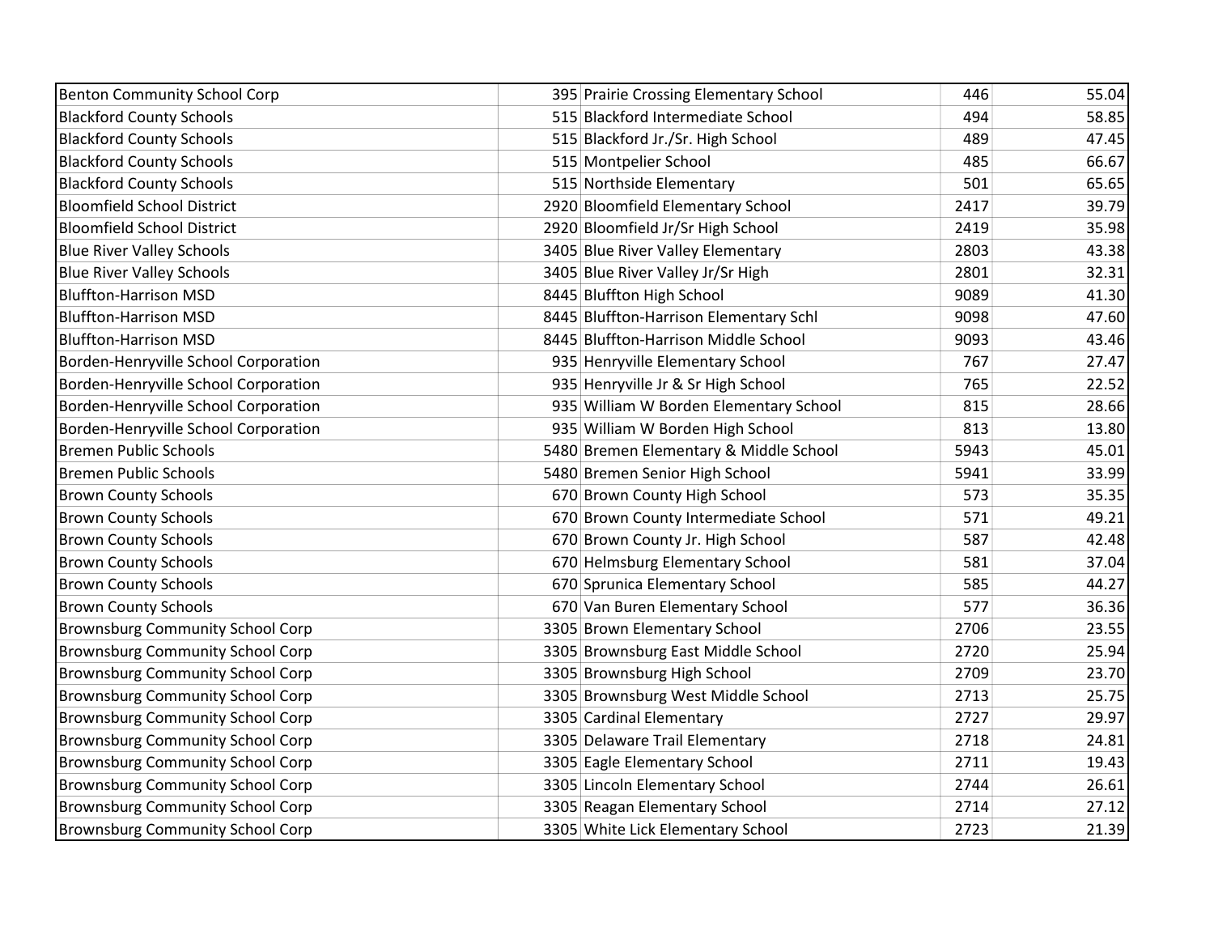| | | | | |
|---|---|---|---|---|
| Benton Community School Corp | 395 | Prairie Crossing Elementary School | 446 | 55.04 |
| Blackford County Schools | 515 | Blackford Intermediate School | 494 | 58.85 |
| Blackford County Schools | 515 | Blackford Jr./Sr. High School | 489 | 47.45 |
| Blackford County Schools | 515 | Montpelier School | 485 | 66.67 |
| Blackford County Schools | 515 | Northside Elementary | 501 | 65.65 |
| Bloomfield School District | 2920 | Bloomfield Elementary School | 2417 | 39.79 |
| Bloomfield School District | 2920 | Bloomfield Jr/Sr High School | 2419 | 35.98 |
| Blue River Valley Schools | 3405 | Blue River Valley Elementary | 2803 | 43.38 |
| Blue River Valley Schools | 3405 | Blue River Valley Jr/Sr High | 2801 | 32.31 |
| Bluffton-Harrison MSD | 8445 | Bluffton High School | 9089 | 41.30 |
| Bluffton-Harrison MSD | 8445 | Bluffton-Harrison Elementary Schl | 9098 | 47.60 |
| Bluffton-Harrison MSD | 8445 | Bluffton-Harrison Middle School | 9093 | 43.46 |
| Borden-Henryville School Corporation | 935 | Henryville Elementary School | 767 | 27.47 |
| Borden-Henryville School Corporation | 935 | Henryville Jr & Sr High School | 765 | 22.52 |
| Borden-Henryville School Corporation | 935 | William W Borden Elementary School | 815 | 28.66 |
| Borden-Henryville School Corporation | 935 | William W Borden High School | 813 | 13.80 |
| Bremen Public Schools | 5480 | Bremen Elementary & Middle School | 5943 | 45.01 |
| Bremen Public Schools | 5480 | Bremen Senior High School | 5941 | 33.99 |
| Brown County Schools | 670 | Brown County High School | 573 | 35.35 |
| Brown County Schools | 670 | Brown County Intermediate School | 571 | 49.21 |
| Brown County Schools | 670 | Brown County Jr. High School | 587 | 42.48 |
| Brown County Schools | 670 | Helmsburg Elementary School | 581 | 37.04 |
| Brown County Schools | 670 | Sprunica Elementary School | 585 | 44.27 |
| Brown County Schools | 670 | Van Buren Elementary School | 577 | 36.36 |
| Brownsburg Community School Corp | 3305 | Brown Elementary School | 2706 | 23.55 |
| Brownsburg Community School Corp | 3305 | Brownsburg East Middle School | 2720 | 25.94 |
| Brownsburg Community School Corp | 3305 | Brownsburg High School | 2709 | 23.70 |
| Brownsburg Community School Corp | 3305 | Brownsburg West Middle School | 2713 | 25.75 |
| Brownsburg Community School Corp | 3305 | Cardinal Elementary | 2727 | 29.97 |
| Brownsburg Community School Corp | 3305 | Delaware Trail Elementary | 2718 | 24.81 |
| Brownsburg Community School Corp | 3305 | Eagle Elementary School | 2711 | 19.43 |
| Brownsburg Community School Corp | 3305 | Lincoln Elementary School | 2744 | 26.61 |
| Brownsburg Community School Corp | 3305 | Reagan Elementary School | 2714 | 27.12 |
| Brownsburg Community School Corp | 3305 | White Lick Elementary School | 2723 | 21.39 |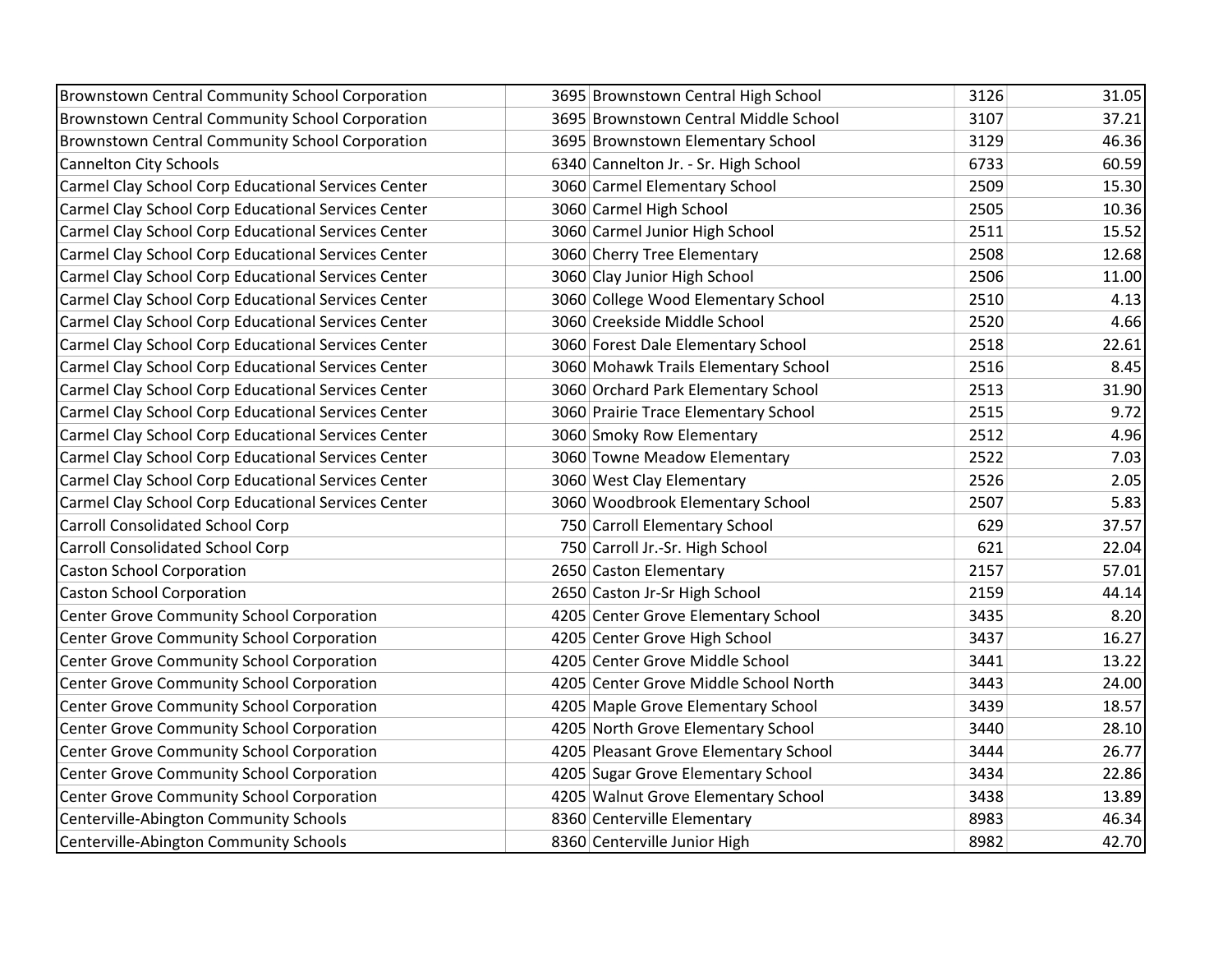| | | | |
|---|---|---|---|
| Brownstown Central Community School Corporation | 3695 Brownstown Central High School | 3126 | 31.05 |
| Brownstown Central Community School Corporation | 3695 Brownstown Central Middle School | 3107 | 37.21 |
| Brownstown Central Community School Corporation | 3695 Brownstown Elementary School | 3129 | 46.36 |
| Cannelton City Schools | 6340 Cannelton Jr. - Sr. High School | 6733 | 60.59 |
| Carmel Clay School Corp Educational Services Center | 3060 Carmel Elementary School | 2509 | 15.30 |
| Carmel Clay School Corp Educational Services Center | 3060 Carmel High School | 2505 | 10.36 |
| Carmel Clay School Corp Educational Services Center | 3060 Carmel Junior High School | 2511 | 15.52 |
| Carmel Clay School Corp Educational Services Center | 3060 Cherry Tree Elementary | 2508 | 12.68 |
| Carmel Clay School Corp Educational Services Center | 3060 Clay Junior High School | 2506 | 11.00 |
| Carmel Clay School Corp Educational Services Center | 3060 College Wood Elementary School | 2510 | 4.13 |
| Carmel Clay School Corp Educational Services Center | 3060 Creekside Middle School | 2520 | 4.66 |
| Carmel Clay School Corp Educational Services Center | 3060 Forest Dale Elementary School | 2518 | 22.61 |
| Carmel Clay School Corp Educational Services Center | 3060 Mohawk Trails Elementary School | 2516 | 8.45 |
| Carmel Clay School Corp Educational Services Center | 3060 Orchard Park Elementary School | 2513 | 31.90 |
| Carmel Clay School Corp Educational Services Center | 3060 Prairie Trace Elementary School | 2515 | 9.72 |
| Carmel Clay School Corp Educational Services Center | 3060 Smoky Row Elementary | 2512 | 4.96 |
| Carmel Clay School Corp Educational Services Center | 3060 Towne Meadow Elementary | 2522 | 7.03 |
| Carmel Clay School Corp Educational Services Center | 3060 West Clay Elementary | 2526 | 2.05 |
| Carmel Clay School Corp Educational Services Center | 3060 Woodbrook Elementary School | 2507 | 5.83 |
| Carroll Consolidated School Corp | 750 Carroll Elementary School | 629 | 37.57 |
| Carroll Consolidated School Corp | 750 Carroll Jr.-Sr. High School | 621 | 22.04 |
| Caston School Corporation | 2650 Caston Elementary | 2157 | 57.01 |
| Caston School Corporation | 2650 Caston Jr-Sr High School | 2159 | 44.14 |
| Center Grove Community School Corporation | 4205 Center Grove Elementary School | 3435 | 8.20 |
| Center Grove Community School Corporation | 4205 Center Grove High School | 3437 | 16.27 |
| Center Grove Community School Corporation | 4205 Center Grove Middle School | 3441 | 13.22 |
| Center Grove Community School Corporation | 4205 Center Grove Middle School North | 3443 | 24.00 |
| Center Grove Community School Corporation | 4205 Maple Grove Elementary School | 3439 | 18.57 |
| Center Grove Community School Corporation | 4205 North Grove Elementary School | 3440 | 28.10 |
| Center Grove Community School Corporation | 4205 Pleasant Grove Elementary School | 3444 | 26.77 |
| Center Grove Community School Corporation | 4205 Sugar Grove Elementary School | 3434 | 22.86 |
| Center Grove Community School Corporation | 4205 Walnut Grove Elementary School | 3438 | 13.89 |
| Centerville-Abington Community Schools | 8360 Centerville Elementary | 8983 | 46.34 |
| Centerville-Abington Community Schools | 8360 Centerville Junior High | 8982 | 42.70 |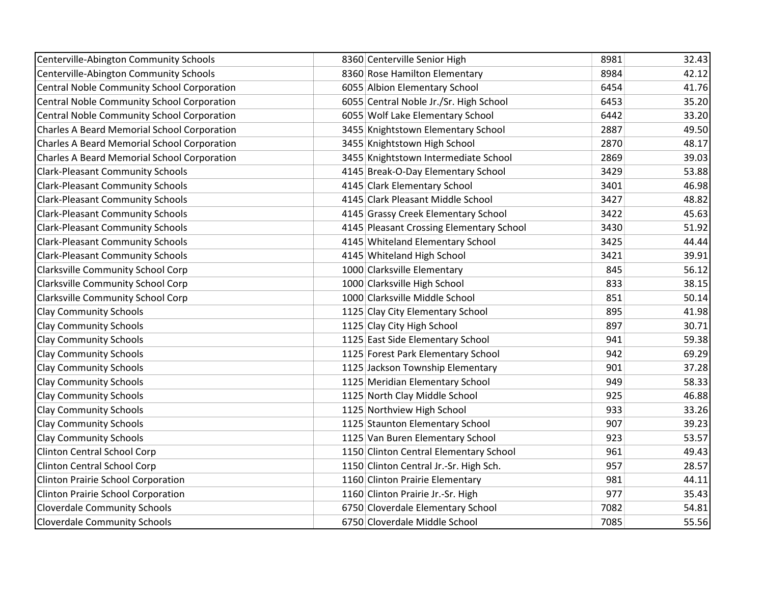| | | | | |
|---|---|---|---|---|
| Centerville-Abington Community Schools | 8360 | Centerville Senior High | 8981 | 32.43 |
| Centerville-Abington Community Schools | 8360 | Rose Hamilton Elementary | 8984 | 42.12 |
| Central Noble Community School Corporation | 6055 | Albion Elementary School | 6454 | 41.76 |
| Central Noble Community School Corporation | 6055 | Central Noble Jr./Sr. High School | 6453 | 35.20 |
| Central Noble Community School Corporation | 6055 | Wolf Lake Elementary School | 6442 | 33.20 |
| Charles A Beard Memorial School Corporation | 3455 | Knightstown Elementary School | 2887 | 49.50 |
| Charles A Beard Memorial School Corporation | 3455 | Knightstown High School | 2870 | 48.17 |
| Charles A Beard Memorial School Corporation | 3455 | Knightstown Intermediate School | 2869 | 39.03 |
| Clark-Pleasant Community Schools | 4145 | Break-O-Day Elementary School | 3429 | 53.88 |
| Clark-Pleasant Community Schools | 4145 | Clark Elementary School | 3401 | 46.98 |
| Clark-Pleasant Community Schools | 4145 | Clark Pleasant Middle School | 3427 | 48.82 |
| Clark-Pleasant Community Schools | 4145 | Grassy Creek Elementary School | 3422 | 45.63 |
| Clark-Pleasant Community Schools | 4145 | Pleasant Crossing Elementary School | 3430 | 51.92 |
| Clark-Pleasant Community Schools | 4145 | Whiteland Elementary School | 3425 | 44.44 |
| Clark-Pleasant Community Schools | 4145 | Whiteland High School | 3421 | 39.91 |
| Clarksville Community School Corp | 1000 | Clarksville Elementary | 845 | 56.12 |
| Clarksville Community School Corp | 1000 | Clarksville High School | 833 | 38.15 |
| Clarksville Community School Corp | 1000 | Clarksville Middle School | 851 | 50.14 |
| Clay Community Schools | 1125 | Clay City Elementary School | 895 | 41.98 |
| Clay Community Schools | 1125 | Clay City High School | 897 | 30.71 |
| Clay Community Schools | 1125 | East Side Elementary School | 941 | 59.38 |
| Clay Community Schools | 1125 | Forest Park Elementary School | 942 | 69.29 |
| Clay Community Schools | 1125 | Jackson Township Elementary | 901 | 37.28 |
| Clay Community Schools | 1125 | Meridian Elementary School | 949 | 58.33 |
| Clay Community Schools | 1125 | North Clay Middle School | 925 | 46.88 |
| Clay Community Schools | 1125 | Northview High School | 933 | 33.26 |
| Clay Community Schools | 1125 | Staunton Elementary School | 907 | 39.23 |
| Clay Community Schools | 1125 | Van Buren Elementary School | 923 | 53.57 |
| Clinton Central School Corp | 1150 | Clinton Central Elementary School | 961 | 49.43 |
| Clinton Central School Corp | 1150 | Clinton Central Jr.-Sr. High Sch. | 957 | 28.57 |
| Clinton Prairie School Corporation | 1160 | Clinton Prairie Elementary | 981 | 44.11 |
| Clinton Prairie School Corporation | 1160 | Clinton Prairie Jr.-Sr. High | 977 | 35.43 |
| Cloverdale Community Schools | 6750 | Cloverdale Elementary School | 7082 | 54.81 |
| Cloverdale Community Schools | 6750 | Cloverdale Middle School | 7085 | 55.56 |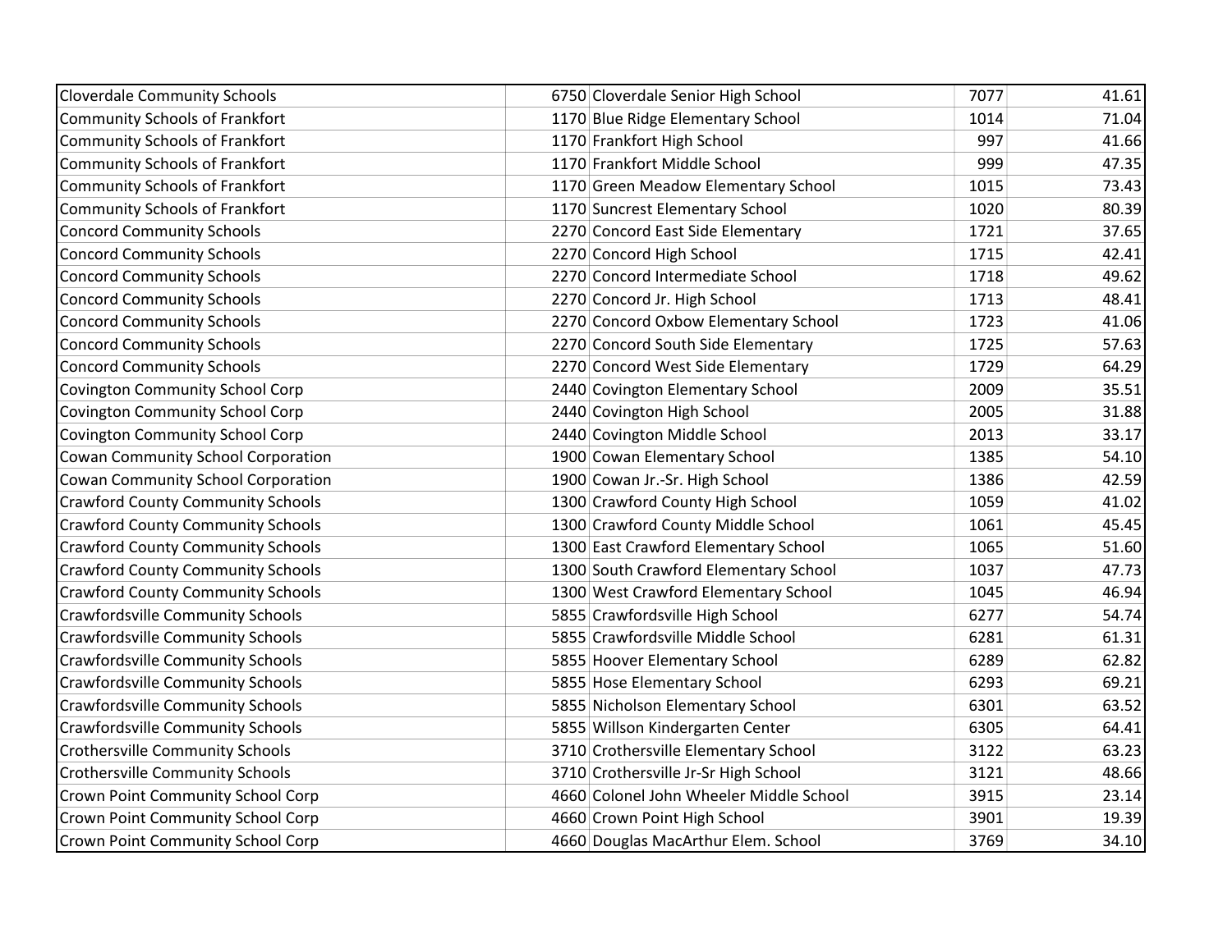| | | | | |
|---|---|---|---|---|
| Cloverdale Community Schools | 6750 | Cloverdale Senior High School | 7077 | 41.61 |
| Community Schools of Frankfort | 1170 | Blue Ridge Elementary School | 1014 | 71.04 |
| Community Schools of Frankfort | 1170 | Frankfort High School | 997 | 41.66 |
| Community Schools of Frankfort | 1170 | Frankfort Middle School | 999 | 47.35 |
| Community Schools of Frankfort | 1170 | Green Meadow Elementary School | 1015 | 73.43 |
| Community Schools of Frankfort | 1170 | Suncrest Elementary School | 1020 | 80.39 |
| Concord Community Schools | 2270 | Concord East Side Elementary | 1721 | 37.65 |
| Concord Community Schools | 2270 | Concord High School | 1715 | 42.41 |
| Concord Community Schools | 2270 | Concord Intermediate School | 1718 | 49.62 |
| Concord Community Schools | 2270 | Concord Jr. High School | 1713 | 48.41 |
| Concord Community Schools | 2270 | Concord Oxbow Elementary School | 1723 | 41.06 |
| Concord Community Schools | 2270 | Concord South Side Elementary | 1725 | 57.63 |
| Concord Community Schools | 2270 | Concord West Side Elementary | 1729 | 64.29 |
| Covington Community School Corp | 2440 | Covington Elementary School | 2009 | 35.51 |
| Covington Community School Corp | 2440 | Covington High School | 2005 | 31.88 |
| Covington Community School Corp | 2440 | Covington Middle School | 2013 | 33.17 |
| Cowan Community School Corporation | 1900 | Cowan Elementary School | 1385 | 54.10 |
| Cowan Community School Corporation | 1900 | Cowan Jr.-Sr. High School | 1386 | 42.59 |
| Crawford County Community Schools | 1300 | Crawford County High School | 1059 | 41.02 |
| Crawford County Community Schools | 1300 | Crawford County Middle School | 1061 | 45.45 |
| Crawford County Community Schools | 1300 | East Crawford Elementary School | 1065 | 51.60 |
| Crawford County Community Schools | 1300 | South Crawford Elementary School | 1037 | 47.73 |
| Crawford County Community Schools | 1300 | West Crawford Elementary School | 1045 | 46.94 |
| Crawfordsville Community Schools | 5855 | Crawfordsville High School | 6277 | 54.74 |
| Crawfordsville Community Schools | 5855 | Crawfordsville Middle School | 6281 | 61.31 |
| Crawfordsville Community Schools | 5855 | Hoover Elementary School | 6289 | 62.82 |
| Crawfordsville Community Schools | 5855 | Hose Elementary School | 6293 | 69.21 |
| Crawfordsville Community Schools | 5855 | Nicholson Elementary School | 6301 | 63.52 |
| Crawfordsville Community Schools | 5855 | Willson Kindergarten Center | 6305 | 64.41 |
| Crothersville Community Schools | 3710 | Crothersville Elementary School | 3122 | 63.23 |
| Crothersville Community Schools | 3710 | Crothersville Jr-Sr High School | 3121 | 48.66 |
| Crown Point Community School Corp | 4660 | Colonel John Wheeler Middle School | 3915 | 23.14 |
| Crown Point Community School Corp | 4660 | Crown Point High School | 3901 | 19.39 |
| Crown Point Community School Corp | 4660 | Douglas MacArthur Elem. School | 3769 | 34.10 |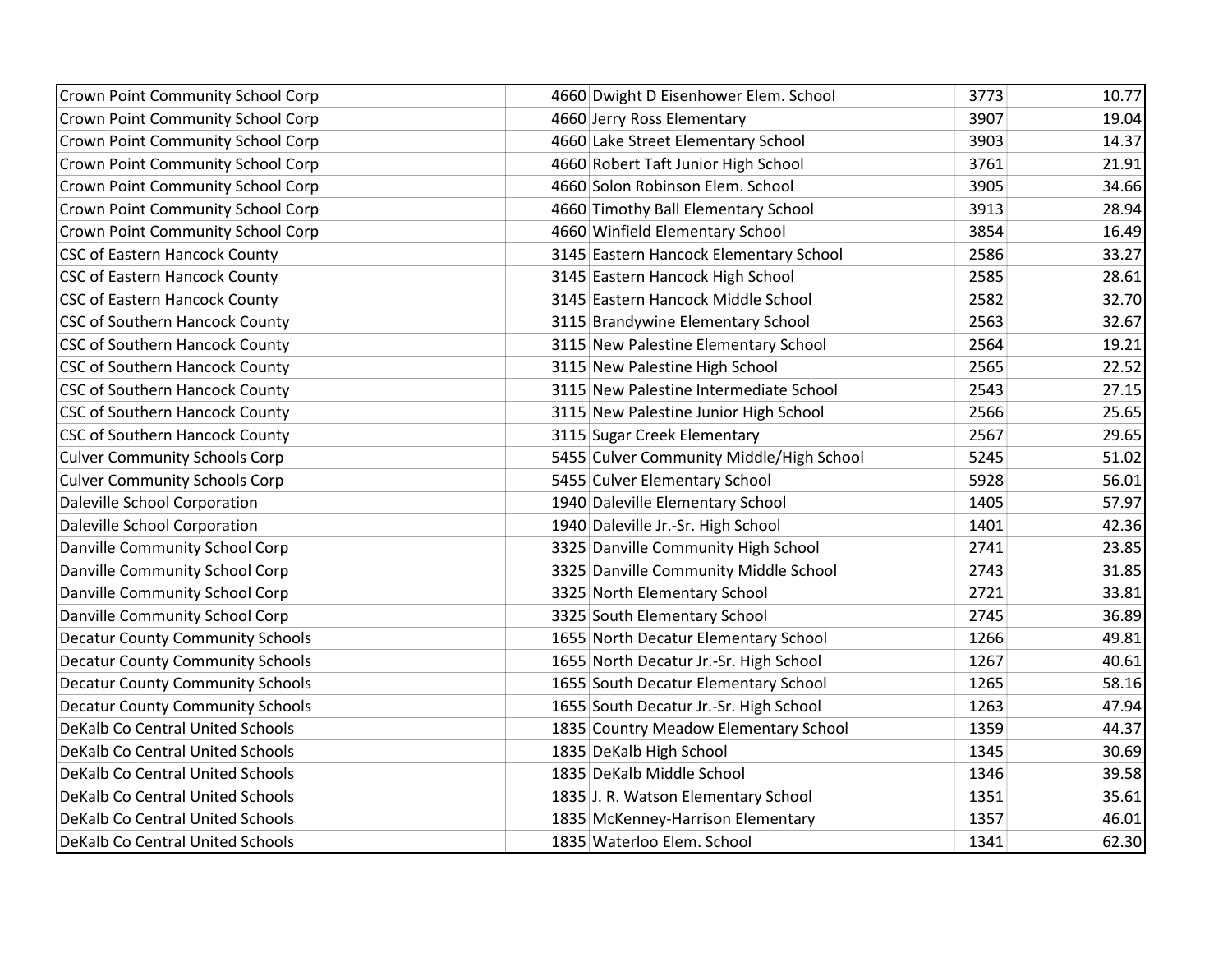| | | | | |
|---|---|---|---|---|
| Crown Point Community School Corp | 4660 | Dwight D Eisenhower Elem. School | 3773 | 10.77 |
| Crown Point Community School Corp | 4660 | Jerry Ross Elementary | 3907 | 19.04 |
| Crown Point Community School Corp | 4660 | Lake Street Elementary School | 3903 | 14.37 |
| Crown Point Community School Corp | 4660 | Robert Taft Junior High School | 3761 | 21.91 |
| Crown Point Community School Corp | 4660 | Solon Robinson Elem. School | 3905 | 34.66 |
| Crown Point Community School Corp | 4660 | Timothy Ball Elementary School | 3913 | 28.94 |
| Crown Point Community School Corp | 4660 | Winfield Elementary School | 3854 | 16.49 |
| CSC of Eastern Hancock County | 3145 | Eastern Hancock Elementary School | 2586 | 33.27 |
| CSC of Eastern Hancock County | 3145 | Eastern Hancock High School | 2585 | 28.61 |
| CSC of Eastern Hancock County | 3145 | Eastern Hancock Middle School | 2582 | 32.70 |
| CSC of Southern Hancock County | 3115 | Brandywine Elementary School | 2563 | 32.67 |
| CSC of Southern Hancock County | 3115 | New Palestine Elementary School | 2564 | 19.21 |
| CSC of Southern Hancock County | 3115 | New Palestine High School | 2565 | 22.52 |
| CSC of Southern Hancock County | 3115 | New Palestine Intermediate School | 2543 | 27.15 |
| CSC of Southern Hancock County | 3115 | New Palestine Junior High School | 2566 | 25.65 |
| CSC of Southern Hancock County | 3115 | Sugar Creek Elementary | 2567 | 29.65 |
| Culver Community Schools Corp | 5455 | Culver Community Middle/High School | 5245 | 51.02 |
| Culver Community Schools Corp | 5455 | Culver Elementary School | 5928 | 56.01 |
| Daleville School Corporation | 1940 | Daleville Elementary School | 1405 | 57.97 |
| Daleville School Corporation | 1940 | Daleville Jr.-Sr. High School | 1401 | 42.36 |
| Danville Community School Corp | 3325 | Danville Community High School | 2741 | 23.85 |
| Danville Community School Corp | 3325 | Danville Community Middle School | 2743 | 31.85 |
| Danville Community School Corp | 3325 | North Elementary School | 2721 | 33.81 |
| Danville Community School Corp | 3325 | South Elementary School | 2745 | 36.89 |
| Decatur County Community Schools | 1655 | North Decatur Elementary School | 1266 | 49.81 |
| Decatur County Community Schools | 1655 | North Decatur Jr.-Sr. High School | 1267 | 40.61 |
| Decatur County Community Schools | 1655 | South Decatur Elementary School | 1265 | 58.16 |
| Decatur County Community Schools | 1655 | South Decatur Jr.-Sr. High School | 1263 | 47.94 |
| DeKalb Co Central United Schools | 1835 | Country Meadow Elementary School | 1359 | 44.37 |
| DeKalb Co Central United Schools | 1835 | DeKalb High School | 1345 | 30.69 |
| DeKalb Co Central United Schools | 1835 | DeKalb Middle School | 1346 | 39.58 |
| DeKalb Co Central United Schools | 1835 | J. R. Watson Elementary School | 1351 | 35.61 |
| DeKalb Co Central United Schools | 1835 | McKenney-Harrison Elementary | 1357 | 46.01 |
| DeKalb Co Central United Schools | 1835 | Waterloo Elem. School | 1341 | 62.30 |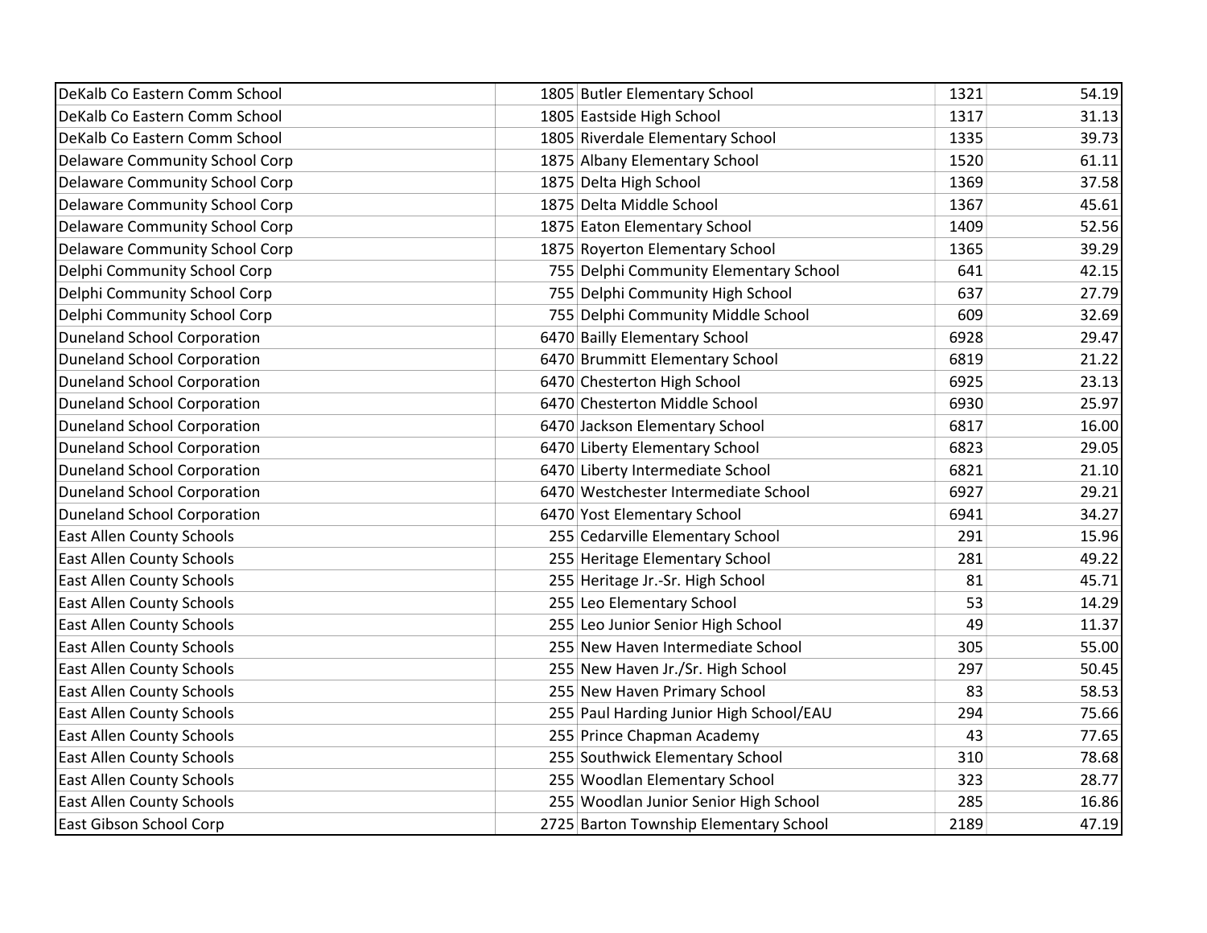| | | | | |
|---|---|---|---|---|
| DeKalb Co Eastern Comm School | 1805 | Butler Elementary School | 1321 | 54.19 |
| DeKalb Co Eastern Comm School | 1805 | Eastside High School | 1317 | 31.13 |
| DeKalb Co Eastern Comm School | 1805 | Riverdale Elementary School | 1335 | 39.73 |
| Delaware Community School Corp | 1875 | Albany Elementary School | 1520 | 61.11 |
| Delaware Community School Corp | 1875 | Delta High School | 1369 | 37.58 |
| Delaware Community School Corp | 1875 | Delta Middle School | 1367 | 45.61 |
| Delaware Community School Corp | 1875 | Eaton Elementary School | 1409 | 52.56 |
| Delaware Community School Corp | 1875 | Royerton Elementary School | 1365 | 39.29 |
| Delphi Community School Corp | 755 | Delphi Community Elementary School | 641 | 42.15 |
| Delphi Community School Corp | 755 | Delphi Community High School | 637 | 27.79 |
| Delphi Community School Corp | 755 | Delphi Community Middle School | 609 | 32.69 |
| Duneland School Corporation | 6470 | Bailly Elementary School | 6928 | 29.47 |
| Duneland School Corporation | 6470 | Brummitt Elementary School | 6819 | 21.22 |
| Duneland School Corporation | 6470 | Chesterton High School | 6925 | 23.13 |
| Duneland School Corporation | 6470 | Chesterton Middle School | 6930 | 25.97 |
| Duneland School Corporation | 6470 | Jackson Elementary School | 6817 | 16.00 |
| Duneland School Corporation | 6470 | Liberty Elementary School | 6823 | 29.05 |
| Duneland School Corporation | 6470 | Liberty Intermediate School | 6821 | 21.10 |
| Duneland School Corporation | 6470 | Westchester Intermediate School | 6927 | 29.21 |
| Duneland School Corporation | 6470 | Yost Elementary School | 6941 | 34.27 |
| East Allen County Schools | 255 | Cedarville Elementary School | 291 | 15.96 |
| East Allen County Schools | 255 | Heritage Elementary School | 281 | 49.22 |
| East Allen County Schools | 255 | Heritage Jr.-Sr. High School | 81 | 45.71 |
| East Allen County Schools | 255 | Leo Elementary School | 53 | 14.29 |
| East Allen County Schools | 255 | Leo Junior Senior High School | 49 | 11.37 |
| East Allen County Schools | 255 | New Haven Intermediate School | 305 | 55.00 |
| East Allen County Schools | 255 | New Haven Jr./Sr. High School | 297 | 50.45 |
| East Allen County Schools | 255 | New Haven Primary School | 83 | 58.53 |
| East Allen County Schools | 255 | Paul Harding Junior High School/EAU | 294 | 75.66 |
| East Allen County Schools | 255 | Prince Chapman Academy | 43 | 77.65 |
| East Allen County Schools | 255 | Southwick Elementary School | 310 | 78.68 |
| East Allen County Schools | 255 | Woodlan Elementary School | 323 | 28.77 |
| East Allen County Schools | 255 | Woodlan Junior Senior High School | 285 | 16.86 |
| East Gibson School Corp | 2725 | Barton Township Elementary School | 2189 | 47.19 |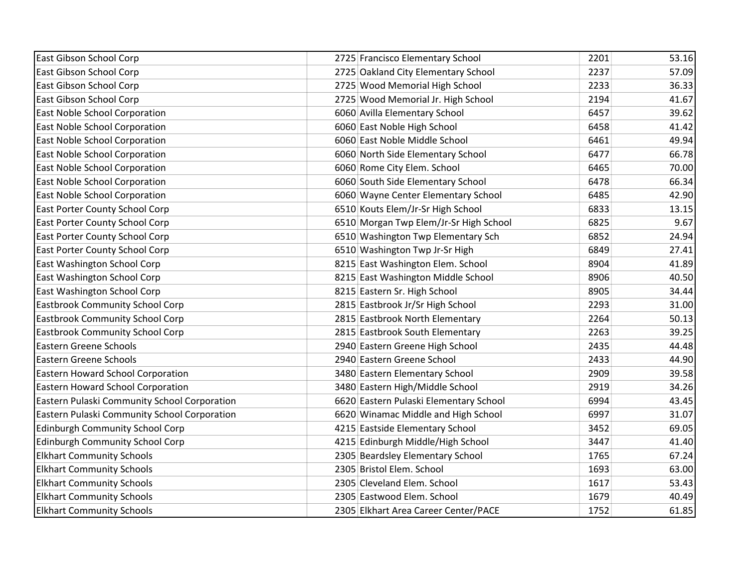| | | | | |
|---|---|---|---|---|
| East Gibson School Corp | 2725 | Francisco Elementary School | 2201 | 53.16 |
| East Gibson School Corp | 2725 | Oakland City Elementary School | 2237 | 57.09 |
| East Gibson School Corp | 2725 | Wood Memorial High School | 2233 | 36.33 |
| East Gibson School Corp | 2725 | Wood Memorial Jr. High School | 2194 | 41.67 |
| East Noble School Corporation | 6060 | Avilla Elementary School | 6457 | 39.62 |
| East Noble School Corporation | 6060 | East Noble High School | 6458 | 41.42 |
| East Noble School Corporation | 6060 | East Noble Middle School | 6461 | 49.94 |
| East Noble School Corporation | 6060 | North Side Elementary School | 6477 | 66.78 |
| East Noble School Corporation | 6060 | Rome City Elem. School | 6465 | 70.00 |
| East Noble School Corporation | 6060 | South Side Elementary School | 6478 | 66.34 |
| East Noble School Corporation | 6060 | Wayne Center Elementary School | 6485 | 42.90 |
| East Porter County School Corp | 6510 | Kouts Elem/Jr-Sr High School | 6833 | 13.15 |
| East Porter County School Corp | 6510 | Morgan Twp Elem/Jr-Sr High School | 6825 | 9.67 |
| East Porter County School Corp | 6510 | Washington Twp Elementary Sch | 6852 | 24.94 |
| East Porter County School Corp | 6510 | Washington Twp Jr-Sr High | 6849 | 27.41 |
| East Washington School Corp | 8215 | East Washington Elem. School | 8904 | 41.89 |
| East Washington School Corp | 8215 | East Washington Middle School | 8906 | 40.50 |
| East Washington School Corp | 8215 | Eastern Sr. High School | 8905 | 34.44 |
| Eastbrook Community School Corp | 2815 | Eastbrook Jr/Sr High School | 2293 | 31.00 |
| Eastbrook Community School Corp | 2815 | Eastbrook North Elementary | 2264 | 50.13 |
| Eastbrook Community School Corp | 2815 | Eastbrook South Elementary | 2263 | 39.25 |
| Eastern Greene Schools | 2940 | Eastern Greene High School | 2435 | 44.48 |
| Eastern Greene Schools | 2940 | Eastern Greene School | 2433 | 44.90 |
| Eastern Howard School Corporation | 3480 | Eastern Elementary School | 2909 | 39.58 |
| Eastern Howard School Corporation | 3480 | Eastern High/Middle School | 2919 | 34.26 |
| Eastern Pulaski Community School Corporation | 6620 | Eastern Pulaski Elementary School | 6994 | 43.45 |
| Eastern Pulaski Community School Corporation | 6620 | Winamac Middle and High School | 6997 | 31.07 |
| Edinburgh Community School Corp | 4215 | Eastside Elementary School | 3452 | 69.05 |
| Edinburgh Community School Corp | 4215 | Edinburgh Middle/High School | 3447 | 41.40 |
| Elkhart Community Schools | 2305 | Beardsley Elementary School | 1765 | 67.24 |
| Elkhart Community Schools | 2305 | Bristol Elem. School | 1693 | 63.00 |
| Elkhart Community Schools | 2305 | Cleveland Elem. School | 1617 | 53.43 |
| Elkhart Community Schools | 2305 | Eastwood Elem. School | 1679 | 40.49 |
| Elkhart Community Schools | 2305 | Elkhart Area Career Center/PACE | 1752 | 61.85 |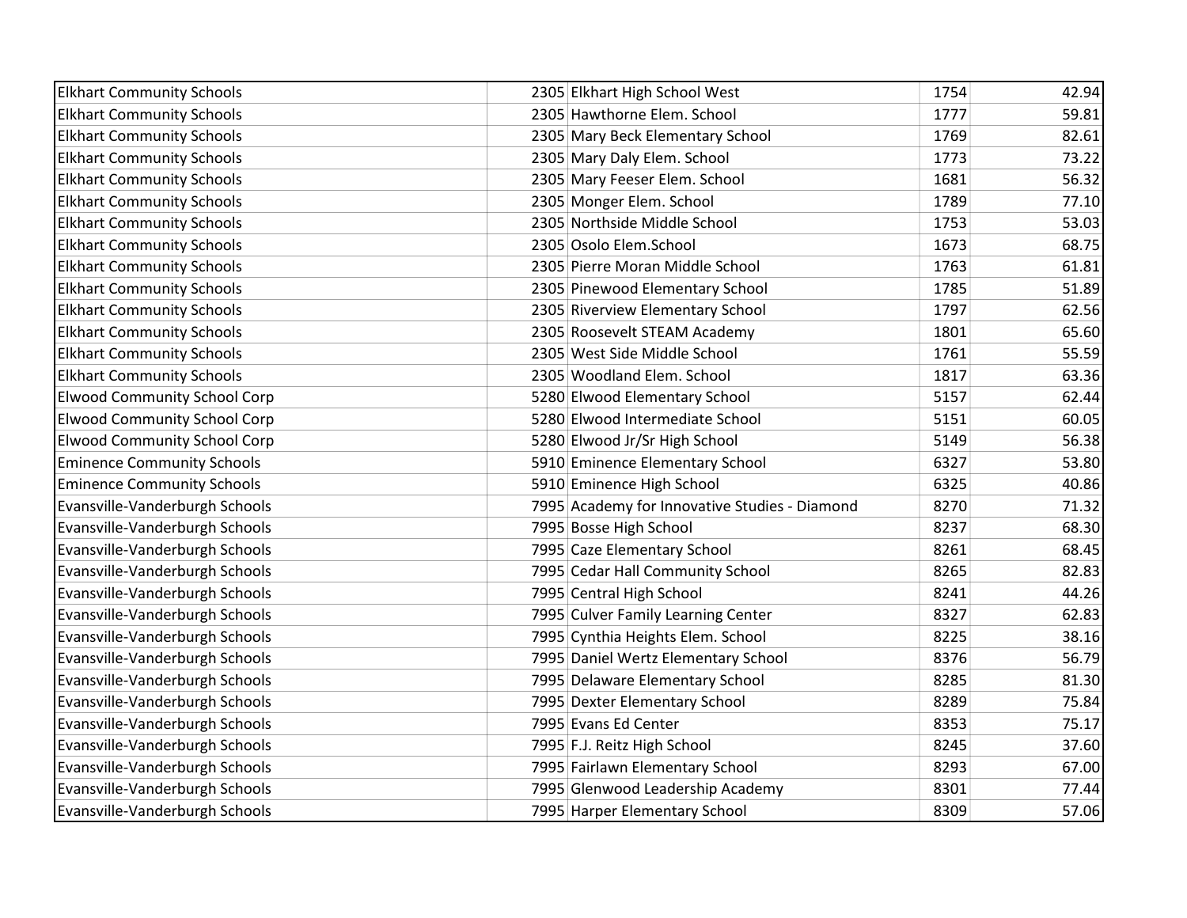| | | | | |
|---|---|---|---|---|
| Elkhart Community Schools | 2305 | Elkhart High School West | 1754 | 42.94 |
| Elkhart Community Schools | 2305 | Hawthorne Elem. School | 1777 | 59.81 |
| Elkhart Community Schools | 2305 | Mary Beck Elementary School | 1769 | 82.61 |
| Elkhart Community Schools | 2305 | Mary Daly Elem. School | 1773 | 73.22 |
| Elkhart Community Schools | 2305 | Mary Feeser Elem. School | 1681 | 56.32 |
| Elkhart Community Schools | 2305 | Monger Elem. School | 1789 | 77.10 |
| Elkhart Community Schools | 2305 | Northside Middle School | 1753 | 53.03 |
| Elkhart Community Schools | 2305 | Osolo Elem.School | 1673 | 68.75 |
| Elkhart Community Schools | 2305 | Pierre Moran Middle School | 1763 | 61.81 |
| Elkhart Community Schools | 2305 | Pinewood Elementary School | 1785 | 51.89 |
| Elkhart Community Schools | 2305 | Riverview Elementary School | 1797 | 62.56 |
| Elkhart Community Schools | 2305 | Roosevelt STEAM Academy | 1801 | 65.60 |
| Elkhart Community Schools | 2305 | West Side Middle School | 1761 | 55.59 |
| Elkhart Community Schools | 2305 | Woodland Elem. School | 1817 | 63.36 |
| Elwood Community School Corp | 5280 | Elwood Elementary School | 5157 | 62.44 |
| Elwood Community School Corp | 5280 | Elwood Intermediate School | 5151 | 60.05 |
| Elwood Community School Corp | 5280 | Elwood Jr/Sr High School | 5149 | 56.38 |
| Eminence Community Schools | 5910 | Eminence Elementary School | 6327 | 53.80 |
| Eminence Community Schools | 5910 | Eminence High School | 6325 | 40.86 |
| Evansville-Vanderburgh Schools | 7995 | Academy for Innovative Studies - Diamond | 8270 | 71.32 |
| Evansville-Vanderburgh Schools | 7995 | Bosse High School | 8237 | 68.30 |
| Evansville-Vanderburgh Schools | 7995 | Caze Elementary School | 8261 | 68.45 |
| Evansville-Vanderburgh Schools | 7995 | Cedar Hall Community School | 8265 | 82.83 |
| Evansville-Vanderburgh Schools | 7995 | Central High School | 8241 | 44.26 |
| Evansville-Vanderburgh Schools | 7995 | Culver Family Learning Center | 8327 | 62.83 |
| Evansville-Vanderburgh Schools | 7995 | Cynthia Heights Elem. School | 8225 | 38.16 |
| Evansville-Vanderburgh Schools | 7995 | Daniel Wertz Elementary School | 8376 | 56.79 |
| Evansville-Vanderburgh Schools | 7995 | Delaware Elementary School | 8285 | 81.30 |
| Evansville-Vanderburgh Schools | 7995 | Dexter Elementary School | 8289 | 75.84 |
| Evansville-Vanderburgh Schools | 7995 | Evans Ed Center | 8353 | 75.17 |
| Evansville-Vanderburgh Schools | 7995 | F.J. Reitz High School | 8245 | 37.60 |
| Evansville-Vanderburgh Schools | 7995 | Fairlawn Elementary School | 8293 | 67.00 |
| Evansville-Vanderburgh Schools | 7995 | Glenwood Leadership Academy | 8301 | 77.44 |
| Evansville-Vanderburgh Schools | 7995 | Harper Elementary School | 8309 | 57.06 |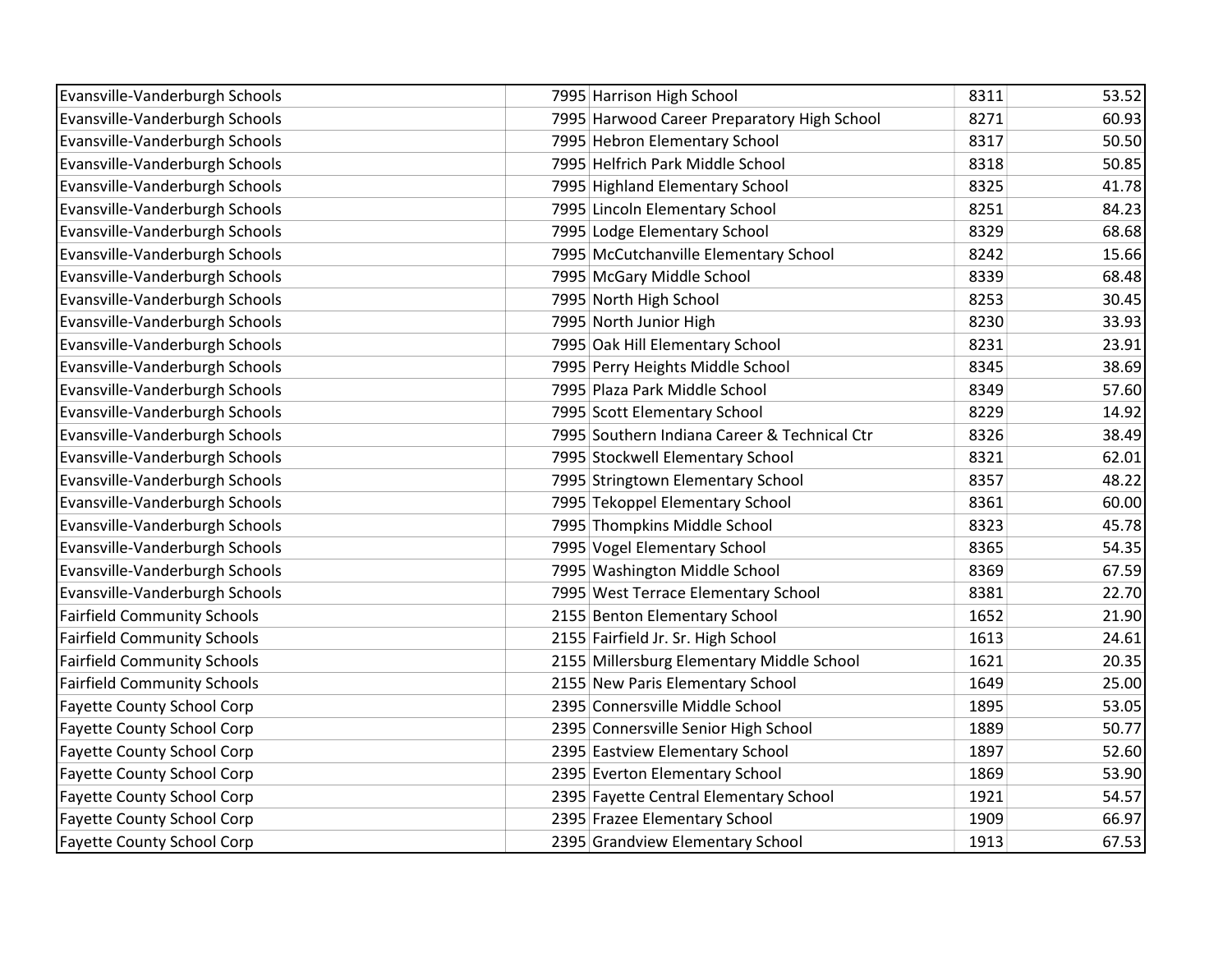| | | | | |
|---|---|---|---|---|
| Evansville-Vanderburgh Schools | 7995 | Harrison High School | 8311 | 53.52 |
| Evansville-Vanderburgh Schools | 7995 | Harwood Career Preparatory High School | 8271 | 60.93 |
| Evansville-Vanderburgh Schools | 7995 | Hebron Elementary School | 8317 | 50.50 |
| Evansville-Vanderburgh Schools | 7995 | Helfrich Park Middle School | 8318 | 50.85 |
| Evansville-Vanderburgh Schools | 7995 | Highland Elementary School | 8325 | 41.78 |
| Evansville-Vanderburgh Schools | 7995 | Lincoln Elementary School | 8251 | 84.23 |
| Evansville-Vanderburgh Schools | 7995 | Lodge Elementary School | 8329 | 68.68 |
| Evansville-Vanderburgh Schools | 7995 | McCutchanville Elementary School | 8242 | 15.66 |
| Evansville-Vanderburgh Schools | 7995 | McGary Middle School | 8339 | 68.48 |
| Evansville-Vanderburgh Schools | 7995 | North High School | 8253 | 30.45 |
| Evansville-Vanderburgh Schools | 7995 | North Junior High | 8230 | 33.93 |
| Evansville-Vanderburgh Schools | 7995 | Oak Hill Elementary School | 8231 | 23.91 |
| Evansville-Vanderburgh Schools | 7995 | Perry Heights Middle School | 8345 | 38.69 |
| Evansville-Vanderburgh Schools | 7995 | Plaza Park Middle School | 8349 | 57.60 |
| Evansville-Vanderburgh Schools | 7995 | Scott Elementary School | 8229 | 14.92 |
| Evansville-Vanderburgh Schools | 7995 | Southern Indiana Career & Technical Ctr | 8326 | 38.49 |
| Evansville-Vanderburgh Schools | 7995 | Stockwell Elementary School | 8321 | 62.01 |
| Evansville-Vanderburgh Schools | 7995 | Stringtown Elementary School | 8357 | 48.22 |
| Evansville-Vanderburgh Schools | 7995 | Tekoppel Elementary School | 8361 | 60.00 |
| Evansville-Vanderburgh Schools | 7995 | Thompkins Middle School | 8323 | 45.78 |
| Evansville-Vanderburgh Schools | 7995 | Vogel Elementary School | 8365 | 54.35 |
| Evansville-Vanderburgh Schools | 7995 | Washington Middle School | 8369 | 67.59 |
| Evansville-Vanderburgh Schools | 7995 | West Terrace Elementary School | 8381 | 22.70 |
| Fairfield Community Schools | 2155 | Benton Elementary School | 1652 | 21.90 |
| Fairfield Community Schools | 2155 | Fairfield Jr. Sr. High School | 1613 | 24.61 |
| Fairfield Community Schools | 2155 | Millersburg Elementary Middle School | 1621 | 20.35 |
| Fairfield Community Schools | 2155 | New Paris Elementary School | 1649 | 25.00 |
| Fayette County School Corp | 2395 | Connersville Middle School | 1895 | 53.05 |
| Fayette County School Corp | 2395 | Connersville Senior High School | 1889 | 50.77 |
| Fayette County School Corp | 2395 | Eastview Elementary School | 1897 | 52.60 |
| Fayette County School Corp | 2395 | Everton Elementary School | 1869 | 53.90 |
| Fayette County School Corp | 2395 | Fayette Central Elementary School | 1921 | 54.57 |
| Fayette County School Corp | 2395 | Frazee Elementary School | 1909 | 66.97 |
| Fayette County School Corp | 2395 | Grandview Elementary School | 1913 | 67.53 |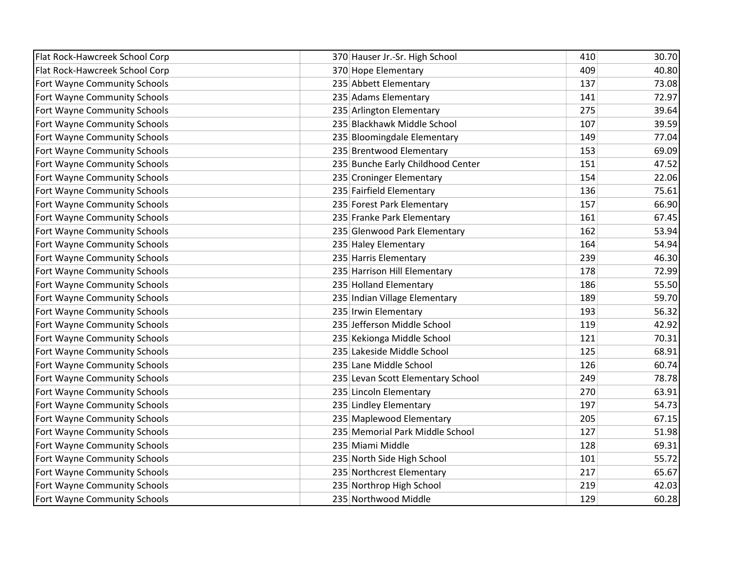| | | | |
|---|---|---|---|
| Flat Rock-Hawcreek School Corp | 370 Hauser Jr.-Sr. High School | 410 | 30.70 |
| Flat Rock-Hawcreek School Corp | 370 Hope Elementary | 409 | 40.80 |
| Fort Wayne Community Schools | 235 Abbett Elementary | 137 | 73.08 |
| Fort Wayne Community Schools | 235 Adams Elementary | 141 | 72.97 |
| Fort Wayne Community Schools | 235 Arlington Elementary | 275 | 39.64 |
| Fort Wayne Community Schools | 235 Blackhawk Middle School | 107 | 39.59 |
| Fort Wayne Community Schools | 235 Bloomingdale Elementary | 149 | 77.04 |
| Fort Wayne Community Schools | 235 Brentwood Elementary | 153 | 69.09 |
| Fort Wayne Community Schools | 235 Bunche Early Childhood Center | 151 | 47.52 |
| Fort Wayne Community Schools | 235 Croninger Elementary | 154 | 22.06 |
| Fort Wayne Community Schools | 235 Fairfield Elementary | 136 | 75.61 |
| Fort Wayne Community Schools | 235 Forest Park Elementary | 157 | 66.90 |
| Fort Wayne Community Schools | 235 Franke Park Elementary | 161 | 67.45 |
| Fort Wayne Community Schools | 235 Glenwood Park Elementary | 162 | 53.94 |
| Fort Wayne Community Schools | 235 Haley Elementary | 164 | 54.94 |
| Fort Wayne Community Schools | 235 Harris Elementary | 239 | 46.30 |
| Fort Wayne Community Schools | 235 Harrison Hill Elementary | 178 | 72.99 |
| Fort Wayne Community Schools | 235 Holland Elementary | 186 | 55.50 |
| Fort Wayne Community Schools | 235 Indian Village Elementary | 189 | 59.70 |
| Fort Wayne Community Schools | 235 Irwin Elementary | 193 | 56.32 |
| Fort Wayne Community Schools | 235 Jefferson Middle School | 119 | 42.92 |
| Fort Wayne Community Schools | 235 Kekionga Middle School | 121 | 70.31 |
| Fort Wayne Community Schools | 235 Lakeside Middle School | 125 | 68.91 |
| Fort Wayne Community Schools | 235 Lane Middle School | 126 | 60.74 |
| Fort Wayne Community Schools | 235 Levan Scott Elementary School | 249 | 78.78 |
| Fort Wayne Community Schools | 235 Lincoln Elementary | 270 | 63.91 |
| Fort Wayne Community Schools | 235 Lindley Elementary | 197 | 54.73 |
| Fort Wayne Community Schools | 235 Maplewood Elementary | 205 | 67.15 |
| Fort Wayne Community Schools | 235 Memorial Park Middle School | 127 | 51.98 |
| Fort Wayne Community Schools | 235 Miami Middle | 128 | 69.31 |
| Fort Wayne Community Schools | 235 North Side High School | 101 | 55.72 |
| Fort Wayne Community Schools | 235 Northcrest Elementary | 217 | 65.67 |
| Fort Wayne Community Schools | 235 Northrop High School | 219 | 42.03 |
| Fort Wayne Community Schools | 235 Northwood Middle | 129 | 60.28 |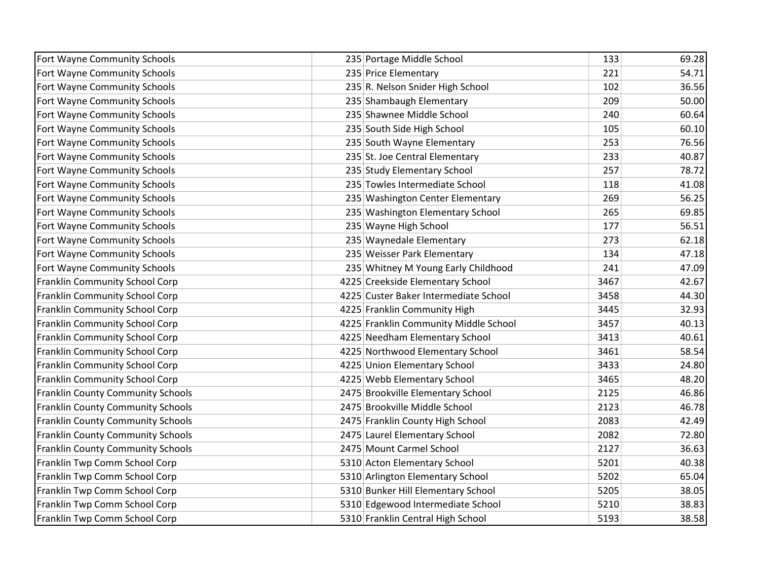| | | | | |
|---|---|---|---|---|
| Fort Wayne Community Schools | 235 | Portage Middle School | 133 | 69.28 |
| Fort Wayne Community Schools | 235 | Price Elementary | 221 | 54.71 |
| Fort Wayne Community Schools | 235 | R. Nelson Snider High School | 102 | 36.56 |
| Fort Wayne Community Schools | 235 | Shambaugh Elementary | 209 | 50.00 |
| Fort Wayne Community Schools | 235 | Shawnee Middle School | 240 | 60.64 |
| Fort Wayne Community Schools | 235 | South Side High School | 105 | 60.10 |
| Fort Wayne Community Schools | 235 | South Wayne Elementary | 253 | 76.56 |
| Fort Wayne Community Schools | 235 | St. Joe Central Elementary | 233 | 40.87 |
| Fort Wayne Community Schools | 235 | Study Elementary School | 257 | 78.72 |
| Fort Wayne Community Schools | 235 | Towles Intermediate School | 118 | 41.08 |
| Fort Wayne Community Schools | 235 | Washington Center Elementary | 269 | 56.25 |
| Fort Wayne Community Schools | 235 | Washington Elementary School | 265 | 69.85 |
| Fort Wayne Community Schools | 235 | Wayne High School | 177 | 56.51 |
| Fort Wayne Community Schools | 235 | Waynedale Elementary | 273 | 62.18 |
| Fort Wayne Community Schools | 235 | Weisser Park Elementary | 134 | 47.18 |
| Fort Wayne Community Schools | 235 | Whitney M Young Early Childhood | 241 | 47.09 |
| Franklin Community School Corp | 4225 | Creekside Elementary School | 3467 | 42.67 |
| Franklin Community School Corp | 4225 | Custer Baker Intermediate School | 3458 | 44.30 |
| Franklin Community School Corp | 4225 | Franklin Community High | 3445 | 32.93 |
| Franklin Community School Corp | 4225 | Franklin Community Middle School | 3457 | 40.13 |
| Franklin Community School Corp | 4225 | Needham Elementary School | 3413 | 40.61 |
| Franklin Community School Corp | 4225 | Northwood Elementary School | 3461 | 58.54 |
| Franklin Community School Corp | 4225 | Union Elementary School | 3433 | 24.80 |
| Franklin Community School Corp | 4225 | Webb Elementary School | 3465 | 48.20 |
| Franklin County Community Schools | 2475 | Brookville Elementary School | 2125 | 46.86 |
| Franklin County Community Schools | 2475 | Brookville Middle School | 2123 | 46.78 |
| Franklin County Community Schools | 2475 | Franklin County High School | 2083 | 42.49 |
| Franklin County Community Schools | 2475 | Laurel Elementary School | 2082 | 72.80 |
| Franklin County Community Schools | 2475 | Mount Carmel School | 2127 | 36.63 |
| Franklin Twp Comm School Corp | 5310 | Acton Elementary School | 5201 | 40.38 |
| Franklin Twp Comm School Corp | 5310 | Arlington Elementary School | 5202 | 65.04 |
| Franklin Twp Comm School Corp | 5310 | Bunker Hill Elementary School | 5205 | 38.05 |
| Franklin Twp Comm School Corp | 5310 | Edgewood Intermediate School | 5210 | 38.83 |
| Franklin Twp Comm School Corp | 5310 | Franklin Central High School | 5193 | 38.58 |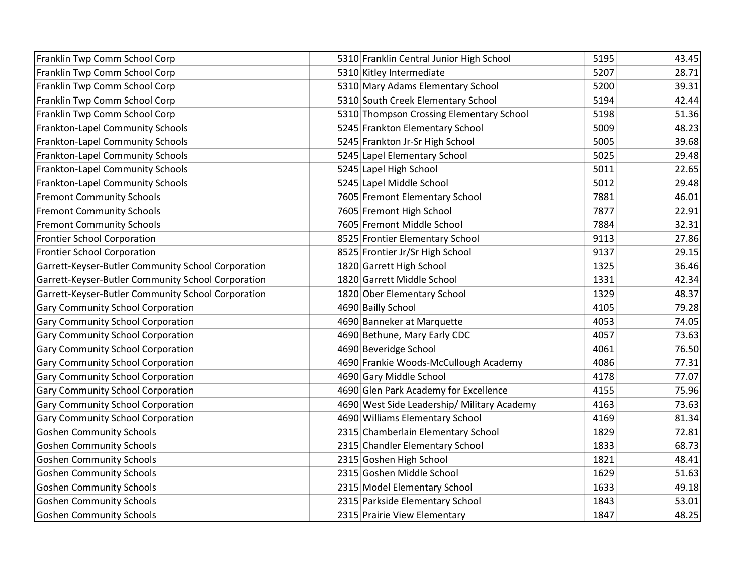| | | | | |
|---|---|---|---|---|
| Franklin Twp Comm School Corp | 5310 | Franklin Central Junior High School | 5195 | 43.45 |
| Franklin Twp Comm School Corp | 5310 | Kitley Intermediate | 5207 | 28.71 |
| Franklin Twp Comm School Corp | 5310 | Mary Adams Elementary School | 5200 | 39.31 |
| Franklin Twp Comm School Corp | 5310 | South Creek Elementary School | 5194 | 42.44 |
| Franklin Twp Comm School Corp | 5310 | Thompson Crossing Elementary School | 5198 | 51.36 |
| Frankton-Lapel Community Schools | 5245 | Frankton Elementary School | 5009 | 48.23 |
| Frankton-Lapel Community Schools | 5245 | Frankton Jr-Sr High School | 5005 | 39.68 |
| Frankton-Lapel Community Schools | 5245 | Lapel Elementary School | 5025 | 29.48 |
| Frankton-Lapel Community Schools | 5245 | Lapel High School | 5011 | 22.65 |
| Frankton-Lapel Community Schools | 5245 | Lapel Middle School | 5012 | 29.48 |
| Fremont Community Schools | 7605 | Fremont Elementary School | 7881 | 46.01 |
| Fremont Community Schools | 7605 | Fremont High School | 7877 | 22.91 |
| Fremont Community Schools | 7605 | Fremont Middle School | 7884 | 32.31 |
| Frontier School Corporation | 8525 | Frontier Elementary School | 9113 | 27.86 |
| Frontier School Corporation | 8525 | Frontier Jr/Sr High School | 9137 | 29.15 |
| Garrett-Keyser-Butler Community School Corporation | 1820 | Garrett High School | 1325 | 36.46 |
| Garrett-Keyser-Butler Community School Corporation | 1820 | Garrett Middle School | 1331 | 42.34 |
| Garrett-Keyser-Butler Community School Corporation | 1820 | Ober Elementary School | 1329 | 48.37 |
| Gary Community School Corporation | 4690 | Bailly School | 4105 | 79.28 |
| Gary Community School Corporation | 4690 | Banneker at Marquette | 4053 | 74.05 |
| Gary Community School Corporation | 4690 | Bethune, Mary Early CDC | 4057 | 73.63 |
| Gary Community School Corporation | 4690 | Beveridge School | 4061 | 76.50 |
| Gary Community School Corporation | 4690 | Frankie Woods-McCullough Academy | 4086 | 77.31 |
| Gary Community School Corporation | 4690 | Gary Middle School | 4178 | 77.07 |
| Gary Community School Corporation | 4690 | Glen Park Academy for Excellence | 4155 | 75.96 |
| Gary Community School Corporation | 4690 | West Side Leadership/ Military Academy | 4163 | 73.63 |
| Gary Community School Corporation | 4690 | Williams Elementary School | 4169 | 81.34 |
| Goshen Community Schools | 2315 | Chamberlain Elementary School | 1829 | 72.81 |
| Goshen Community Schools | 2315 | Chandler Elementary School | 1833 | 68.73 |
| Goshen Community Schools | 2315 | Goshen High School | 1821 | 48.41 |
| Goshen Community Schools | 2315 | Goshen Middle School | 1629 | 51.63 |
| Goshen Community Schools | 2315 | Model Elementary School | 1633 | 49.18 |
| Goshen Community Schools | 2315 | Parkside Elementary School | 1843 | 53.01 |
| Goshen Community Schools | 2315 | Prairie View Elementary | 1847 | 48.25 |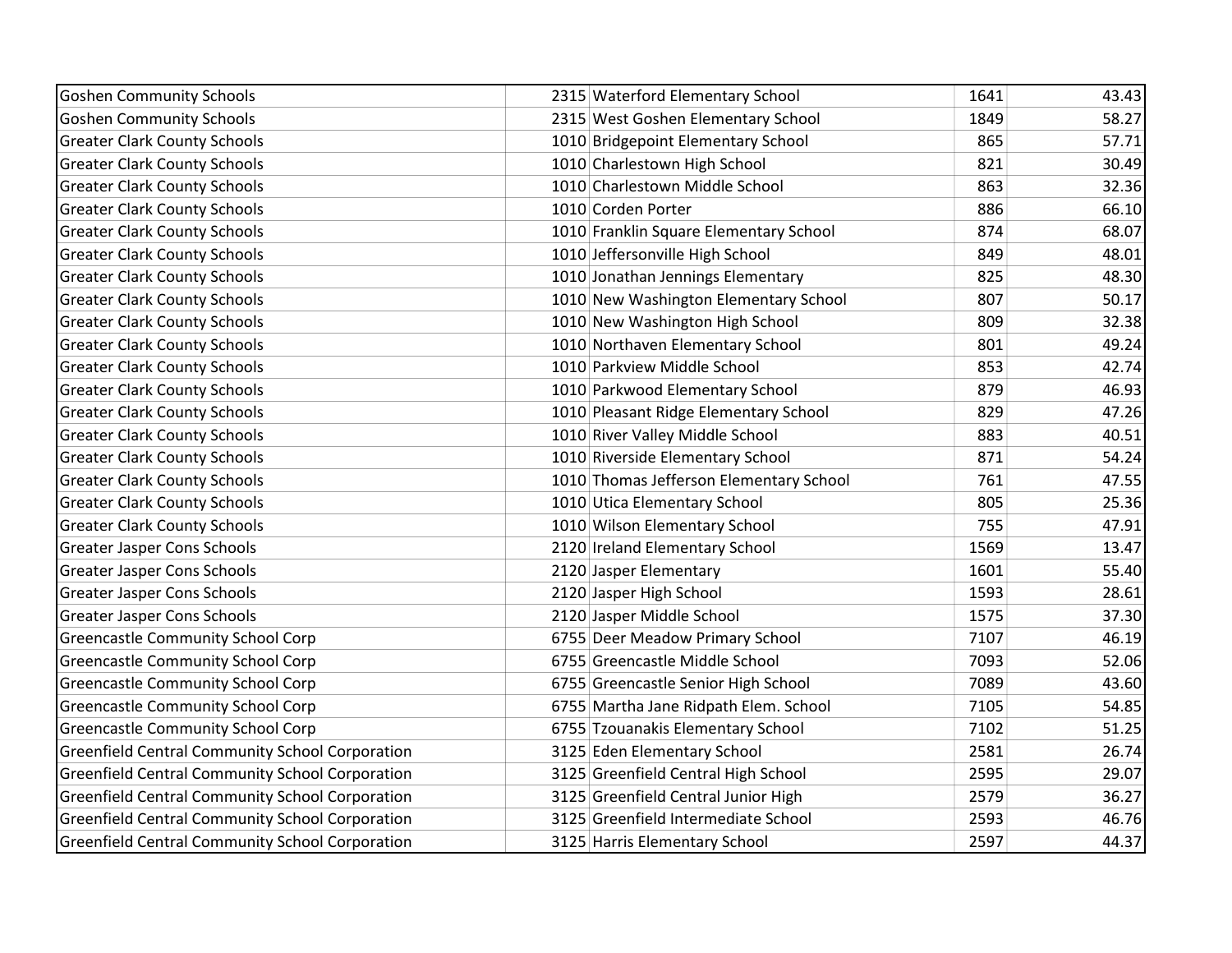| | | | | |
|---|---|---|---|---|
| Goshen Community Schools | 2315 | Waterford Elementary School | 1641 | 43.43 |
| Goshen Community Schools | 2315 | West Goshen Elementary School | 1849 | 58.27 |
| Greater Clark County Schools | 1010 | Bridgepoint Elementary School | 865 | 57.71 |
| Greater Clark County Schools | 1010 | Charlestown High School | 821 | 30.49 |
| Greater Clark County Schools | 1010 | Charlestown Middle School | 863 | 32.36 |
| Greater Clark County Schools | 1010 | Corden Porter | 886 | 66.10 |
| Greater Clark County Schools | 1010 | Franklin Square Elementary School | 874 | 68.07 |
| Greater Clark County Schools | 1010 | Jeffersonville High School | 849 | 48.01 |
| Greater Clark County Schools | 1010 | Jonathan Jennings Elementary | 825 | 48.30 |
| Greater Clark County Schools | 1010 | New Washington Elementary School | 807 | 50.17 |
| Greater Clark County Schools | 1010 | New Washington High School | 809 | 32.38 |
| Greater Clark County Schools | 1010 | Northaven Elementary School | 801 | 49.24 |
| Greater Clark County Schools | 1010 | Parkview Middle School | 853 | 42.74 |
| Greater Clark County Schools | 1010 | Parkwood Elementary School | 879 | 46.93 |
| Greater Clark County Schools | 1010 | Pleasant Ridge Elementary School | 829 | 47.26 |
| Greater Clark County Schools | 1010 | River Valley Middle School | 883 | 40.51 |
| Greater Clark County Schools | 1010 | Riverside Elementary School | 871 | 54.24 |
| Greater Clark County Schools | 1010 | Thomas Jefferson Elementary School | 761 | 47.55 |
| Greater Clark County Schools | 1010 | Utica Elementary School | 805 | 25.36 |
| Greater Clark County Schools | 1010 | Wilson Elementary School | 755 | 47.91 |
| Greater Jasper Cons Schools | 2120 | Ireland Elementary School | 1569 | 13.47 |
| Greater Jasper Cons Schools | 2120 | Jasper Elementary | 1601 | 55.40 |
| Greater Jasper Cons Schools | 2120 | Jasper High School | 1593 | 28.61 |
| Greater Jasper Cons Schools | 2120 | Jasper Middle School | 1575 | 37.30 |
| Greencastle Community School Corp | 6755 | Deer Meadow Primary School | 7107 | 46.19 |
| Greencastle Community School Corp | 6755 | Greencastle Middle School | 7093 | 52.06 |
| Greencastle Community School Corp | 6755 | Greencastle Senior High School | 7089 | 43.60 |
| Greencastle Community School Corp | 6755 | Martha Jane Ridpath Elem. School | 7105 | 54.85 |
| Greencastle Community School Corp | 6755 | Tzouanakis Elementary School | 7102 | 51.25 |
| Greenfield Central Community School Corporation | 3125 | Eden Elementary School | 2581 | 26.74 |
| Greenfield Central Community School Corporation | 3125 | Greenfield Central High School | 2595 | 29.07 |
| Greenfield Central Community School Corporation | 3125 | Greenfield Central Junior High | 2579 | 36.27 |
| Greenfield Central Community School Corporation | 3125 | Greenfield Intermediate School | 2593 | 46.76 |
| Greenfield Central Community School Corporation | 3125 | Harris Elementary School | 2597 | 44.37 |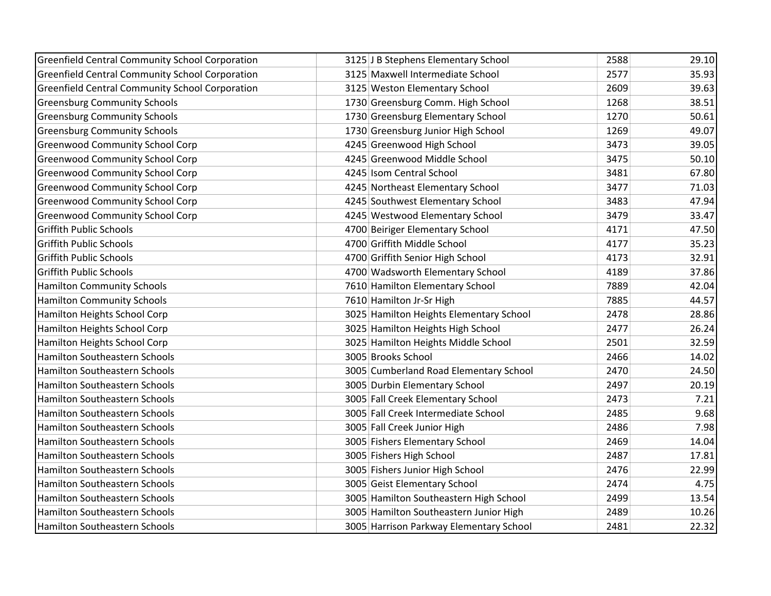| | | | | |
|---|---|---|---|---|
| Greenfield Central Community School Corporation | 3125 | J B Stephens Elementary School | 2588 | 29.10 |
| Greenfield Central Community School Corporation | 3125 | Maxwell Intermediate School | 2577 | 35.93 |
| Greenfield Central Community School Corporation | 3125 | Weston Elementary School | 2609 | 39.63 |
| Greensburg Community Schools | 1730 | Greensburg Comm. High School | 1268 | 38.51 |
| Greensburg Community Schools | 1730 | Greensburg Elementary School | 1270 | 50.61 |
| Greensburg Community Schools | 1730 | Greensburg Junior High School | 1269 | 49.07 |
| Greenwood Community School Corp | 4245 | Greenwood High School | 3473 | 39.05 |
| Greenwood Community School Corp | 4245 | Greenwood Middle School | 3475 | 50.10 |
| Greenwood Community School Corp | 4245 | Isom Central School | 3481 | 67.80 |
| Greenwood Community School Corp | 4245 | Northeast Elementary School | 3477 | 71.03 |
| Greenwood Community School Corp | 4245 | Southwest Elementary School | 3483 | 47.94 |
| Greenwood Community School Corp | 4245 | Westwood Elementary School | 3479 | 33.47 |
| Griffith Public Schools | 4700 | Beiriger Elementary School | 4171 | 47.50 |
| Griffith Public Schools | 4700 | Griffith Middle School | 4177 | 35.23 |
| Griffith Public Schools | 4700 | Griffith Senior High School | 4173 | 32.91 |
| Griffith Public Schools | 4700 | Wadsworth Elementary School | 4189 | 37.86 |
| Hamilton Community Schools | 7610 | Hamilton Elementary School | 7889 | 42.04 |
| Hamilton Community Schools | 7610 | Hamilton Jr-Sr High | 7885 | 44.57 |
| Hamilton Heights School Corp | 3025 | Hamilton Heights Elementary School | 2478 | 28.86 |
| Hamilton Heights School Corp | 3025 | Hamilton Heights High School | 2477 | 26.24 |
| Hamilton Heights School Corp | 3025 | Hamilton Heights Middle School | 2501 | 32.59 |
| Hamilton Southeastern Schools | 3005 | Brooks School | 2466 | 14.02 |
| Hamilton Southeastern Schools | 3005 | Cumberland Road Elementary School | 2470 | 24.50 |
| Hamilton Southeastern Schools | 3005 | Durbin Elementary School | 2497 | 20.19 |
| Hamilton Southeastern Schools | 3005 | Fall Creek Elementary School | 2473 | 7.21 |
| Hamilton Southeastern Schools | 3005 | Fall Creek Intermediate School | 2485 | 9.68 |
| Hamilton Southeastern Schools | 3005 | Fall Creek Junior High | 2486 | 7.98 |
| Hamilton Southeastern Schools | 3005 | Fishers Elementary School | 2469 | 14.04 |
| Hamilton Southeastern Schools | 3005 | Fishers High School | 2487 | 17.81 |
| Hamilton Southeastern Schools | 3005 | Fishers Junior High School | 2476 | 22.99 |
| Hamilton Southeastern Schools | 3005 | Geist Elementary School | 2474 | 4.75 |
| Hamilton Southeastern Schools | 3005 | Hamilton Southeastern High School | 2499 | 13.54 |
| Hamilton Southeastern Schools | 3005 | Hamilton Southeastern Junior High | 2489 | 10.26 |
| Hamilton Southeastern Schools | 3005 | Harrison Parkway Elementary School | 2481 | 22.32 |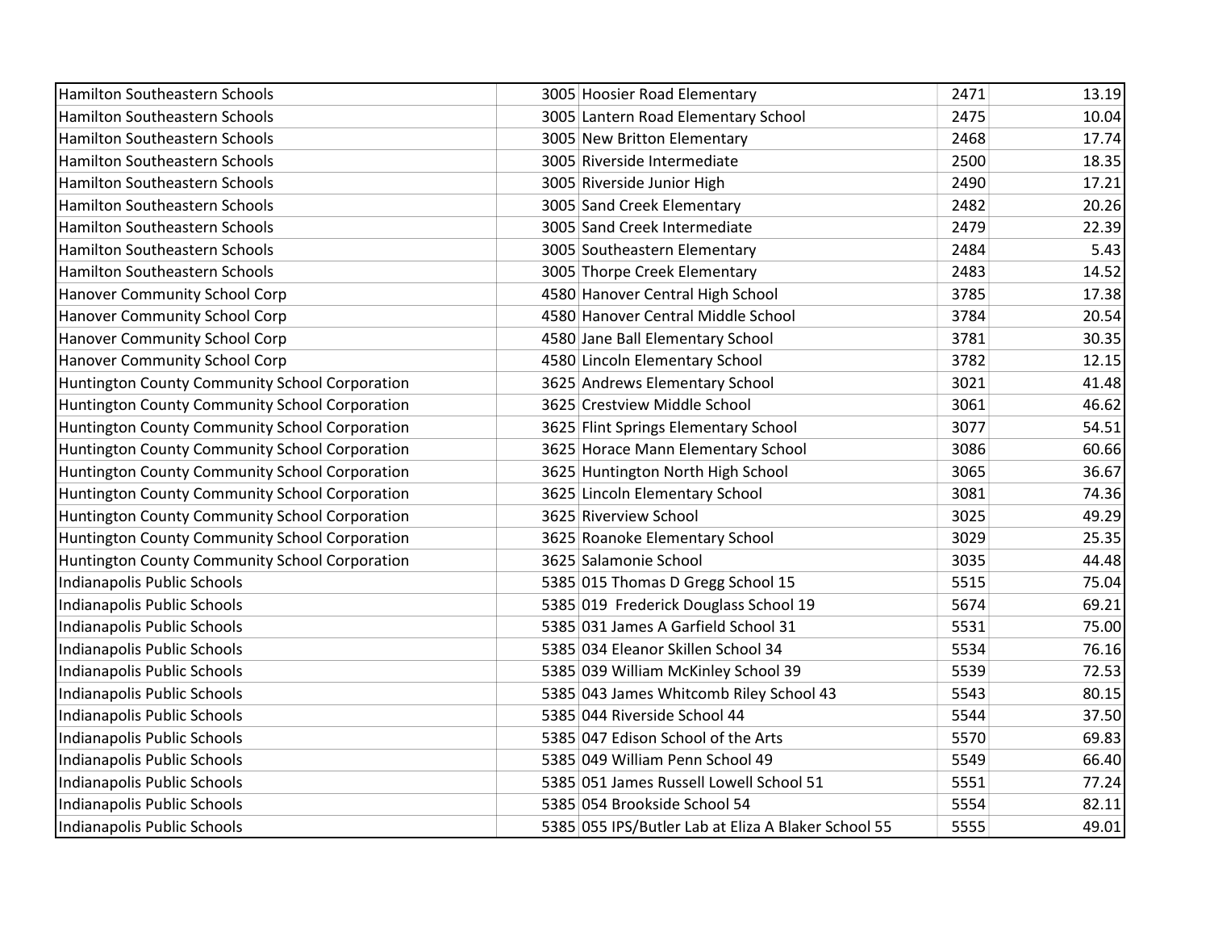| | | | | |
|---|---|---|---|---|
| Hamilton Southeastern Schools | 3005 | Hoosier Road Elementary | 2471 | 13.19 |
| Hamilton Southeastern Schools | 3005 | Lantern Road Elementary School | 2475 | 10.04 |
| Hamilton Southeastern Schools | 3005 | New Britton Elementary | 2468 | 17.74 |
| Hamilton Southeastern Schools | 3005 | Riverside Intermediate | 2500 | 18.35 |
| Hamilton Southeastern Schools | 3005 | Riverside Junior High | 2490 | 17.21 |
| Hamilton Southeastern Schools | 3005 | Sand Creek Elementary | 2482 | 20.26 |
| Hamilton Southeastern Schools | 3005 | Sand Creek Intermediate | 2479 | 22.39 |
| Hamilton Southeastern Schools | 3005 | Southeastern Elementary | 2484 | 5.43 |
| Hamilton Southeastern Schools | 3005 | Thorpe Creek Elementary | 2483 | 14.52 |
| Hanover Community School Corp | 4580 | Hanover Central High School | 3785 | 17.38 |
| Hanover Community School Corp | 4580 | Hanover Central Middle School | 3784 | 20.54 |
| Hanover Community School Corp | 4580 | Jane Ball Elementary School | 3781 | 30.35 |
| Hanover Community School Corp | 4580 | Lincoln Elementary School | 3782 | 12.15 |
| Huntington County Community School Corporation | 3625 | Andrews Elementary School | 3021 | 41.48 |
| Huntington County Community School Corporation | 3625 | Crestview Middle School | 3061 | 46.62 |
| Huntington County Community School Corporation | 3625 | Flint Springs Elementary School | 3077 | 54.51 |
| Huntington County Community School Corporation | 3625 | Horace Mann Elementary School | 3086 | 60.66 |
| Huntington County Community School Corporation | 3625 | Huntington North High School | 3065 | 36.67 |
| Huntington County Community School Corporation | 3625 | Lincoln Elementary School | 3081 | 74.36 |
| Huntington County Community School Corporation | 3625 | Riverview School | 3025 | 49.29 |
| Huntington County Community School Corporation | 3625 | Roanoke Elementary School | 3029 | 25.35 |
| Huntington County Community School Corporation | 3625 | Salamonie School | 3035 | 44.48 |
| Indianapolis Public Schools | 5385 | 015 Thomas D Gregg School 15 | 5515 | 75.04 |
| Indianapolis Public Schools | 5385 | 019 Frederick Douglass School 19 | 5674 | 69.21 |
| Indianapolis Public Schools | 5385 | 031 James A Garfield School 31 | 5531 | 75.00 |
| Indianapolis Public Schools | 5385 | 034 Eleanor Skillen School 34 | 5534 | 76.16 |
| Indianapolis Public Schools | 5385 | 039 William McKinley School 39 | 5539 | 72.53 |
| Indianapolis Public Schools | 5385 | 043 James Whitcomb Riley School 43 | 5543 | 80.15 |
| Indianapolis Public Schools | 5385 | 044 Riverside School 44 | 5544 | 37.50 |
| Indianapolis Public Schools | 5385 | 047 Edison School of the Arts | 5570 | 69.83 |
| Indianapolis Public Schools | 5385 | 049 William Penn School 49 | 5549 | 66.40 |
| Indianapolis Public Schools | 5385 | 051 James Russell Lowell School 51 | 5551 | 77.24 |
| Indianapolis Public Schools | 5385 | 054 Brookside School 54 | 5554 | 82.11 |
| Indianapolis Public Schools | 5385 | 055 IPS/Butler Lab at Eliza A Blaker School 55 | 5555 | 49.01 |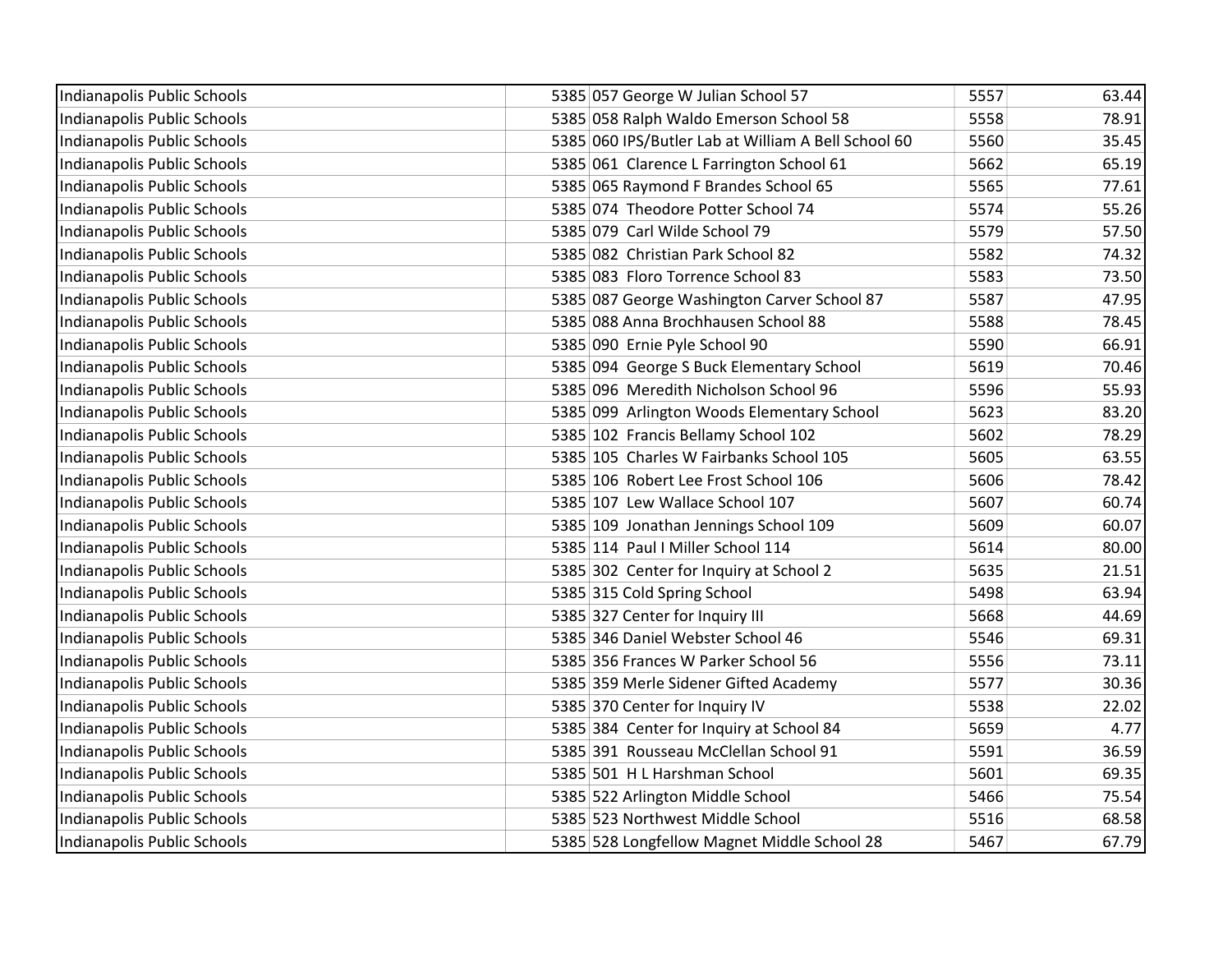| | | | | |
|---|---|---|---|---|
| Indianapolis Public Schools | 5385 | 057 George W Julian School 57 | 5557 | 63.44 |
| Indianapolis Public Schools | 5385 | 058 Ralph Waldo Emerson School 58 | 5558 | 78.91 |
| Indianapolis Public Schools | 5385 | 060 IPS/Butler Lab at William A Bell School 60 | 5560 | 35.45 |
| Indianapolis Public Schools | 5385 | 061 Clarence L Farrington School 61 | 5662 | 65.19 |
| Indianapolis Public Schools | 5385 | 065 Raymond F Brandes School 65 | 5565 | 77.61 |
| Indianapolis Public Schools | 5385 | 074 Theodore Potter School 74 | 5574 | 55.26 |
| Indianapolis Public Schools | 5385 | 079 Carl Wilde School 79 | 5579 | 57.50 |
| Indianapolis Public Schools | 5385 | 082 Christian Park School 82 | 5582 | 74.32 |
| Indianapolis Public Schools | 5385 | 083 Floro Torrence School 83 | 5583 | 73.50 |
| Indianapolis Public Schools | 5385 | 087 George Washington Carver School 87 | 5587 | 47.95 |
| Indianapolis Public Schools | 5385 | 088 Anna Brochhausen School 88 | 5588 | 78.45 |
| Indianapolis Public Schools | 5385 | 090 Ernie Pyle School 90 | 5590 | 66.91 |
| Indianapolis Public Schools | 5385 | 094 George S Buck Elementary School | 5619 | 70.46 |
| Indianapolis Public Schools | 5385 | 096 Meredith Nicholson School 96 | 5596 | 55.93 |
| Indianapolis Public Schools | 5385 | 099 Arlington Woods Elementary School | 5623 | 83.20 |
| Indianapolis Public Schools | 5385 | 102 Francis Bellamy School 102 | 5602 | 78.29 |
| Indianapolis Public Schools | 5385 | 105 Charles W Fairbanks School 105 | 5605 | 63.55 |
| Indianapolis Public Schools | 5385 | 106 Robert Lee Frost School 106 | 5606 | 78.42 |
| Indianapolis Public Schools | 5385 | 107 Lew Wallace School 107 | 5607 | 60.74 |
| Indianapolis Public Schools | 5385 | 109 Jonathan Jennings School 109 | 5609 | 60.07 |
| Indianapolis Public Schools | 5385 | 114 Paul I Miller School 114 | 5614 | 80.00 |
| Indianapolis Public Schools | 5385 | 302 Center for Inquiry at School 2 | 5635 | 21.51 |
| Indianapolis Public Schools | 5385 | 315 Cold Spring School | 5498 | 63.94 |
| Indianapolis Public Schools | 5385 | 327 Center for Inquiry III | 5668 | 44.69 |
| Indianapolis Public Schools | 5385 | 346 Daniel Webster School 46 | 5546 | 69.31 |
| Indianapolis Public Schools | 5385 | 356 Frances W Parker School 56 | 5556 | 73.11 |
| Indianapolis Public Schools | 5385 | 359 Merle Sidener Gifted Academy | 5577 | 30.36 |
| Indianapolis Public Schools | 5385 | 370 Center for Inquiry IV | 5538 | 22.02 |
| Indianapolis Public Schools | 5385 | 384 Center for Inquiry at School 84 | 5659 | 4.77 |
| Indianapolis Public Schools | 5385 | 391 Rousseau McClellan School 91 | 5591 | 36.59 |
| Indianapolis Public Schools | 5385 | 501 H L Harshman School | 5601 | 69.35 |
| Indianapolis Public Schools | 5385 | 522 Arlington Middle School | 5466 | 75.54 |
| Indianapolis Public Schools | 5385 | 523 Northwest Middle School | 5516 | 68.58 |
| Indianapolis Public Schools | 5385 | 528 Longfellow Magnet Middle School 28 | 5467 | 67.79 |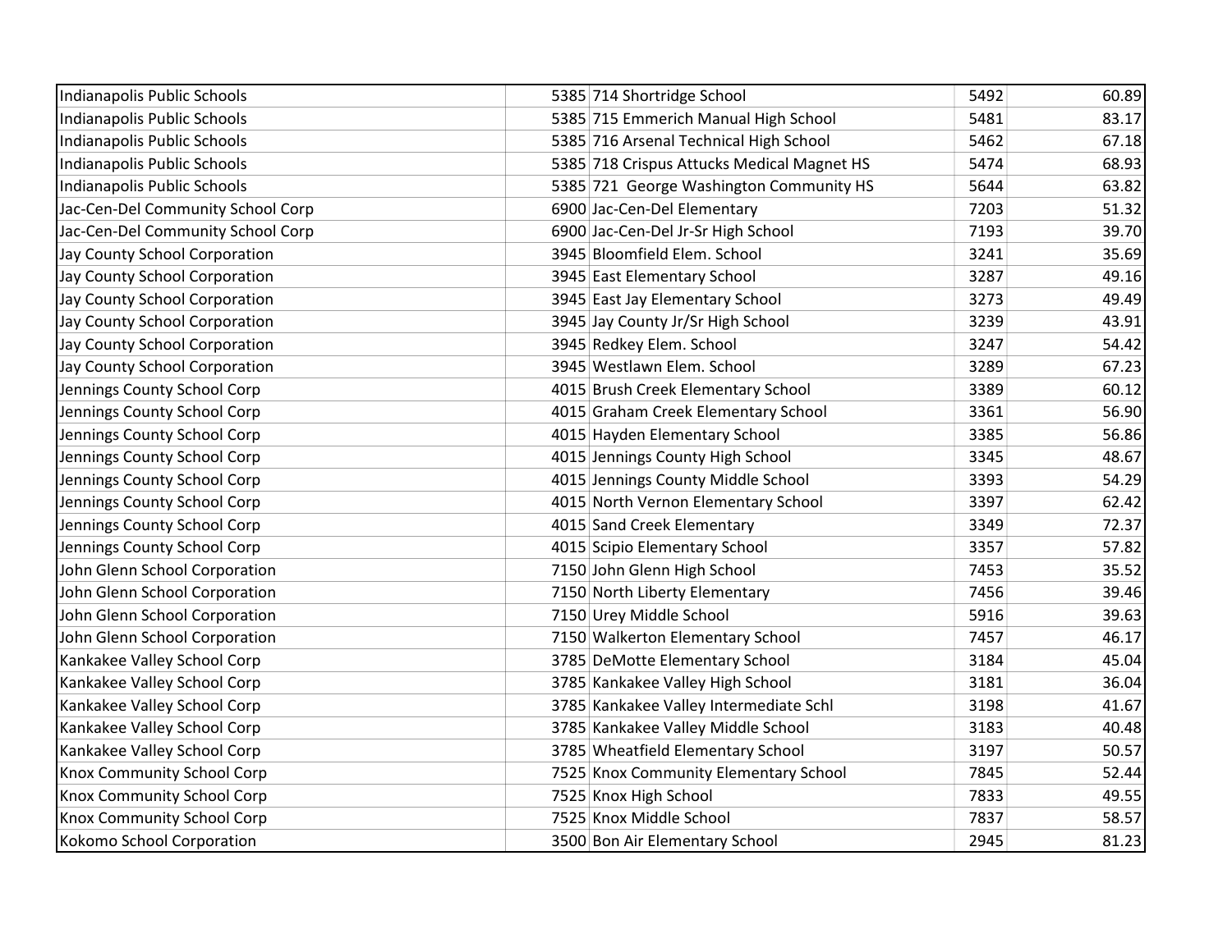| | | | | |
|---|---|---|---|---|
| Indianapolis Public Schools | 5385 | 714 Shortridge School | 5492 | 60.89 |
| Indianapolis Public Schools | 5385 | 715 Emmerich Manual High School | 5481 | 83.17 |
| Indianapolis Public Schools | 5385 | 716 Arsenal Technical High School | 5462 | 67.18 |
| Indianapolis Public Schools | 5385 | 718 Crispus Attucks Medical Magnet HS | 5474 | 68.93 |
| Indianapolis Public Schools | 5385 | 721 George Washington Community HS | 5644 | 63.82 |
| Jac-Cen-Del Community School Corp | 6900 | Jac-Cen-Del Elementary | 7203 | 51.32 |
| Jac-Cen-Del Community School Corp | 6900 | Jac-Cen-Del Jr-Sr High School | 7193 | 39.70 |
| Jay County School Corporation | 3945 | Bloomfield Elem. School | 3241 | 35.69 |
| Jay County School Corporation | 3945 | East Elementary School | 3287 | 49.16 |
| Jay County School Corporation | 3945 | East Jay Elementary School | 3273 | 49.49 |
| Jay County School Corporation | 3945 | Jay County Jr/Sr High School | 3239 | 43.91 |
| Jay County School Corporation | 3945 | Redkey Elem. School | 3247 | 54.42 |
| Jay County School Corporation | 3945 | Westlawn Elem. School | 3289 | 67.23 |
| Jennings County School Corp | 4015 | Brush Creek Elementary School | 3389 | 60.12 |
| Jennings County School Corp | 4015 | Graham Creek Elementary School | 3361 | 56.90 |
| Jennings County School Corp | 4015 | Hayden Elementary School | 3385 | 56.86 |
| Jennings County School Corp | 4015 | Jennings County High School | 3345 | 48.67 |
| Jennings County School Corp | 4015 | Jennings County Middle School | 3393 | 54.29 |
| Jennings County School Corp | 4015 | North Vernon Elementary School | 3397 | 62.42 |
| Jennings County School Corp | 4015 | Sand Creek Elementary | 3349 | 72.37 |
| Jennings County School Corp | 4015 | Scipio Elementary School | 3357 | 57.82 |
| John Glenn School Corporation | 7150 | John Glenn High School | 7453 | 35.52 |
| John Glenn School Corporation | 7150 | North Liberty Elementary | 7456 | 39.46 |
| John Glenn School Corporation | 7150 | Urey Middle School | 5916 | 39.63 |
| John Glenn School Corporation | 7150 | Walkerton Elementary School | 7457 | 46.17 |
| Kankakee Valley School Corp | 3785 | DeMotte Elementary School | 3184 | 45.04 |
| Kankakee Valley School Corp | 3785 | Kankakee Valley High School | 3181 | 36.04 |
| Kankakee Valley School Corp | 3785 | Kankakee Valley Intermediate Schl | 3198 | 41.67 |
| Kankakee Valley School Corp | 3785 | Kankakee Valley Middle School | 3183 | 40.48 |
| Kankakee Valley School Corp | 3785 | Wheatfield Elementary School | 3197 | 50.57 |
| Knox Community School Corp | 7525 | Knox Community Elementary School | 7845 | 52.44 |
| Knox Community School Corp | 7525 | Knox High School | 7833 | 49.55 |
| Knox Community School Corp | 7525 | Knox Middle School | 7837 | 58.57 |
| Kokomo School Corporation | 3500 | Bon Air Elementary School | 2945 | 81.23 |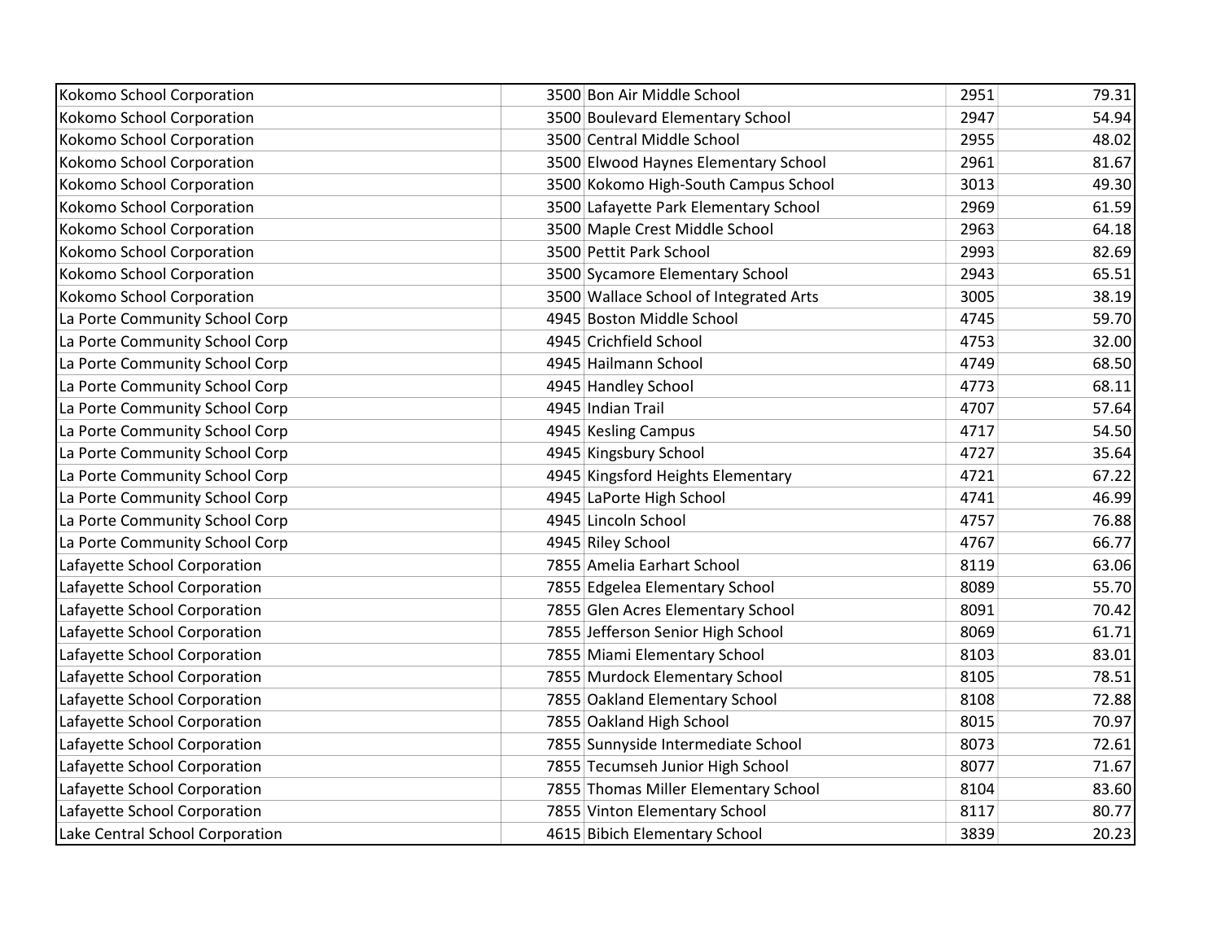| | | | | |
|---|---|---|---|---|
| Kokomo School Corporation | 3500 | Bon Air Middle School | 2951 | 79.31 |
| Kokomo School Corporation | 3500 | Boulevard Elementary School | 2947 | 54.94 |
| Kokomo School Corporation | 3500 | Central Middle School | 2955 | 48.02 |
| Kokomo School Corporation | 3500 | Elwood Haynes Elementary School | 2961 | 81.67 |
| Kokomo School Corporation | 3500 | Kokomo High-South Campus School | 3013 | 49.30 |
| Kokomo School Corporation | 3500 | Lafayette Park Elementary School | 2969 | 61.59 |
| Kokomo School Corporation | 3500 | Maple Crest Middle School | 2963 | 64.18 |
| Kokomo School Corporation | 3500 | Pettit Park School | 2993 | 82.69 |
| Kokomo School Corporation | 3500 | Sycamore Elementary School | 2943 | 65.51 |
| Kokomo School Corporation | 3500 | Wallace School of Integrated Arts | 3005 | 38.19 |
| La Porte Community School Corp | 4945 | Boston Middle School | 4745 | 59.70 |
| La Porte Community School Corp | 4945 | Crichfield School | 4753 | 32.00 |
| La Porte Community School Corp | 4945 | Hailmann School | 4749 | 68.50 |
| La Porte Community School Corp | 4945 | Handley School | 4773 | 68.11 |
| La Porte Community School Corp | 4945 | Indian Trail | 4707 | 57.64 |
| La Porte Community School Corp | 4945 | Kesling Campus | 4717 | 54.50 |
| La Porte Community School Corp | 4945 | Kingsbury School | 4727 | 35.64 |
| La Porte Community School Corp | 4945 | Kingsford Heights Elementary | 4721 | 67.22 |
| La Porte Community School Corp | 4945 | LaPorte High School | 4741 | 46.99 |
| La Porte Community School Corp | 4945 | Lincoln School | 4757 | 76.88 |
| La Porte Community School Corp | 4945 | Riley School | 4767 | 66.77 |
| Lafayette School Corporation | 7855 | Amelia Earhart School | 8119 | 63.06 |
| Lafayette School Corporation | 7855 | Edgelea Elementary School | 8089 | 55.70 |
| Lafayette School Corporation | 7855 | Glen Acres Elementary School | 8091 | 70.42 |
| Lafayette School Corporation | 7855 | Jefferson Senior High School | 8069 | 61.71 |
| Lafayette School Corporation | 7855 | Miami Elementary School | 8103 | 83.01 |
| Lafayette School Corporation | 7855 | Murdock Elementary School | 8105 | 78.51 |
| Lafayette School Corporation | 7855 | Oakland Elementary School | 8108 | 72.88 |
| Lafayette School Corporation | 7855 | Oakland High School | 8015 | 70.97 |
| Lafayette School Corporation | 7855 | Sunnyside Intermediate School | 8073 | 72.61 |
| Lafayette School Corporation | 7855 | Tecumseh Junior High School | 8077 | 71.67 |
| Lafayette School Corporation | 7855 | Thomas Miller Elementary School | 8104 | 83.60 |
| Lafayette School Corporation | 7855 | Vinton Elementary School | 8117 | 80.77 |
| Lake Central School Corporation | 4615 | Bibich Elementary School | 3839 | 20.23 |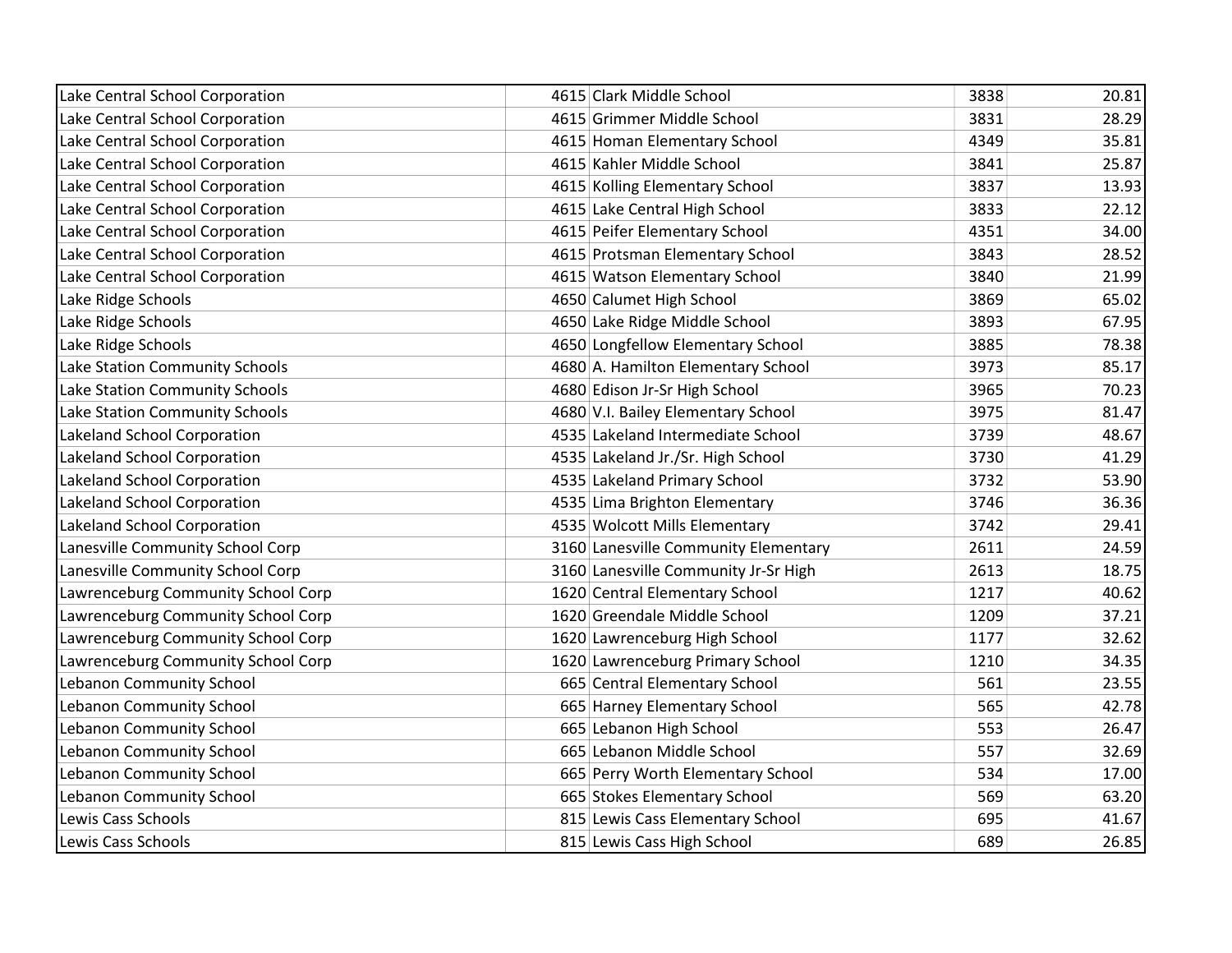| | | | | |
|---|---|---|---|---|
| Lake Central School Corporation | 4615 | Clark Middle School | 3838 | 20.81 |
| Lake Central School Corporation | 4615 | Grimmer Middle School | 3831 | 28.29 |
| Lake Central School Corporation | 4615 | Homan Elementary School | 4349 | 35.81 |
| Lake Central School Corporation | 4615 | Kahler Middle School | 3841 | 25.87 |
| Lake Central School Corporation | 4615 | Kolling Elementary School | 3837 | 13.93 |
| Lake Central School Corporation | 4615 | Lake Central High School | 3833 | 22.12 |
| Lake Central School Corporation | 4615 | Peifer Elementary School | 4351 | 34.00 |
| Lake Central School Corporation | 4615 | Protsman Elementary School | 3843 | 28.52 |
| Lake Central School Corporation | 4615 | Watson Elementary School | 3840 | 21.99 |
| Lake Ridge Schools | 4650 | Calumet High School | 3869 | 65.02 |
| Lake Ridge Schools | 4650 | Lake Ridge Middle School | 3893 | 67.95 |
| Lake Ridge Schools | 4650 | Longfellow Elementary School | 3885 | 78.38 |
| Lake Station Community Schools | 4680 | A. Hamilton Elementary School | 3973 | 85.17 |
| Lake Station Community Schools | 4680 | Edison Jr-Sr High School | 3965 | 70.23 |
| Lake Station Community Schools | 4680 | V.I. Bailey Elementary School | 3975 | 81.47 |
| Lakeland School Corporation | 4535 | Lakeland Intermediate School | 3739 | 48.67 |
| Lakeland School Corporation | 4535 | Lakeland Jr./Sr. High School | 3730 | 41.29 |
| Lakeland School Corporation | 4535 | Lakeland Primary School | 3732 | 53.90 |
| Lakeland School Corporation | 4535 | Lima Brighton Elementary | 3746 | 36.36 |
| Lakeland School Corporation | 4535 | Wolcott Mills Elementary | 3742 | 29.41 |
| Lanesville Community School Corp | 3160 | Lanesville Community Elementary | 2611 | 24.59 |
| Lanesville Community School Corp | 3160 | Lanesville Community Jr-Sr High | 2613 | 18.75 |
| Lawrenceburg Community School Corp | 1620 | Central Elementary School | 1217 | 40.62 |
| Lawrenceburg Community School Corp | 1620 | Greendale Middle School | 1209 | 37.21 |
| Lawrenceburg Community School Corp | 1620 | Lawrenceburg High School | 1177 | 32.62 |
| Lawrenceburg Community School Corp | 1620 | Lawrenceburg Primary School | 1210 | 34.35 |
| Lebanon Community School | 665 | Central Elementary School | 561 | 23.55 |
| Lebanon Community School | 665 | Harney Elementary School | 565 | 42.78 |
| Lebanon Community School | 665 | Lebanon High School | 553 | 26.47 |
| Lebanon Community School | 665 | Lebanon Middle School | 557 | 32.69 |
| Lebanon Community School | 665 | Perry Worth Elementary School | 534 | 17.00 |
| Lebanon Community School | 665 | Stokes Elementary School | 569 | 63.20 |
| Lewis Cass Schools | 815 | Lewis Cass Elementary School | 695 | 41.67 |
| Lewis Cass Schools | 815 | Lewis Cass High School | 689 | 26.85 |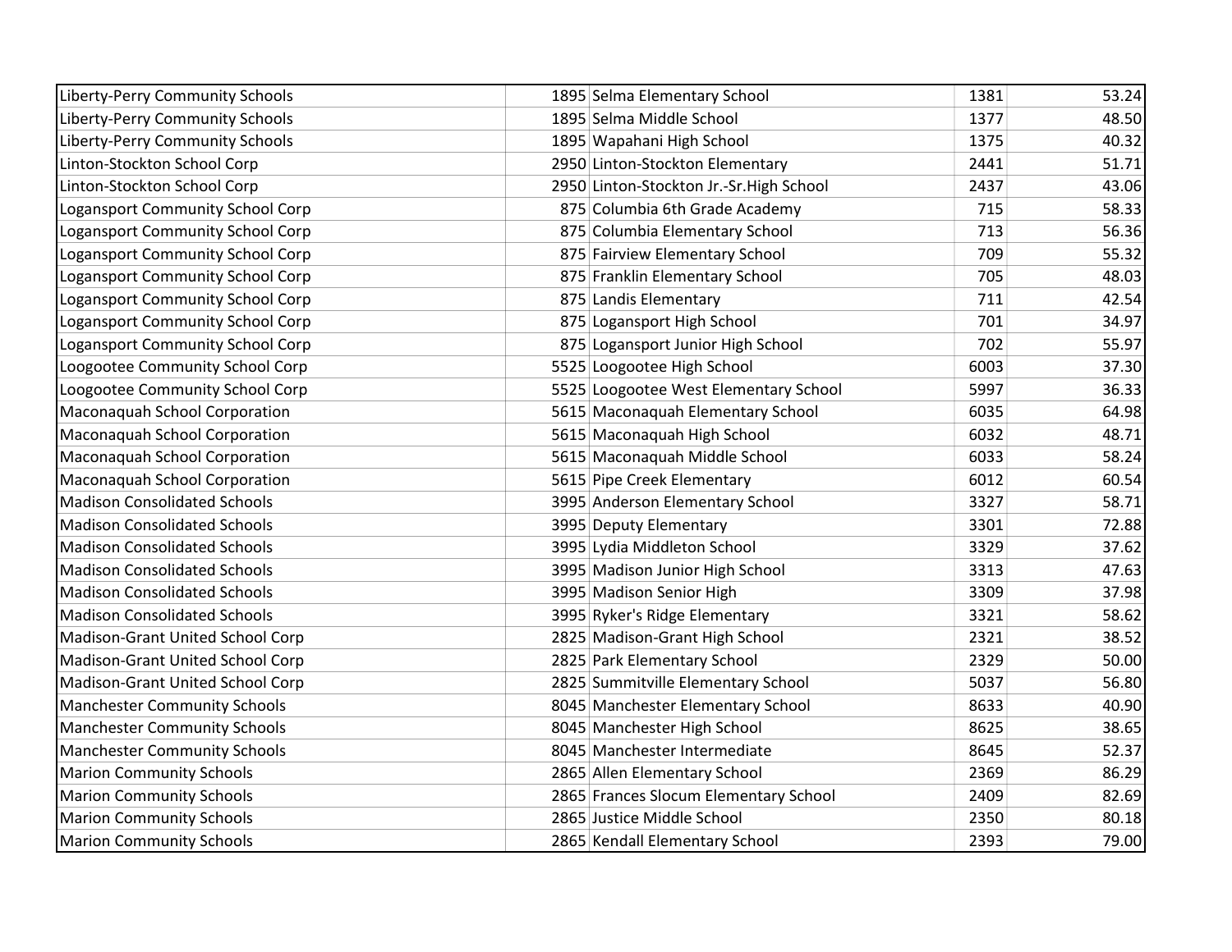| | | | | |
|---|---|---|---|---|
| Liberty-Perry Community Schools | 1895 | Selma Elementary School | 1381 | 53.24 |
| Liberty-Perry Community Schools | 1895 | Selma Middle School | 1377 | 48.50 |
| Liberty-Perry Community Schools | 1895 | Wapahani High School | 1375 | 40.32 |
| Linton-Stockton School Corp | 2950 | Linton-Stockton Elementary | 2441 | 51.71 |
| Linton-Stockton School Corp | 2950 | Linton-Stockton Jr.-Sr.High School | 2437 | 43.06 |
| Logansport Community School Corp | 875 | Columbia 6th Grade Academy | 715 | 58.33 |
| Logansport Community School Corp | 875 | Columbia Elementary School | 713 | 56.36 |
| Logansport Community School Corp | 875 | Fairview Elementary School | 709 | 55.32 |
| Logansport Community School Corp | 875 | Franklin Elementary School | 705 | 48.03 |
| Logansport Community School Corp | 875 | Landis Elementary | 711 | 42.54 |
| Logansport Community School Corp | 875 | Logansport High School | 701 | 34.97 |
| Logansport Community School Corp | 875 | Logansport Junior High School | 702 | 55.97 |
| Loogootee Community School Corp | 5525 | Loogootee High School | 6003 | 37.30 |
| Loogootee Community School Corp | 5525 | Loogootee West Elementary School | 5997 | 36.33 |
| Maconaquah School Corporation | 5615 | Maconaquah Elementary School | 6035 | 64.98 |
| Maconaquah School Corporation | 5615 | Maconaquah High School | 6032 | 48.71 |
| Maconaquah School Corporation | 5615 | Maconaquah Middle School | 6033 | 58.24 |
| Maconaquah School Corporation | 5615 | Pipe Creek Elementary | 6012 | 60.54 |
| Madison Consolidated Schools | 3995 | Anderson Elementary School | 3327 | 58.71 |
| Madison Consolidated Schools | 3995 | Deputy Elementary | 3301 | 72.88 |
| Madison Consolidated Schools | 3995 | Lydia Middleton School | 3329 | 37.62 |
| Madison Consolidated Schools | 3995 | Madison Junior High School | 3313 | 47.63 |
| Madison Consolidated Schools | 3995 | Madison Senior High | 3309 | 37.98 |
| Madison Consolidated Schools | 3995 | Ryker's Ridge Elementary | 3321 | 58.62 |
| Madison-Grant United School Corp | 2825 | Madison-Grant High School | 2321 | 38.52 |
| Madison-Grant United School Corp | 2825 | Park Elementary School | 2329 | 50.00 |
| Madison-Grant United School Corp | 2825 | Summitville Elementary School | 5037 | 56.80 |
| Manchester Community Schools | 8045 | Manchester Elementary School | 8633 | 40.90 |
| Manchester Community Schools | 8045 | Manchester High School | 8625 | 38.65 |
| Manchester Community Schools | 8045 | Manchester Intermediate | 8645 | 52.37 |
| Marion Community Schools | 2865 | Allen Elementary School | 2369 | 86.29 |
| Marion Community Schools | 2865 | Frances Slocum Elementary School | 2409 | 82.69 |
| Marion Community Schools | 2865 | Justice Middle School | 2350 | 80.18 |
| Marion Community Schools | 2865 | Kendall Elementary School | 2393 | 79.00 |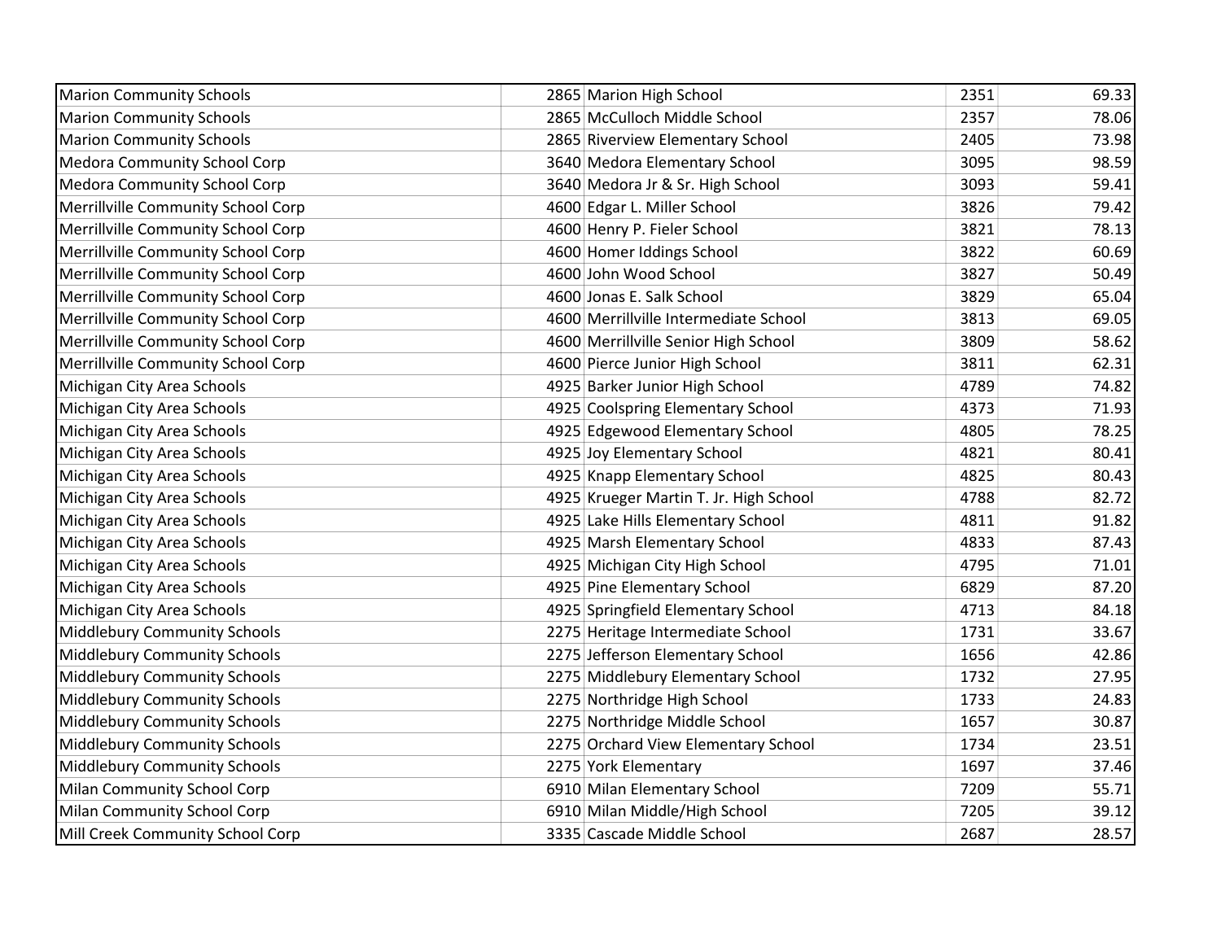| | | | | |
|---|---|---|---|---|
| Marion Community Schools | 2865 | Marion High School | 2351 | 69.33 |
| Marion Community Schools | 2865 | McCulloch Middle School | 2357 | 78.06 |
| Marion Community Schools | 2865 | Riverview Elementary School | 2405 | 73.98 |
| Medora Community School Corp | 3640 | Medora Elementary School | 3095 | 98.59 |
| Medora Community School Corp | 3640 | Medora Jr & Sr. High School | 3093 | 59.41 |
| Merrillville Community School Corp | 4600 | Edgar L. Miller School | 3826 | 79.42 |
| Merrillville Community School Corp | 4600 | Henry P. Fieler School | 3821 | 78.13 |
| Merrillville Community School Corp | 4600 | Homer Iddings School | 3822 | 60.69 |
| Merrillville Community School Corp | 4600 | John Wood School | 3827 | 50.49 |
| Merrillville Community School Corp | 4600 | Jonas E. Salk School | 3829 | 65.04 |
| Merrillville Community School Corp | 4600 | Merrillville Intermediate School | 3813 | 69.05 |
| Merrillville Community School Corp | 4600 | Merrillville Senior High School | 3809 | 58.62 |
| Merrillville Community School Corp | 4600 | Pierce Junior High School | 3811 | 62.31 |
| Michigan City Area Schools | 4925 | Barker Junior High School | 4789 | 74.82 |
| Michigan City Area Schools | 4925 | Coolspring Elementary School | 4373 | 71.93 |
| Michigan City Area Schools | 4925 | Edgewood Elementary School | 4805 | 78.25 |
| Michigan City Area Schools | 4925 | Joy Elementary School | 4821 | 80.41 |
| Michigan City Area Schools | 4925 | Knapp Elementary School | 4825 | 80.43 |
| Michigan City Area Schools | 4925 | Krueger Martin T. Jr. High School | 4788 | 82.72 |
| Michigan City Area Schools | 4925 | Lake Hills Elementary School | 4811 | 91.82 |
| Michigan City Area Schools | 4925 | Marsh Elementary School | 4833 | 87.43 |
| Michigan City Area Schools | 4925 | Michigan City High School | 4795 | 71.01 |
| Michigan City Area Schools | 4925 | Pine Elementary School | 6829 | 87.20 |
| Michigan City Area Schools | 4925 | Springfield Elementary School | 4713 | 84.18 |
| Middlebury Community Schools | 2275 | Heritage Intermediate School | 1731 | 33.67 |
| Middlebury Community Schools | 2275 | Jefferson Elementary School | 1656 | 42.86 |
| Middlebury Community Schools | 2275 | Middlebury Elementary School | 1732 | 27.95 |
| Middlebury Community Schools | 2275 | Northridge High School | 1733 | 24.83 |
| Middlebury Community Schools | 2275 | Northridge Middle School | 1657 | 30.87 |
| Middlebury Community Schools | 2275 | Orchard View Elementary School | 1734 | 23.51 |
| Middlebury Community Schools | 2275 | York Elementary | 1697 | 37.46 |
| Milan Community School Corp | 6910 | Milan Elementary School | 7209 | 55.71 |
| Milan Community School Corp | 6910 | Milan Middle/High School | 7205 | 39.12 |
| Mill Creek Community School Corp | 3335 | Cascade Middle School | 2687 | 28.57 |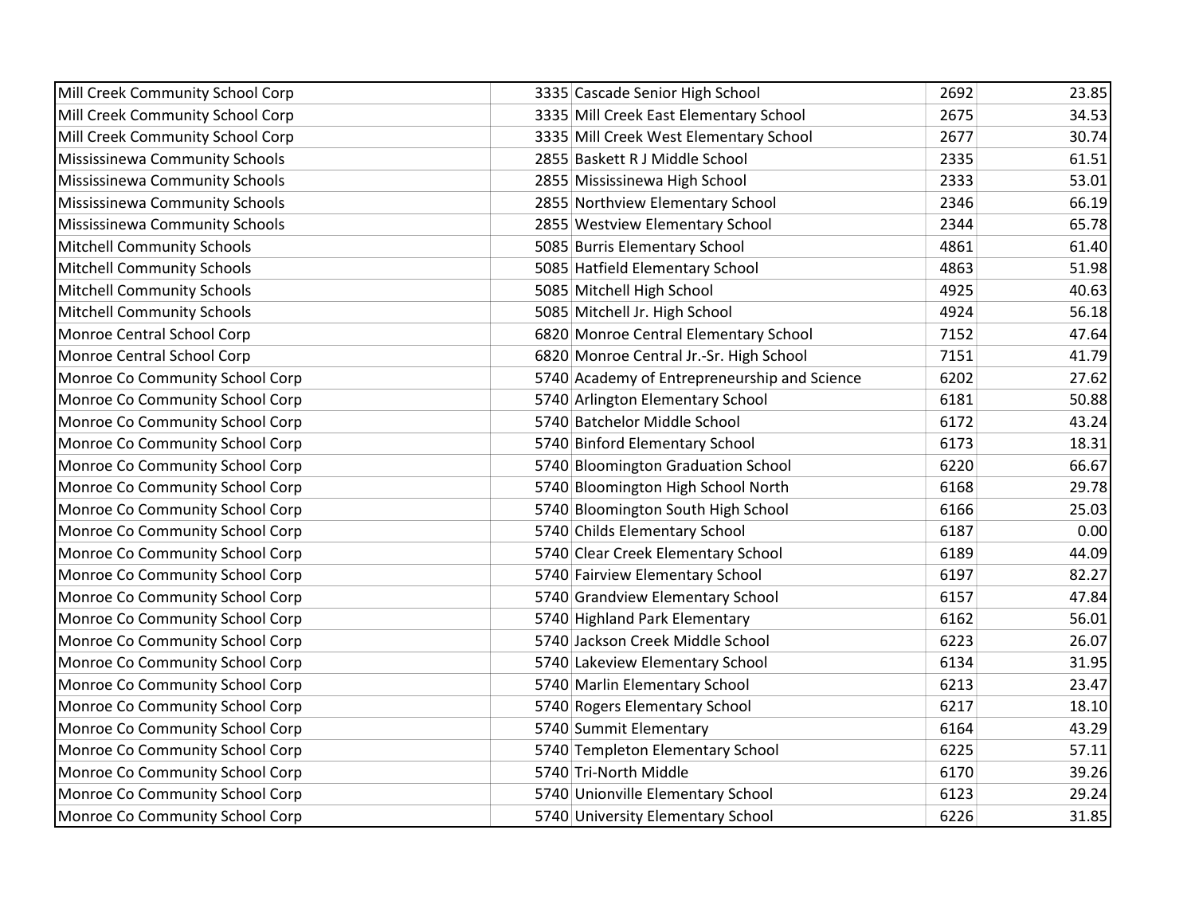| | | | | |
|---|---|---|---|---|
| Mill Creek Community School Corp | 3335 | Cascade Senior High School | 2692 | 23.85 |
| Mill Creek Community School Corp | 3335 | Mill Creek East Elementary School | 2675 | 34.53 |
| Mill Creek Community School Corp | 3335 | Mill Creek West Elementary School | 2677 | 30.74 |
| Mississinewa Community Schools | 2855 | Baskett R J Middle School | 2335 | 61.51 |
| Mississinewa Community Schools | 2855 | Mississinewa High School | 2333 | 53.01 |
| Mississinewa Community Schools | 2855 | Northview Elementary School | 2346 | 66.19 |
| Mississinewa Community Schools | 2855 | Westview Elementary School | 2344 | 65.78 |
| Mitchell Community Schools | 5085 | Burris Elementary School | 4861 | 61.40 |
| Mitchell Community Schools | 5085 | Hatfield Elementary School | 4863 | 51.98 |
| Mitchell Community Schools | 5085 | Mitchell High School | 4925 | 40.63 |
| Mitchell Community Schools | 5085 | Mitchell Jr. High School | 4924 | 56.18 |
| Monroe Central School Corp | 6820 | Monroe Central Elementary School | 7152 | 47.64 |
| Monroe Central School Corp | 6820 | Monroe Central Jr.-Sr. High School | 7151 | 41.79 |
| Monroe Co Community School Corp | 5740 | Academy of Entrepreneurship and Science | 6202 | 27.62 |
| Monroe Co Community School Corp | 5740 | Arlington Elementary School | 6181 | 50.88 |
| Monroe Co Community School Corp | 5740 | Batchelor Middle School | 6172 | 43.24 |
| Monroe Co Community School Corp | 5740 | Binford Elementary School | 6173 | 18.31 |
| Monroe Co Community School Corp | 5740 | Bloomington Graduation School | 6220 | 66.67 |
| Monroe Co Community School Corp | 5740 | Bloomington High School North | 6168 | 29.78 |
| Monroe Co Community School Corp | 5740 | Bloomington South High School | 6166 | 25.03 |
| Monroe Co Community School Corp | 5740 | Childs Elementary School | 6187 | 0.00 |
| Monroe Co Community School Corp | 5740 | Clear Creek Elementary School | 6189 | 44.09 |
| Monroe Co Community School Corp | 5740 | Fairview Elementary School | 6197 | 82.27 |
| Monroe Co Community School Corp | 5740 | Grandview Elementary School | 6157 | 47.84 |
| Monroe Co Community School Corp | 5740 | Highland Park Elementary | 6162 | 56.01 |
| Monroe Co Community School Corp | 5740 | Jackson Creek Middle School | 6223 | 26.07 |
| Monroe Co Community School Corp | 5740 | Lakeview Elementary School | 6134 | 31.95 |
| Monroe Co Community School Corp | 5740 | Marlin Elementary School | 6213 | 23.47 |
| Monroe Co Community School Corp | 5740 | Rogers Elementary School | 6217 | 18.10 |
| Monroe Co Community School Corp | 5740 | Summit Elementary | 6164 | 43.29 |
| Monroe Co Community School Corp | 5740 | Templeton Elementary School | 6225 | 57.11 |
| Monroe Co Community School Corp | 5740 | Tri-North Middle | 6170 | 39.26 |
| Monroe Co Community School Corp | 5740 | Unionville Elementary School | 6123 | 29.24 |
| Monroe Co Community School Corp | 5740 | University Elementary School | 6226 | 31.85 |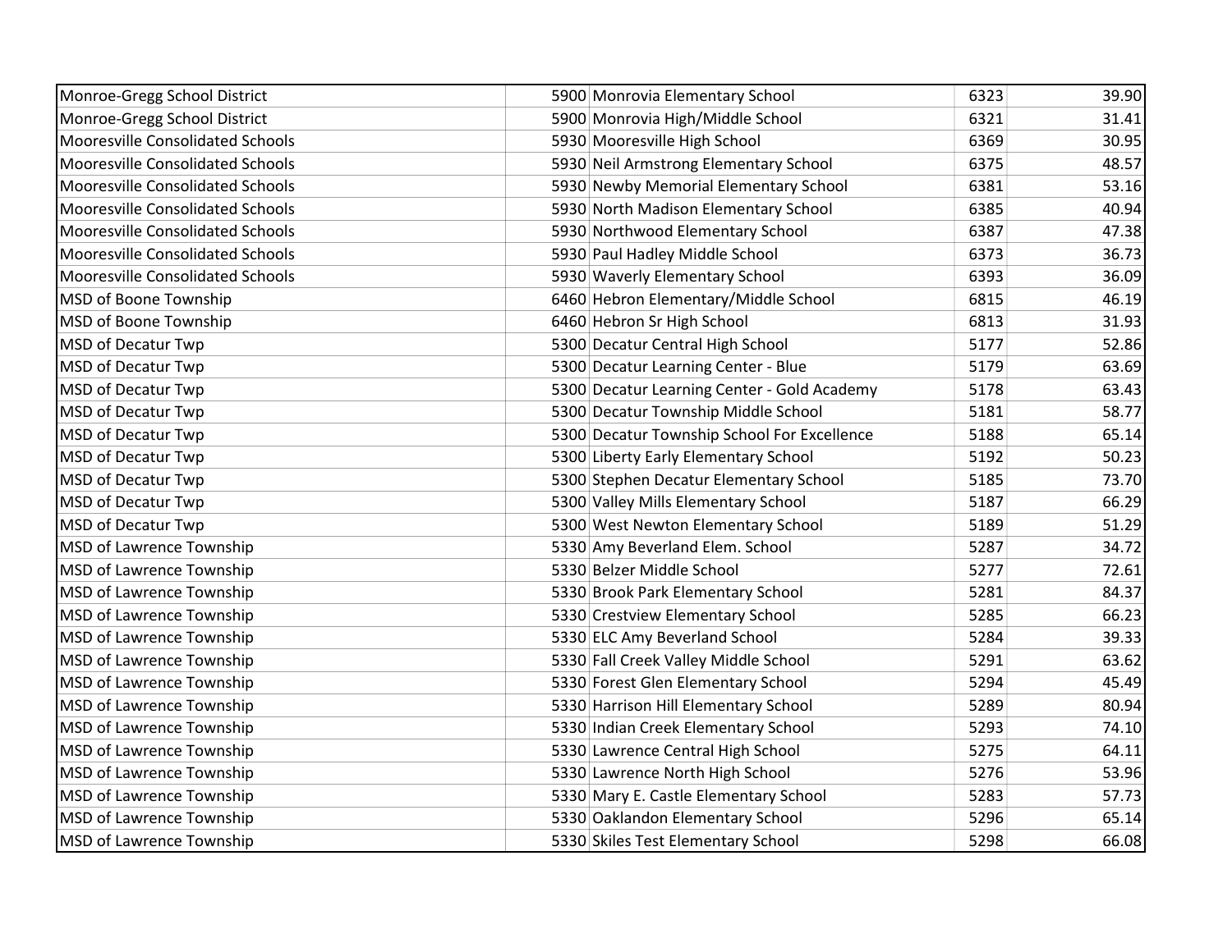| | | | | |
|---|---|---|---|---|
| Monroe-Gregg School District | 5900 | Monrovia Elementary School | 6323 | 39.90 |
| Monroe-Gregg School District | 5900 | Monrovia High/Middle School | 6321 | 31.41 |
| Mooresville Consolidated Schools | 5930 | Mooresville High School | 6369 | 30.95 |
| Mooresville Consolidated Schools | 5930 | Neil Armstrong Elementary School | 6375 | 48.57 |
| Mooresville Consolidated Schools | 5930 | Newby Memorial Elementary School | 6381 | 53.16 |
| Mooresville Consolidated Schools | 5930 | North Madison Elementary School | 6385 | 40.94 |
| Mooresville Consolidated Schools | 5930 | Northwood Elementary School | 6387 | 47.38 |
| Mooresville Consolidated Schools | 5930 | Paul Hadley Middle School | 6373 | 36.73 |
| Mooresville Consolidated Schools | 5930 | Waverly Elementary School | 6393 | 36.09 |
| MSD of Boone Township | 6460 | Hebron Elementary/Middle School | 6815 | 46.19 |
| MSD of Boone Township | 6460 | Hebron Sr High School | 6813 | 31.93 |
| MSD of Decatur Twp | 5300 | Decatur Central High School | 5177 | 52.86 |
| MSD of Decatur Twp | 5300 | Decatur Learning Center - Blue | 5179 | 63.69 |
| MSD of Decatur Twp | 5300 | Decatur Learning Center - Gold Academy | 5178 | 63.43 |
| MSD of Decatur Twp | 5300 | Decatur Township Middle School | 5181 | 58.77 |
| MSD of Decatur Twp | 5300 | Decatur Township School For Excellence | 5188 | 65.14 |
| MSD of Decatur Twp | 5300 | Liberty Early Elementary School | 5192 | 50.23 |
| MSD of Decatur Twp | 5300 | Stephen Decatur Elementary School | 5185 | 73.70 |
| MSD of Decatur Twp | 5300 | Valley Mills Elementary School | 5187 | 66.29 |
| MSD of Decatur Twp | 5300 | West Newton Elementary School | 5189 | 51.29 |
| MSD of Lawrence Township | 5330 | Amy Beverland Elem. School | 5287 | 34.72 |
| MSD of Lawrence Township | 5330 | Belzer Middle School | 5277 | 72.61 |
| MSD of Lawrence Township | 5330 | Brook Park Elementary School | 5281 | 84.37 |
| MSD of Lawrence Township | 5330 | Crestview Elementary School | 5285 | 66.23 |
| MSD of Lawrence Township | 5330 | ELC Amy Beverland School | 5284 | 39.33 |
| MSD of Lawrence Township | 5330 | Fall Creek Valley Middle School | 5291 | 63.62 |
| MSD of Lawrence Township | 5330 | Forest Glen Elementary School | 5294 | 45.49 |
| MSD of Lawrence Township | 5330 | Harrison Hill Elementary School | 5289 | 80.94 |
| MSD of Lawrence Township | 5330 | Indian Creek Elementary School | 5293 | 74.10 |
| MSD of Lawrence Township | 5330 | Lawrence Central High School | 5275 | 64.11 |
| MSD of Lawrence Township | 5330 | Lawrence North High School | 5276 | 53.96 |
| MSD of Lawrence Township | 5330 | Mary E. Castle Elementary School | 5283 | 57.73 |
| MSD of Lawrence Township | 5330 | Oaklandon Elementary School | 5296 | 65.14 |
| MSD of Lawrence Township | 5330 | Skiles Test Elementary School | 5298 | 66.08 |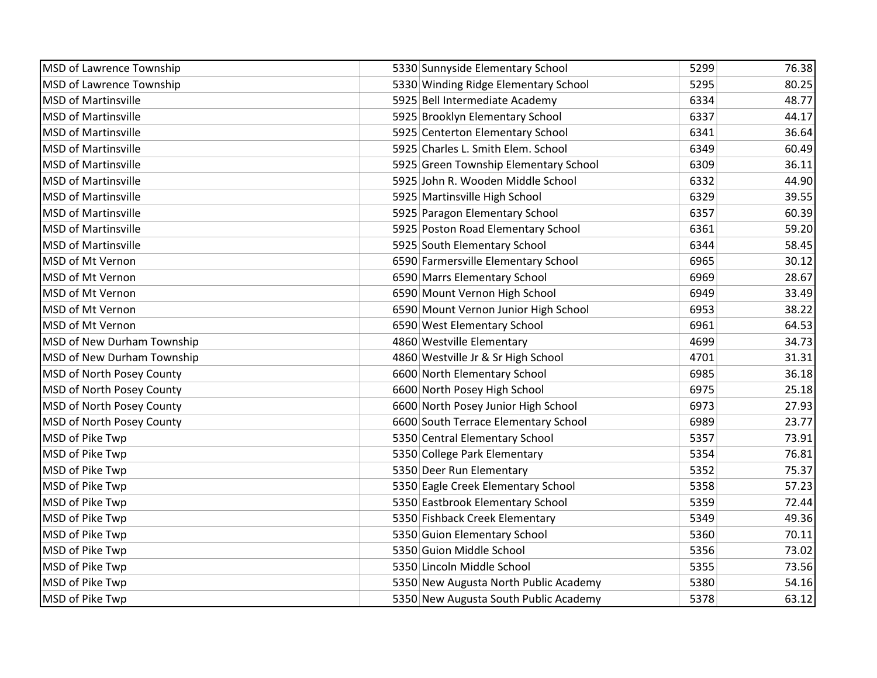| | | | | |
|---|---|---|---|---|
| MSD of Lawrence Township | 5330 | Sunnyside Elementary School | 5299 | 76.38 |
| MSD of Lawrence Township | 5330 | Winding Ridge Elementary School | 5295 | 80.25 |
| MSD of Martinsville | 5925 | Bell Intermediate Academy | 6334 | 48.77 |
| MSD of Martinsville | 5925 | Brooklyn Elementary School | 6337 | 44.17 |
| MSD of Martinsville | 5925 | Centerton Elementary School | 6341 | 36.64 |
| MSD of Martinsville | 5925 | Charles L. Smith Elem. School | 6349 | 60.49 |
| MSD of Martinsville | 5925 | Green Township Elementary School | 6309 | 36.11 |
| MSD of Martinsville | 5925 | John R. Wooden Middle School | 6332 | 44.90 |
| MSD of Martinsville | 5925 | Martinsville High School | 6329 | 39.55 |
| MSD of Martinsville | 5925 | Paragon Elementary School | 6357 | 60.39 |
| MSD of Martinsville | 5925 | Poston Road Elementary School | 6361 | 59.20 |
| MSD of Martinsville | 5925 | South Elementary School | 6344 | 58.45 |
| MSD of Mt Vernon | 6590 | Farmersville Elementary School | 6965 | 30.12 |
| MSD of Mt Vernon | 6590 | Marrs Elementary School | 6969 | 28.67 |
| MSD of Mt Vernon | 6590 | Mount Vernon High School | 6949 | 33.49 |
| MSD of Mt Vernon | 6590 | Mount Vernon Junior High School | 6953 | 38.22 |
| MSD of Mt Vernon | 6590 | West Elementary School | 6961 | 64.53 |
| MSD of New Durham Township | 4860 | Westville Elementary | 4699 | 34.73 |
| MSD of New Durham Township | 4860 | Westville Jr & Sr High School | 4701 | 31.31 |
| MSD of North Posey County | 6600 | North Elementary School | 6985 | 36.18 |
| MSD of North Posey County | 6600 | North Posey High School | 6975 | 25.18 |
| MSD of North Posey County | 6600 | North Posey Junior High School | 6973 | 27.93 |
| MSD of North Posey County | 6600 | South Terrace Elementary School | 6989 | 23.77 |
| MSD of Pike Twp | 5350 | Central Elementary School | 5357 | 73.91 |
| MSD of Pike Twp | 5350 | College Park Elementary | 5354 | 76.81 |
| MSD of Pike Twp | 5350 | Deer Run Elementary | 5352 | 75.37 |
| MSD of Pike Twp | 5350 | Eagle Creek Elementary School | 5358 | 57.23 |
| MSD of Pike Twp | 5350 | Eastbrook Elementary School | 5359 | 72.44 |
| MSD of Pike Twp | 5350 | Fishback Creek Elementary | 5349 | 49.36 |
| MSD of Pike Twp | 5350 | Guion Elementary School | 5360 | 70.11 |
| MSD of Pike Twp | 5350 | Guion Middle School | 5356 | 73.02 |
| MSD of Pike Twp | 5350 | Lincoln Middle School | 5355 | 73.56 |
| MSD of Pike Twp | 5350 | New Augusta North Public Academy | 5380 | 54.16 |
| MSD of Pike Twp | 5350 | New Augusta South Public Academy | 5378 | 63.12 |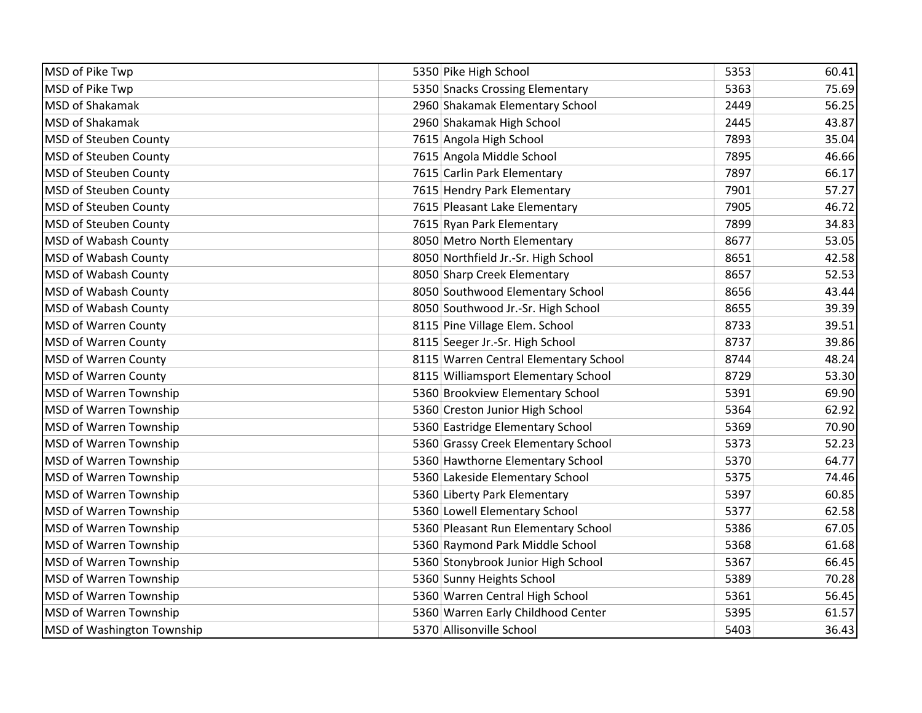| MSD of Pike Twp | 5350 | Pike High School | 5353 | 60.41 |
|---|---|---|---|---|
| MSD of Pike Twp | 5350 | Snacks Crossing Elementary | 5363 | 75.69 |
| MSD of Shakamak | 2960 | Shakamak Elementary School | 2449 | 56.25 |
| MSD of Shakamak | 2960 | Shakamak High School | 2445 | 43.87 |
| MSD of Steuben County | 7615 | Angola High School | 7893 | 35.04 |
| MSD of Steuben County | 7615 | Angola Middle School | 7895 | 46.66 |
| MSD of Steuben County | 7615 | Carlin Park Elementary | 7897 | 66.17 |
| MSD of Steuben County | 7615 | Hendry Park Elementary | 7901 | 57.27 |
| MSD of Steuben County | 7615 | Pleasant Lake Elementary | 7905 | 46.72 |
| MSD of Steuben County | 7615 | Ryan Park Elementary | 7899 | 34.83 |
| MSD of Wabash County | 8050 | Metro North Elementary | 8677 | 53.05 |
| MSD of Wabash County | 8050 | Northfield Jr.-Sr. High School | 8651 | 42.58 |
| MSD of Wabash County | 8050 | Sharp Creek Elementary | 8657 | 52.53 |
| MSD of Wabash County | 8050 | Southwood Elementary School | 8656 | 43.44 |
| MSD of Wabash County | 8050 | Southwood Jr.-Sr. High School | 8655 | 39.39 |
| MSD of Warren County | 8115 | Pine Village Elem. School | 8733 | 39.51 |
| MSD of Warren County | 8115 | Seeger Jr.-Sr. High School | 8737 | 39.86 |
| MSD of Warren County | 8115 | Warren Central Elementary School | 8744 | 48.24 |
| MSD of Warren County | 8115 | Williamsport Elementary School | 8729 | 53.30 |
| MSD of Warren Township | 5360 | Brookview Elementary School | 5391 | 69.90 |
| MSD of Warren Township | 5360 | Creston Junior High School | 5364 | 62.92 |
| MSD of Warren Township | 5360 | Eastridge Elementary School | 5369 | 70.90 |
| MSD of Warren Township | 5360 | Grassy Creek Elementary School | 5373 | 52.23 |
| MSD of Warren Township | 5360 | Hawthorne Elementary School | 5370 | 64.77 |
| MSD of Warren Township | 5360 | Lakeside Elementary School | 5375 | 74.46 |
| MSD of Warren Township | 5360 | Liberty Park Elementary | 5397 | 60.85 |
| MSD of Warren Township | 5360 | Lowell Elementary School | 5377 | 62.58 |
| MSD of Warren Township | 5360 | Pleasant Run Elementary School | 5386 | 67.05 |
| MSD of Warren Township | 5360 | Raymond Park Middle School | 5368 | 61.68 |
| MSD of Warren Township | 5360 | Stonybrook Junior High School | 5367 | 66.45 |
| MSD of Warren Township | 5360 | Sunny Heights School | 5389 | 70.28 |
| MSD of Warren Township | 5360 | Warren Central High School | 5361 | 56.45 |
| MSD of Warren Township | 5360 | Warren Early Childhood Center | 5395 | 61.57 |
| MSD of Washington Township | 5370 | Allisonville School | 5403 | 36.43 |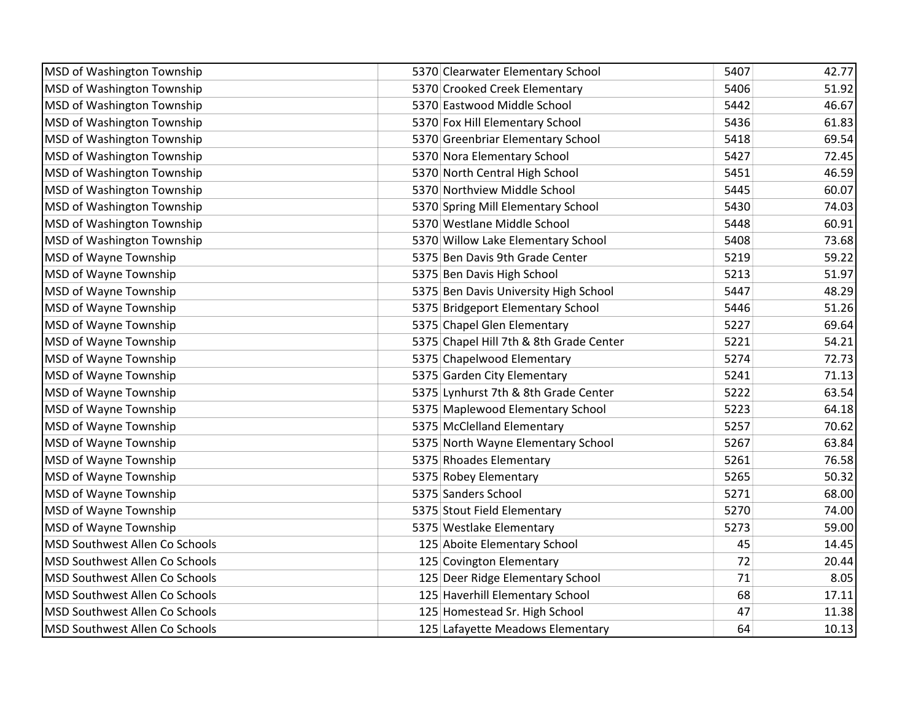| | | | | |
|---|---|---|---|---|
| MSD of Washington Township | 5370 | Clearwater Elementary School | 5407 | 42.77 |
| MSD of Washington Township | 5370 | Crooked Creek Elementary | 5406 | 51.92 |
| MSD of Washington Township | 5370 | Eastwood Middle School | 5442 | 46.67 |
| MSD of Washington Township | 5370 | Fox Hill Elementary School | 5436 | 61.83 |
| MSD of Washington Township | 5370 | Greenbriar Elementary School | 5418 | 69.54 |
| MSD of Washington Township | 5370 | Nora Elementary School | 5427 | 72.45 |
| MSD of Washington Township | 5370 | North Central High School | 5451 | 46.59 |
| MSD of Washington Township | 5370 | Northview Middle School | 5445 | 60.07 |
| MSD of Washington Township | 5370 | Spring Mill Elementary School | 5430 | 74.03 |
| MSD of Washington Township | 5370 | Westlane Middle School | 5448 | 60.91 |
| MSD of Washington Township | 5370 | Willow Lake Elementary School | 5408 | 73.68 |
| MSD of Wayne Township | 5375 | Ben Davis 9th Grade Center | 5219 | 59.22 |
| MSD of Wayne Township | 5375 | Ben Davis High School | 5213 | 51.97 |
| MSD of Wayne Township | 5375 | Ben Davis University High School | 5447 | 48.29 |
| MSD of Wayne Township | 5375 | Bridgeport Elementary School | 5446 | 51.26 |
| MSD of Wayne Township | 5375 | Chapel Glen Elementary | 5227 | 69.64 |
| MSD of Wayne Township | 5375 | Chapel Hill 7th & 8th Grade Center | 5221 | 54.21 |
| MSD of Wayne Township | 5375 | Chapelwood Elementary | 5274 | 72.73 |
| MSD of Wayne Township | 5375 | Garden City Elementary | 5241 | 71.13 |
| MSD of Wayne Township | 5375 | Lynhurst 7th & 8th Grade Center | 5222 | 63.54 |
| MSD of Wayne Township | 5375 | Maplewood Elementary School | 5223 | 64.18 |
| MSD of Wayne Township | 5375 | McClelland Elementary | 5257 | 70.62 |
| MSD of Wayne Township | 5375 | North Wayne Elementary School | 5267 | 63.84 |
| MSD of Wayne Township | 5375 | Rhoades Elementary | 5261 | 76.58 |
| MSD of Wayne Township | 5375 | Robey Elementary | 5265 | 50.32 |
| MSD of Wayne Township | 5375 | Sanders School | 5271 | 68.00 |
| MSD of Wayne Township | 5375 | Stout Field Elementary | 5270 | 74.00 |
| MSD of Wayne Township | 5375 | Westlake Elementary | 5273 | 59.00 |
| MSD Southwest Allen Co Schools | 125 | Aboite Elementary School | 45 | 14.45 |
| MSD Southwest Allen Co Schools | 125 | Covington Elementary | 72 | 20.44 |
| MSD Southwest Allen Co Schools | 125 | Deer Ridge Elementary School | 71 | 8.05 |
| MSD Southwest Allen Co Schools | 125 | Haverhill Elementary School | 68 | 17.11 |
| MSD Southwest Allen Co Schools | 125 | Homestead Sr. High School | 47 | 11.38 |
| MSD Southwest Allen Co Schools | 125 | Lafayette Meadows Elementary | 64 | 10.13 |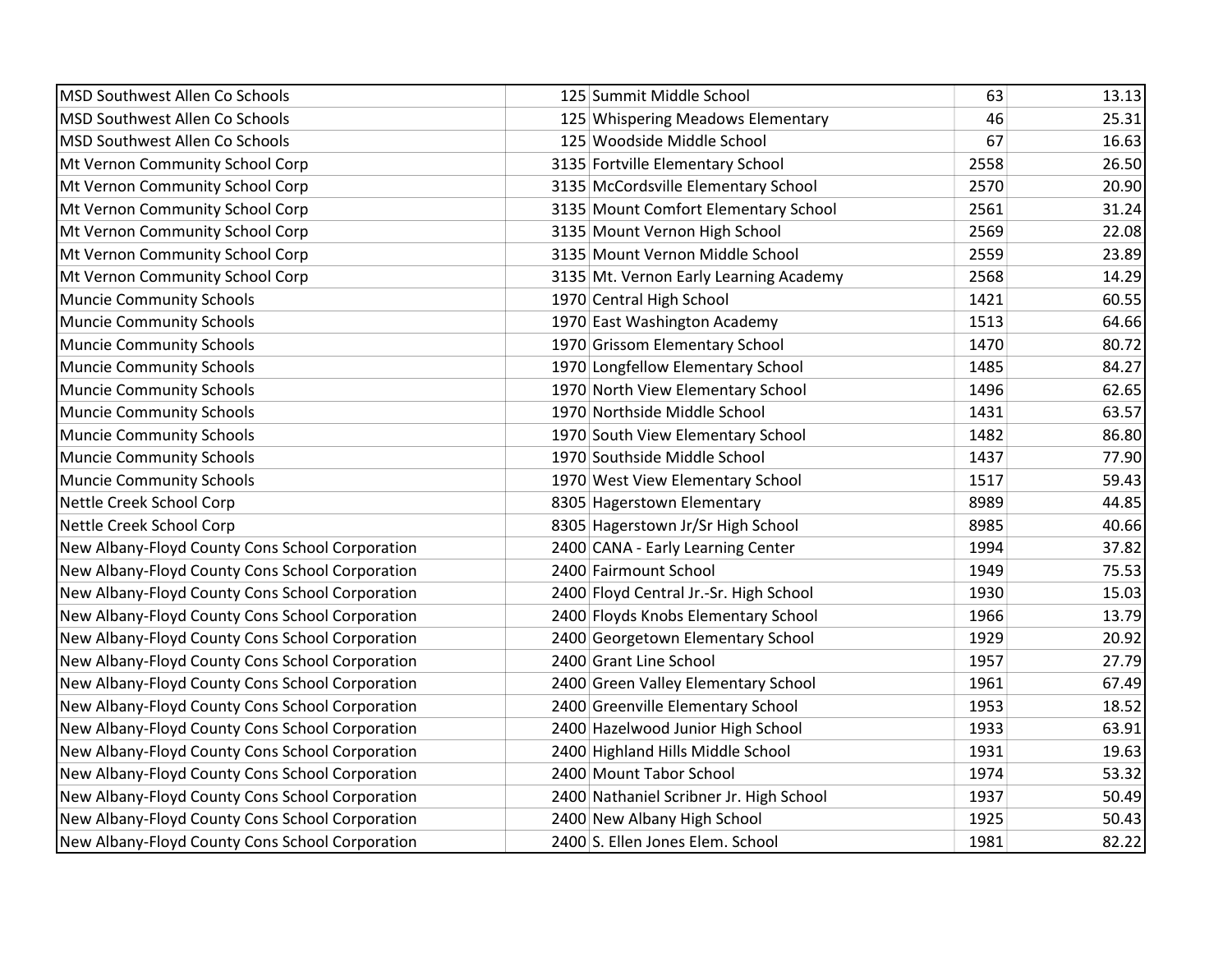| | | | | |
|---|---|---|---|---|
| MSD Southwest Allen Co Schools | 125 | Summit Middle School | 63 | 13.13 |
| MSD Southwest Allen Co Schools | 125 | Whispering Meadows Elementary | 46 | 25.31 |
| MSD Southwest Allen Co Schools | 125 | Woodside Middle School | 67 | 16.63 |
| Mt Vernon Community School Corp | 3135 | Fortville Elementary School | 2558 | 26.50 |
| Mt Vernon Community School Corp | 3135 | McCordsville Elementary School | 2570 | 20.90 |
| Mt Vernon Community School Corp | 3135 | Mount Comfort Elementary School | 2561 | 31.24 |
| Mt Vernon Community School Corp | 3135 | Mount Vernon High School | 2569 | 22.08 |
| Mt Vernon Community School Corp | 3135 | Mount Vernon Middle School | 2559 | 23.89 |
| Mt Vernon Community School Corp | 3135 | Mt. Vernon Early Learning Academy | 2568 | 14.29 |
| Muncie Community Schools | 1970 | Central High School | 1421 | 60.55 |
| Muncie Community Schools | 1970 | East Washington Academy | 1513 | 64.66 |
| Muncie Community Schools | 1970 | Grissom Elementary School | 1470 | 80.72 |
| Muncie Community Schools | 1970 | Longfellow Elementary School | 1485 | 84.27 |
| Muncie Community Schools | 1970 | North View Elementary School | 1496 | 62.65 |
| Muncie Community Schools | 1970 | Northside Middle School | 1431 | 63.57 |
| Muncie Community Schools | 1970 | South View Elementary School | 1482 | 86.80 |
| Muncie Community Schools | 1970 | Southside Middle School | 1437 | 77.90 |
| Muncie Community Schools | 1970 | West View Elementary School | 1517 | 59.43 |
| Nettle Creek School Corp | 8305 | Hagerstown Elementary | 8989 | 44.85 |
| Nettle Creek School Corp | 8305 | Hagerstown Jr/Sr High School | 8985 | 40.66 |
| New Albany-Floyd County Cons School Corporation | 2400 | CANA - Early Learning Center | 1994 | 37.82 |
| New Albany-Floyd County Cons School Corporation | 2400 | Fairmount School | 1949 | 75.53 |
| New Albany-Floyd County Cons School Corporation | 2400 | Floyd Central Jr.-Sr. High School | 1930 | 15.03 |
| New Albany-Floyd County Cons School Corporation | 2400 | Floyds Knobs Elementary School | 1966 | 13.79 |
| New Albany-Floyd County Cons School Corporation | 2400 | Georgetown Elementary School | 1929 | 20.92 |
| New Albany-Floyd County Cons School Corporation | 2400 | Grant Line School | 1957 | 27.79 |
| New Albany-Floyd County Cons School Corporation | 2400 | Green Valley Elementary School | 1961 | 67.49 |
| New Albany-Floyd County Cons School Corporation | 2400 | Greenville Elementary School | 1953 | 18.52 |
| New Albany-Floyd County Cons School Corporation | 2400 | Hazelwood Junior High School | 1933 | 63.91 |
| New Albany-Floyd County Cons School Corporation | 2400 | Highland Hills Middle School | 1931 | 19.63 |
| New Albany-Floyd County Cons School Corporation | 2400 | Mount Tabor School | 1974 | 53.32 |
| New Albany-Floyd County Cons School Corporation | 2400 | Nathaniel Scribner Jr. High School | 1937 | 50.49 |
| New Albany-Floyd County Cons School Corporation | 2400 | New Albany High School | 1925 | 50.43 |
| New Albany-Floyd County Cons School Corporation | 2400 | S. Ellen Jones Elem. School | 1981 | 82.22 |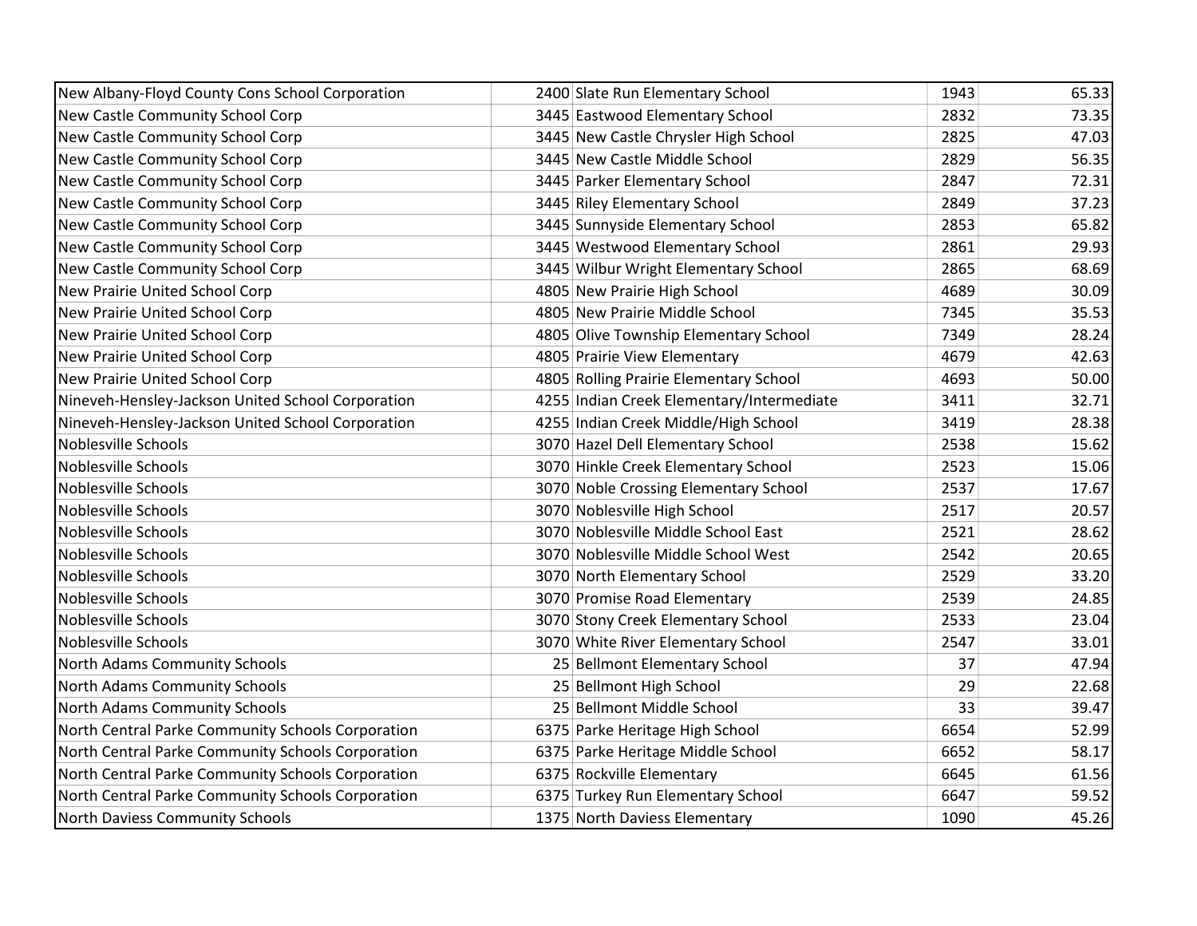| | | | | |
|---|---|---|---|---|
| New Albany-Floyd County Cons School Corporation | 2400 | Slate Run Elementary School | 1943 | 65.33 |
| New Castle Community School Corp | 3445 | Eastwood Elementary School | 2832 | 73.35 |
| New Castle Community School Corp | 3445 | New Castle Chrysler High School | 2825 | 47.03 |
| New Castle Community School Corp | 3445 | New Castle Middle School | 2829 | 56.35 |
| New Castle Community School Corp | 3445 | Parker Elementary School | 2847 | 72.31 |
| New Castle Community School Corp | 3445 | Riley Elementary School | 2849 | 37.23 |
| New Castle Community School Corp | 3445 | Sunnyside Elementary School | 2853 | 65.82 |
| New Castle Community School Corp | 3445 | Westwood Elementary School | 2861 | 29.93 |
| New Castle Community School Corp | 3445 | Wilbur Wright Elementary School | 2865 | 68.69 |
| New Prairie United School Corp | 4805 | New Prairie High School | 4689 | 30.09 |
| New Prairie United School Corp | 4805 | New Prairie Middle School | 7345 | 35.53 |
| New Prairie United School Corp | 4805 | Olive Township Elementary School | 7349 | 28.24 |
| New Prairie United School Corp | 4805 | Prairie View Elementary | 4679 | 42.63 |
| New Prairie United School Corp | 4805 | Rolling Prairie Elementary School | 4693 | 50.00 |
| Nineveh-Hensley-Jackson United School Corporation | 4255 | Indian Creek Elementary/Intermediate | 3411 | 32.71 |
| Nineveh-Hensley-Jackson United School Corporation | 4255 | Indian Creek Middle/High School | 3419 | 28.38 |
| Noblesville Schools | 3070 | Hazel Dell Elementary School | 2538 | 15.62 |
| Noblesville Schools | 3070 | Hinkle Creek Elementary School | 2523 | 15.06 |
| Noblesville Schools | 3070 | Noble Crossing Elementary School | 2537 | 17.67 |
| Noblesville Schools | 3070 | Noblesville High School | 2517 | 20.57 |
| Noblesville Schools | 3070 | Noblesville Middle School East | 2521 | 28.62 |
| Noblesville Schools | 3070 | Noblesville Middle School West | 2542 | 20.65 |
| Noblesville Schools | 3070 | North Elementary School | 2529 | 33.20 |
| Noblesville Schools | 3070 | Promise Road Elementary | 2539 | 24.85 |
| Noblesville Schools | 3070 | Stony Creek Elementary School | 2533 | 23.04 |
| Noblesville Schools | 3070 | White River Elementary School | 2547 | 33.01 |
| North Adams Community Schools | 25 | Bellmont Elementary School | 37 | 47.94 |
| North Adams Community Schools | 25 | Bellmont High School | 29 | 22.68 |
| North Adams Community Schools | 25 | Bellmont Middle School | 33 | 39.47 |
| North Central Parke Community Schools Corporation | 6375 | Parke Heritage High School | 6654 | 52.99 |
| North Central Parke Community Schools Corporation | 6375 | Parke Heritage Middle School | 6652 | 58.17 |
| North Central Parke Community Schools Corporation | 6375 | Rockville Elementary | 6645 | 61.56 |
| North Central Parke Community Schools Corporation | 6375 | Turkey Run Elementary School | 6647 | 59.52 |
| North Daviess Community Schools | 1375 | North Daviess Elementary | 1090 | 45.26 |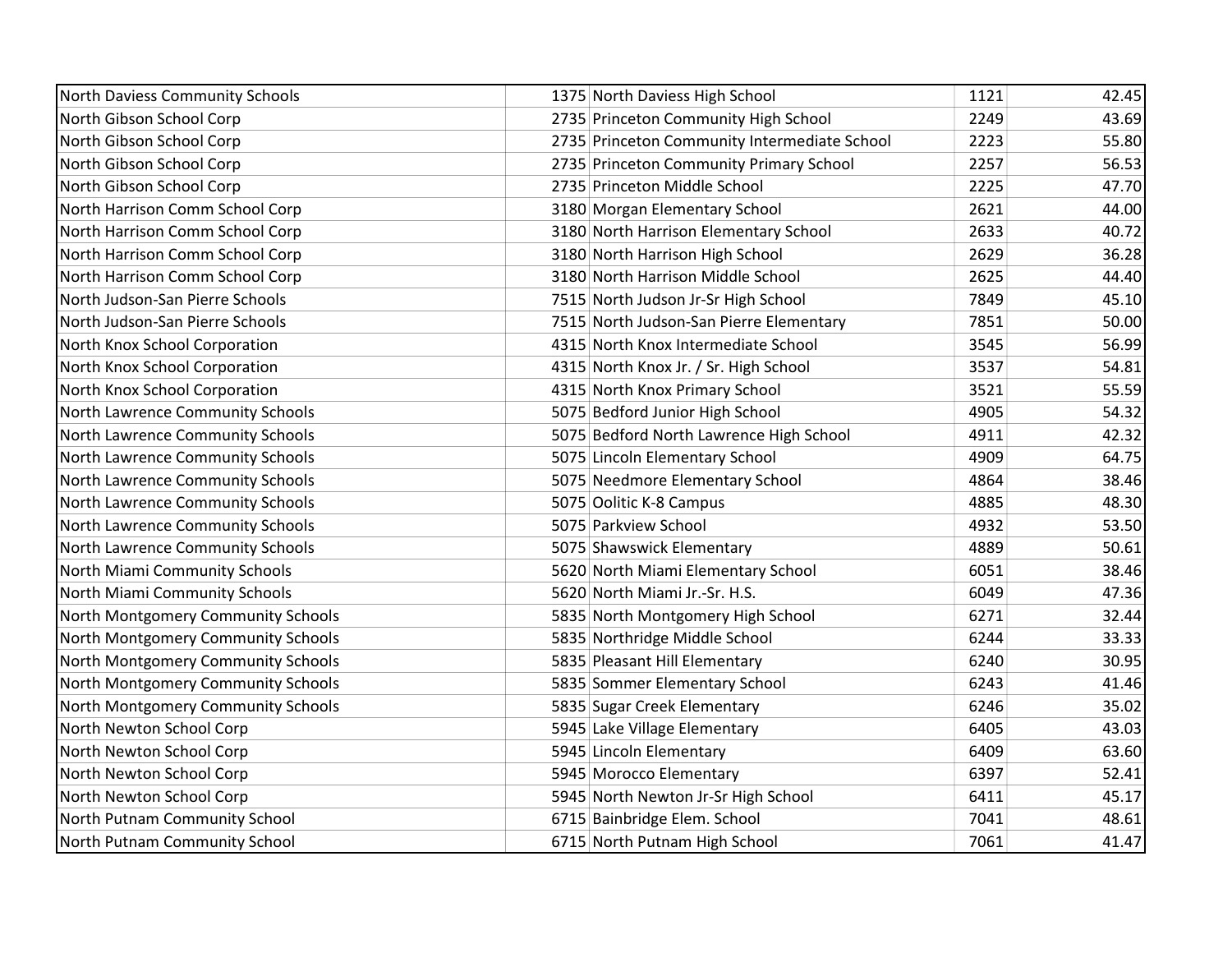| | | | | |
|---|---|---|---|---|
| North Daviess Community Schools | 1375 | North Daviess High School | 1121 | 42.45 |
| North Gibson School Corp | 2735 | Princeton Community High School | 2249 | 43.69 |
| North Gibson School Corp | 2735 | Princeton Community Intermediate School | 2223 | 55.80 |
| North Gibson School Corp | 2735 | Princeton Community Primary School | 2257 | 56.53 |
| North Gibson School Corp | 2735 | Princeton Middle School | 2225 | 47.70 |
| North Harrison Comm School Corp | 3180 | Morgan Elementary School | 2621 | 44.00 |
| North Harrison Comm School Corp | 3180 | North Harrison Elementary School | 2633 | 40.72 |
| North Harrison Comm School Corp | 3180 | North Harrison High School | 2629 | 36.28 |
| North Harrison Comm School Corp | 3180 | North Harrison Middle School | 2625 | 44.40 |
| North Judson-San Pierre Schools | 7515 | North Judson Jr-Sr High School | 7849 | 45.10 |
| North Judson-San Pierre Schools | 7515 | North Judson-San Pierre Elementary | 7851 | 50.00 |
| North Knox School Corporation | 4315 | North Knox Intermediate School | 3545 | 56.99 |
| North Knox School Corporation | 4315 | North Knox Jr. / Sr. High School | 3537 | 54.81 |
| North Knox School Corporation | 4315 | North Knox Primary School | 3521 | 55.59 |
| North Lawrence Community Schools | 5075 | Bedford Junior High School | 4905 | 54.32 |
| North Lawrence Community Schools | 5075 | Bedford North Lawrence High School | 4911 | 42.32 |
| North Lawrence Community Schools | 5075 | Lincoln Elementary School | 4909 | 64.75 |
| North Lawrence Community Schools | 5075 | Needmore Elementary School | 4864 | 38.46 |
| North Lawrence Community Schools | 5075 | Oolitic K-8 Campus | 4885 | 48.30 |
| North Lawrence Community Schools | 5075 | Parkview School | 4932 | 53.50 |
| North Lawrence Community Schools | 5075 | Shawswick Elementary | 4889 | 50.61 |
| North Miami Community Schools | 5620 | North Miami Elementary School | 6051 | 38.46 |
| North Miami Community Schools | 5620 | North Miami Jr.-Sr. H.S. | 6049 | 47.36 |
| North Montgomery Community Schools | 5835 | North Montgomery High School | 6271 | 32.44 |
| North Montgomery Community Schools | 5835 | Northridge Middle School | 6244 | 33.33 |
| North Montgomery Community Schools | 5835 | Pleasant Hill Elementary | 6240 | 30.95 |
| North Montgomery Community Schools | 5835 | Sommer Elementary School | 6243 | 41.46 |
| North Montgomery Community Schools | 5835 | Sugar Creek Elementary | 6246 | 35.02 |
| North Newton School Corp | 5945 | Lake Village Elementary | 6405 | 43.03 |
| North Newton School Corp | 5945 | Lincoln Elementary | 6409 | 63.60 |
| North Newton School Corp | 5945 | Morocco Elementary | 6397 | 52.41 |
| North Newton School Corp | 5945 | North Newton Jr-Sr High School | 6411 | 45.17 |
| North Putnam Community School | 6715 | Bainbridge Elem. School | 7041 | 48.61 |
| North Putnam Community School | 6715 | North Putnam High School | 7061 | 41.47 |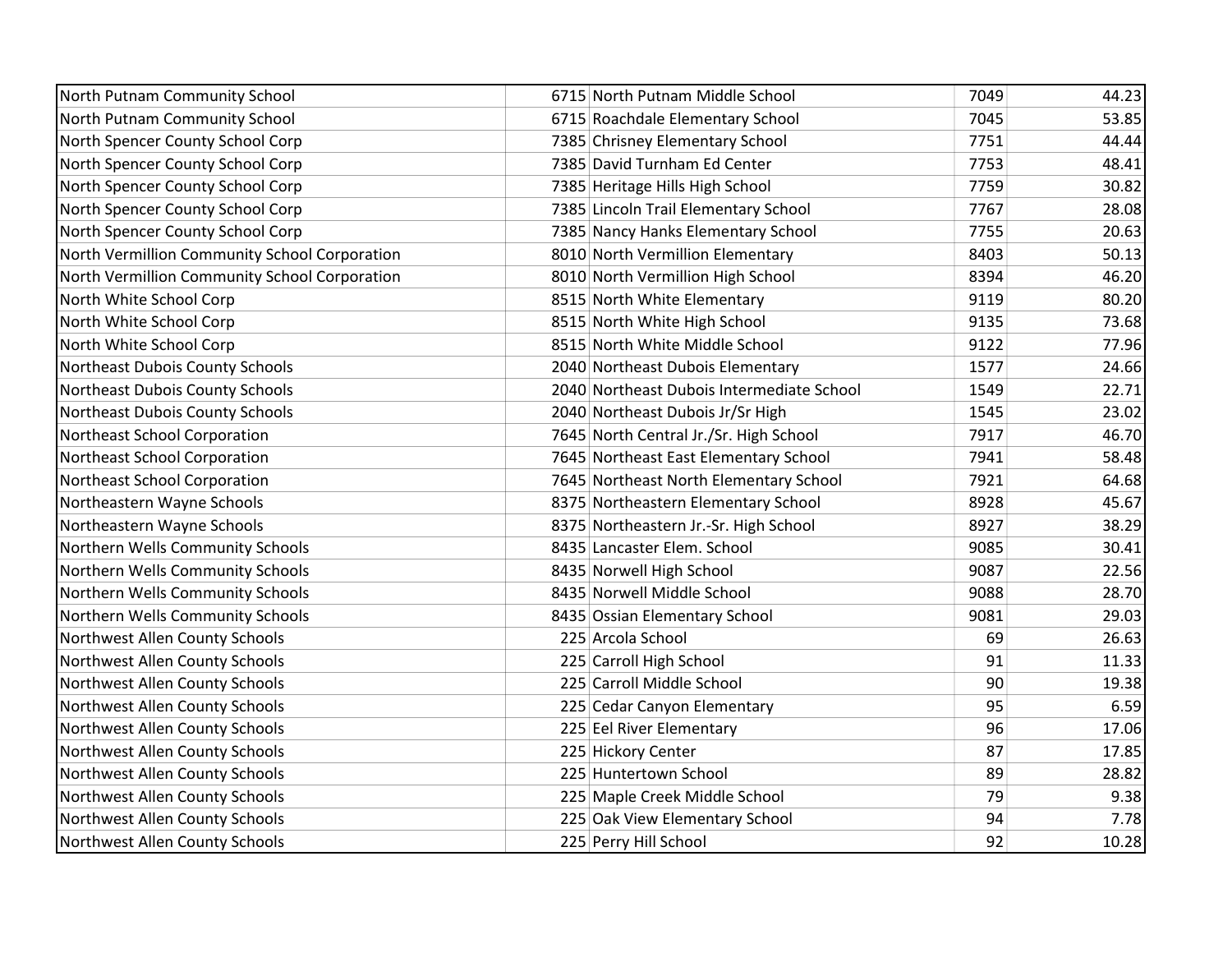| | | | | |
|---|---|---|---|---|
| North Putnam Community School | 6715 | North Putnam Middle School | 7049 | 44.23 |
| North Putnam Community School | 6715 | Roachdale Elementary School | 7045 | 53.85 |
| North Spencer County School Corp | 7385 | Chrisney Elementary School | 7751 | 44.44 |
| North Spencer County School Corp | 7385 | David Turnham Ed Center | 7753 | 48.41 |
| North Spencer County School Corp | 7385 | Heritage Hills High School | 7759 | 30.82 |
| North Spencer County School Corp | 7385 | Lincoln Trail Elementary School | 7767 | 28.08 |
| North Spencer County School Corp | 7385 | Nancy Hanks Elementary School | 7755 | 20.63 |
| North Vermillion Community School Corporation | 8010 | North Vermillion Elementary | 8403 | 50.13 |
| North Vermillion Community School Corporation | 8010 | North Vermillion High School | 8394 | 46.20 |
| North White School Corp | 8515 | North White Elementary | 9119 | 80.20 |
| North White School Corp | 8515 | North White High School | 9135 | 73.68 |
| North White School Corp | 8515 | North White Middle School | 9122 | 77.96 |
| Northeast Dubois County Schools | 2040 | Northeast Dubois Elementary | 1577 | 24.66 |
| Northeast Dubois County Schools | 2040 | Northeast Dubois Intermediate School | 1549 | 22.71 |
| Northeast Dubois County Schools | 2040 | Northeast Dubois Jr/Sr High | 1545 | 23.02 |
| Northeast School Corporation | 7645 | North Central Jr./Sr. High School | 7917 | 46.70 |
| Northeast School Corporation | 7645 | Northeast East Elementary School | 7941 | 58.48 |
| Northeast School Corporation | 7645 | Northeast North Elementary School | 7921 | 64.68 |
| Northeastern Wayne Schools | 8375 | Northeastern Elementary School | 8928 | 45.67 |
| Northeastern Wayne Schools | 8375 | Northeastern Jr.-Sr. High School | 8927 | 38.29 |
| Northern Wells Community Schools | 8435 | Lancaster Elem. School | 9085 | 30.41 |
| Northern Wells Community Schools | 8435 | Norwell High School | 9087 | 22.56 |
| Northern Wells Community Schools | 8435 | Norwell Middle School | 9088 | 28.70 |
| Northern Wells Community Schools | 8435 | Ossian Elementary School | 9081 | 29.03 |
| Northwest Allen County Schools | 225 | Arcola School | 69 | 26.63 |
| Northwest Allen County Schools | 225 | Carroll High School | 91 | 11.33 |
| Northwest Allen County Schools | 225 | Carroll Middle School | 90 | 19.38 |
| Northwest Allen County Schools | 225 | Cedar Canyon Elementary | 95 | 6.59 |
| Northwest Allen County Schools | 225 | Eel River Elementary | 96 | 17.06 |
| Northwest Allen County Schools | 225 | Hickory Center | 87 | 17.85 |
| Northwest Allen County Schools | 225 | Huntertown School | 89 | 28.82 |
| Northwest Allen County Schools | 225 | Maple Creek Middle School | 79 | 9.38 |
| Northwest Allen County Schools | 225 | Oak View Elementary School | 94 | 7.78 |
| Northwest Allen County Schools | 225 | Perry Hill School | 92 | 10.28 |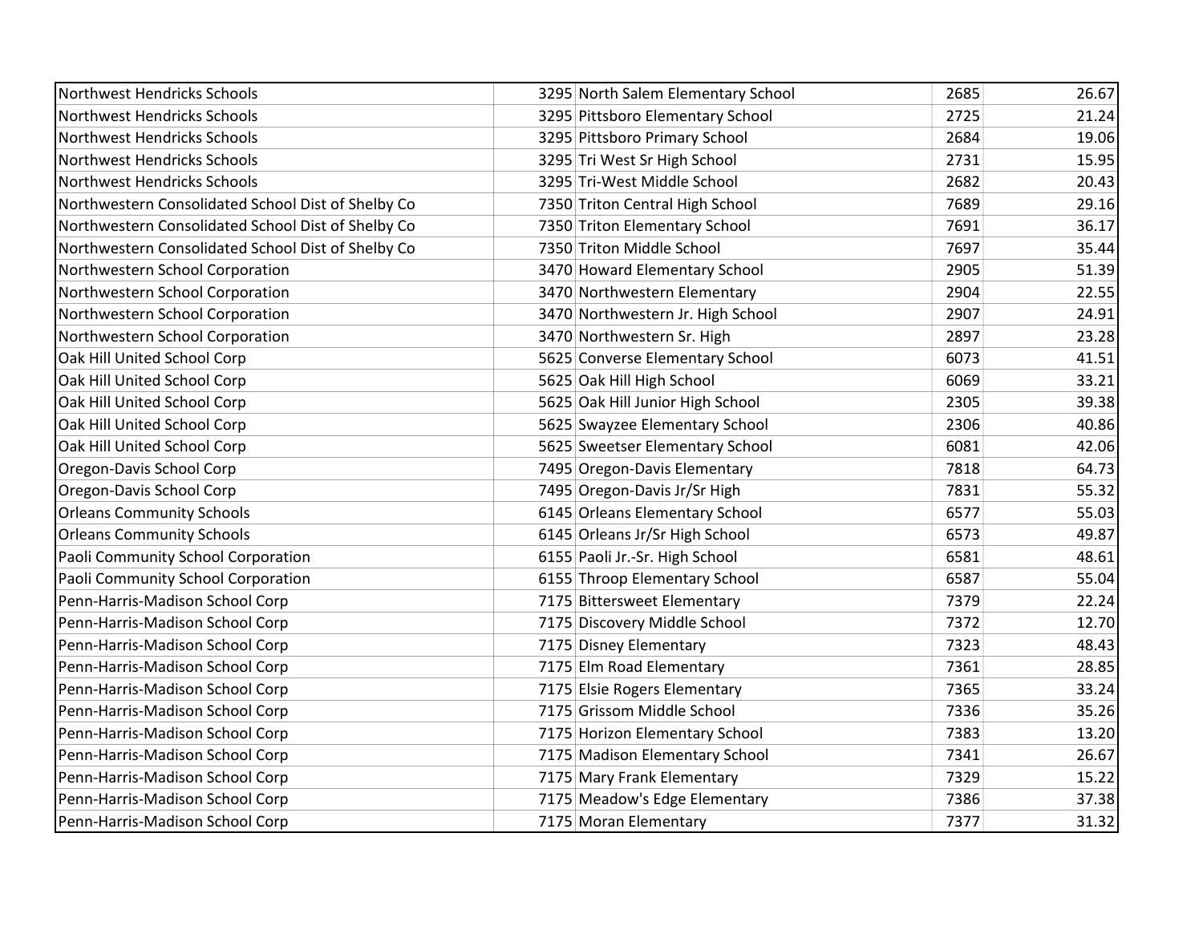| | | | | |
|---|---|---|---|---|
| Northwest Hendricks Schools | 3295 | North Salem Elementary School | 2685 | 26.67 |
| Northwest Hendricks Schools | 3295 | Pittsboro Elementary School | 2725 | 21.24 |
| Northwest Hendricks Schools | 3295 | Pittsboro Primary School | 2684 | 19.06 |
| Northwest Hendricks Schools | 3295 | Tri West Sr High School | 2731 | 15.95 |
| Northwest Hendricks Schools | 3295 | Tri-West Middle School | 2682 | 20.43 |
| Northwestern Consolidated School Dist of Shelby Co | 7350 | Triton Central High School | 7689 | 29.16 |
| Northwestern Consolidated School Dist of Shelby Co | 7350 | Triton Elementary School | 7691 | 36.17 |
| Northwestern Consolidated School Dist of Shelby Co | 7350 | Triton Middle School | 7697 | 35.44 |
| Northwestern School Corporation | 3470 | Howard Elementary School | 2905 | 51.39 |
| Northwestern School Corporation | 3470 | Northwestern Elementary | 2904 | 22.55 |
| Northwestern School Corporation | 3470 | Northwestern Jr. High School | 2907 | 24.91 |
| Northwestern School Corporation | 3470 | Northwestern Sr. High | 2897 | 23.28 |
| Oak Hill United School Corp | 5625 | Converse Elementary School | 6073 | 41.51 |
| Oak Hill United School Corp | 5625 | Oak Hill High School | 6069 | 33.21 |
| Oak Hill United School Corp | 5625 | Oak Hill Junior High School | 2305 | 39.38 |
| Oak Hill United School Corp | 5625 | Swayzee Elementary School | 2306 | 40.86 |
| Oak Hill United School Corp | 5625 | Sweetser Elementary School | 6081 | 42.06 |
| Oregon-Davis School Corp | 7495 | Oregon-Davis Elementary | 7818 | 64.73 |
| Oregon-Davis School Corp | 7495 | Oregon-Davis Jr/Sr High | 7831 | 55.32 |
| Orleans Community Schools | 6145 | Orleans Elementary School | 6577 | 55.03 |
| Orleans Community Schools | 6145 | Orleans Jr/Sr High School | 6573 | 49.87 |
| Paoli Community School Corporation | 6155 | Paoli Jr.-Sr. High School | 6581 | 48.61 |
| Paoli Community School Corporation | 6155 | Throop Elementary School | 6587 | 55.04 |
| Penn-Harris-Madison School Corp | 7175 | Bittersweet Elementary | 7379 | 22.24 |
| Penn-Harris-Madison School Corp | 7175 | Discovery Middle School | 7372 | 12.70 |
| Penn-Harris-Madison School Corp | 7175 | Disney Elementary | 7323 | 48.43 |
| Penn-Harris-Madison School Corp | 7175 | Elm Road Elementary | 7361 | 28.85 |
| Penn-Harris-Madison School Corp | 7175 | Elsie Rogers Elementary | 7365 | 33.24 |
| Penn-Harris-Madison School Corp | 7175 | Grissom Middle School | 7336 | 35.26 |
| Penn-Harris-Madison School Corp | 7175 | Horizon Elementary School | 7383 | 13.20 |
| Penn-Harris-Madison School Corp | 7175 | Madison Elementary School | 7341 | 26.67 |
| Penn-Harris-Madison School Corp | 7175 | Mary Frank Elementary | 7329 | 15.22 |
| Penn-Harris-Madison School Corp | 7175 | Meadow's Edge Elementary | 7386 | 37.38 |
| Penn-Harris-Madison School Corp | 7175 | Moran Elementary | 7377 | 31.32 |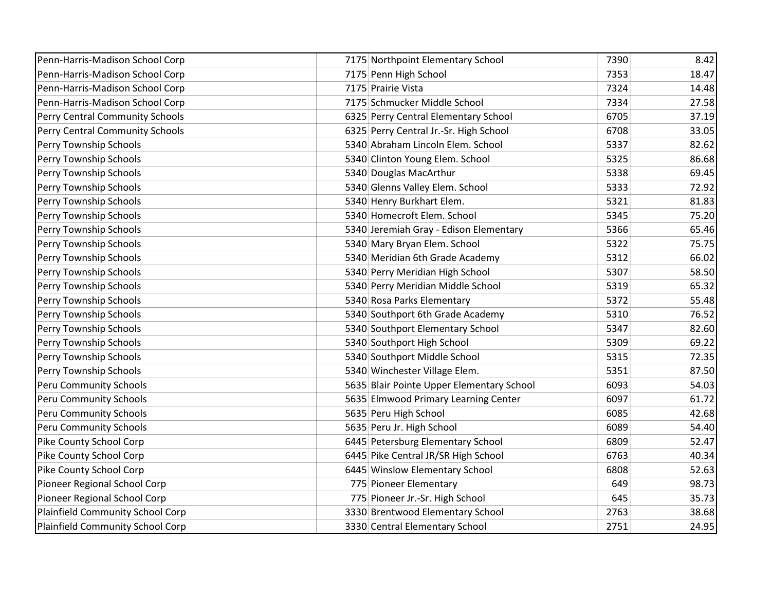| | | | | |
|---|---|---|---|---|
| Penn-Harris-Madison School Corp | 7175 | Northpoint Elementary School | 7390 | 8.42 |
| Penn-Harris-Madison School Corp | 7175 | Penn High School | 7353 | 18.47 |
| Penn-Harris-Madison School Corp | 7175 | Prairie Vista | 7324 | 14.48 |
| Penn-Harris-Madison School Corp | 7175 | Schmucker Middle School | 7334 | 27.58 |
| Perry Central Community Schools | 6325 | Perry Central Elementary School | 6705 | 37.19 |
| Perry Central Community Schools | 6325 | Perry Central Jr.-Sr. High School | 6708 | 33.05 |
| Perry Township Schools | 5340 | Abraham Lincoln Elem. School | 5337 | 82.62 |
| Perry Township Schools | 5340 | Clinton Young Elem. School | 5325 | 86.68 |
| Perry Township Schools | 5340 | Douglas MacArthur | 5338 | 69.45 |
| Perry Township Schools | 5340 | Glenns Valley Elem. School | 5333 | 72.92 |
| Perry Township Schools | 5340 | Henry Burkhart Elem. | 5321 | 81.83 |
| Perry Township Schools | 5340 | Homecroft Elem. School | 5345 | 75.20 |
| Perry Township Schools | 5340 | Jeremiah Gray - Edison Elementary | 5366 | 65.46 |
| Perry Township Schools | 5340 | Mary Bryan Elem. School | 5322 | 75.75 |
| Perry Township Schools | 5340 | Meridian 6th Grade Academy | 5312 | 66.02 |
| Perry Township Schools | 5340 | Perry Meridian High School | 5307 | 58.50 |
| Perry Township Schools | 5340 | Perry Meridian Middle School | 5319 | 65.32 |
| Perry Township Schools | 5340 | Rosa Parks Elementary | 5372 | 55.48 |
| Perry Township Schools | 5340 | Southport 6th Grade Academy | 5310 | 76.52 |
| Perry Township Schools | 5340 | Southport Elementary School | 5347 | 82.60 |
| Perry Township Schools | 5340 | Southport High School | 5309 | 69.22 |
| Perry Township Schools | 5340 | Southport Middle School | 5315 | 72.35 |
| Perry Township Schools | 5340 | Winchester Village Elem. | 5351 | 87.50 |
| Peru Community Schools | 5635 | Blair Pointe Upper Elementary School | 6093 | 54.03 |
| Peru Community Schools | 5635 | Elmwood Primary Learning Center | 6097 | 61.72 |
| Peru Community Schools | 5635 | Peru High School | 6085 | 42.68 |
| Peru Community Schools | 5635 | Peru Jr. High School | 6089 | 54.40 |
| Pike County School Corp | 6445 | Petersburg Elementary School | 6809 | 52.47 |
| Pike County School Corp | 6445 | Pike Central JR/SR High School | 6763 | 40.34 |
| Pike County School Corp | 6445 | Winslow Elementary School | 6808 | 52.63 |
| Pioneer Regional School Corp | 775 | Pioneer Elementary | 649 | 98.73 |
| Pioneer Regional School Corp | 775 | Pioneer Jr.-Sr. High School | 645 | 35.73 |
| Plainfield Community School Corp | 3330 | Brentwood Elementary School | 2763 | 38.68 |
| Plainfield Community School Corp | 3330 | Central Elementary School | 2751 | 24.95 |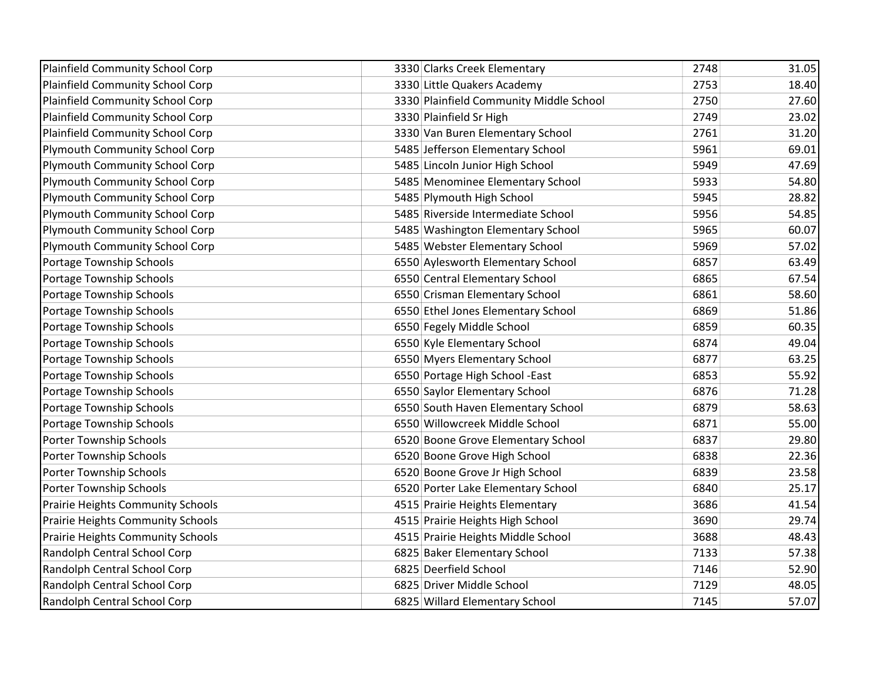| | | | | |
|---|---|---|---|---|
| Plainfield Community School Corp | 3330 | Clarks Creek Elementary | 2748 | 31.05 |
| Plainfield Community School Corp | 3330 | Little Quakers Academy | 2753 | 18.40 |
| Plainfield Community School Corp | 3330 | Plainfield Community Middle School | 2750 | 27.60 |
| Plainfield Community School Corp | 3330 | Plainfield Sr High | 2749 | 23.02 |
| Plainfield Community School Corp | 3330 | Van Buren Elementary School | 2761 | 31.20 |
| Plymouth Community School Corp | 5485 | Jefferson Elementary School | 5961 | 69.01 |
| Plymouth Community School Corp | 5485 | Lincoln Junior High School | 5949 | 47.69 |
| Plymouth Community School Corp | 5485 | Menominee Elementary School | 5933 | 54.80 |
| Plymouth Community School Corp | 5485 | Plymouth High School | 5945 | 28.82 |
| Plymouth Community School Corp | 5485 | Riverside Intermediate School | 5956 | 54.85 |
| Plymouth Community School Corp | 5485 | Washington Elementary School | 5965 | 60.07 |
| Plymouth Community School Corp | 5485 | Webster Elementary School | 5969 | 57.02 |
| Portage Township Schools | 6550 | Aylesworth Elementary School | 6857 | 63.49 |
| Portage Township Schools | 6550 | Central Elementary School | 6865 | 67.54 |
| Portage Township Schools | 6550 | Crisman Elementary School | 6861 | 58.60 |
| Portage Township Schools | 6550 | Ethel Jones Elementary School | 6869 | 51.86 |
| Portage Township Schools | 6550 | Fegely Middle School | 6859 | 60.35 |
| Portage Township Schools | 6550 | Kyle Elementary School | 6874 | 49.04 |
| Portage Township Schools | 6550 | Myers Elementary School | 6877 | 63.25 |
| Portage Township Schools | 6550 | Portage High School -East | 6853 | 55.92 |
| Portage Township Schools | 6550 | Saylor Elementary School | 6876 | 71.28 |
| Portage Township Schools | 6550 | South Haven Elementary School | 6879 | 58.63 |
| Portage Township Schools | 6550 | Willowcreek Middle School | 6871 | 55.00 |
| Porter Township Schools | 6520 | Boone Grove Elementary School | 6837 | 29.80 |
| Porter Township Schools | 6520 | Boone Grove High School | 6838 | 22.36 |
| Porter Township Schools | 6520 | Boone Grove Jr High School | 6839 | 23.58 |
| Porter Township Schools | 6520 | Porter Lake Elementary School | 6840 | 25.17 |
| Prairie Heights Community Schools | 4515 | Prairie Heights Elementary | 3686 | 41.54 |
| Prairie Heights Community Schools | 4515 | Prairie Heights High School | 3690 | 29.74 |
| Prairie Heights Community Schools | 4515 | Prairie Heights Middle School | 3688 | 48.43 |
| Randolph Central School Corp | 6825 | Baker Elementary School | 7133 | 57.38 |
| Randolph Central School Corp | 6825 | Deerfield School | 7146 | 52.90 |
| Randolph Central School Corp | 6825 | Driver Middle School | 7129 | 48.05 |
| Randolph Central School Corp | 6825 | Willard Elementary School | 7145 | 57.07 |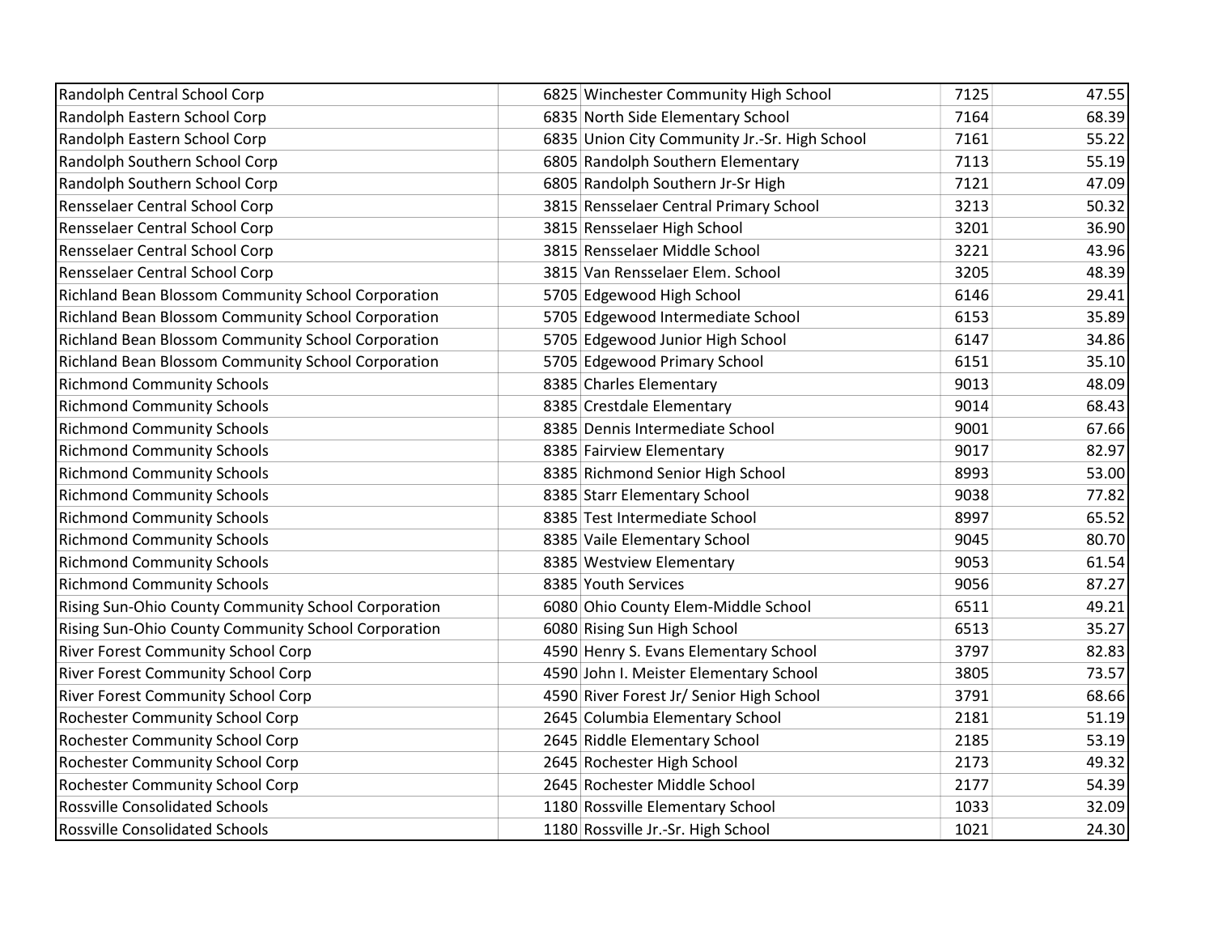| | | | | |
|---|---|---|---|---|
| Randolph Central School Corp | 6825 | Winchester Community High School | 7125 | 47.55 |
| Randolph Eastern School Corp | 6835 | North Side Elementary School | 7164 | 68.39 |
| Randolph Eastern School Corp | 6835 | Union City Community Jr.-Sr. High School | 7161 | 55.22 |
| Randolph Southern School Corp | 6805 | Randolph Southern Elementary | 7113 | 55.19 |
| Randolph Southern School Corp | 6805 | Randolph Southern Jr-Sr High | 7121 | 47.09 |
| Rensselaer Central School Corp | 3815 | Rensselaer Central Primary School | 3213 | 50.32 |
| Rensselaer Central School Corp | 3815 | Rensselaer High School | 3201 | 36.90 |
| Rensselaer Central School Corp | 3815 | Rensselaer Middle School | 3221 | 43.96 |
| Rensselaer Central School Corp | 3815 | Van Rensselaer Elem. School | 3205 | 48.39 |
| Richland Bean Blossom Community School Corporation | 5705 | Edgewood High School | 6146 | 29.41 |
| Richland Bean Blossom Community School Corporation | 5705 | Edgewood Intermediate School | 6153 | 35.89 |
| Richland Bean Blossom Community School Corporation | 5705 | Edgewood Junior High School | 6147 | 34.86 |
| Richland Bean Blossom Community School Corporation | 5705 | Edgewood Primary School | 6151 | 35.10 |
| Richmond Community Schools | 8385 | Charles Elementary | 9013 | 48.09 |
| Richmond Community Schools | 8385 | Crestdale Elementary | 9014 | 68.43 |
| Richmond Community Schools | 8385 | Dennis Intermediate School | 9001 | 67.66 |
| Richmond Community Schools | 8385 | Fairview Elementary | 9017 | 82.97 |
| Richmond Community Schools | 8385 | Richmond Senior High School | 8993 | 53.00 |
| Richmond Community Schools | 8385 | Starr Elementary School | 9038 | 77.82 |
| Richmond Community Schools | 8385 | Test Intermediate School | 8997 | 65.52 |
| Richmond Community Schools | 8385 | Vaile Elementary School | 9045 | 80.70 |
| Richmond Community Schools | 8385 | Westview Elementary | 9053 | 61.54 |
| Richmond Community Schools | 8385 | Youth Services | 9056 | 87.27 |
| Rising Sun-Ohio County Community School Corporation | 6080 | Ohio County Elem-Middle School | 6511 | 49.21 |
| Rising Sun-Ohio County Community School Corporation | 6080 | Rising Sun High School | 6513 | 35.27 |
| River Forest Community School Corp | 4590 | Henry S. Evans Elementary School | 3797 | 82.83 |
| River Forest Community School Corp | 4590 | John I. Meister Elementary School | 3805 | 73.57 |
| River Forest Community School Corp | 4590 | River Forest Jr/ Senior High School | 3791 | 68.66 |
| Rochester Community School Corp | 2645 | Columbia Elementary School | 2181 | 51.19 |
| Rochester Community School Corp | 2645 | Riddle Elementary School | 2185 | 53.19 |
| Rochester Community School Corp | 2645 | Rochester High School | 2173 | 49.32 |
| Rochester Community School Corp | 2645 | Rochester Middle School | 2177 | 54.39 |
| Rossville Consolidated Schools | 1180 | Rossville Elementary School | 1033 | 32.09 |
| Rossville Consolidated Schools | 1180 | Rossville Jr.-Sr. High School | 1021 | 24.30 |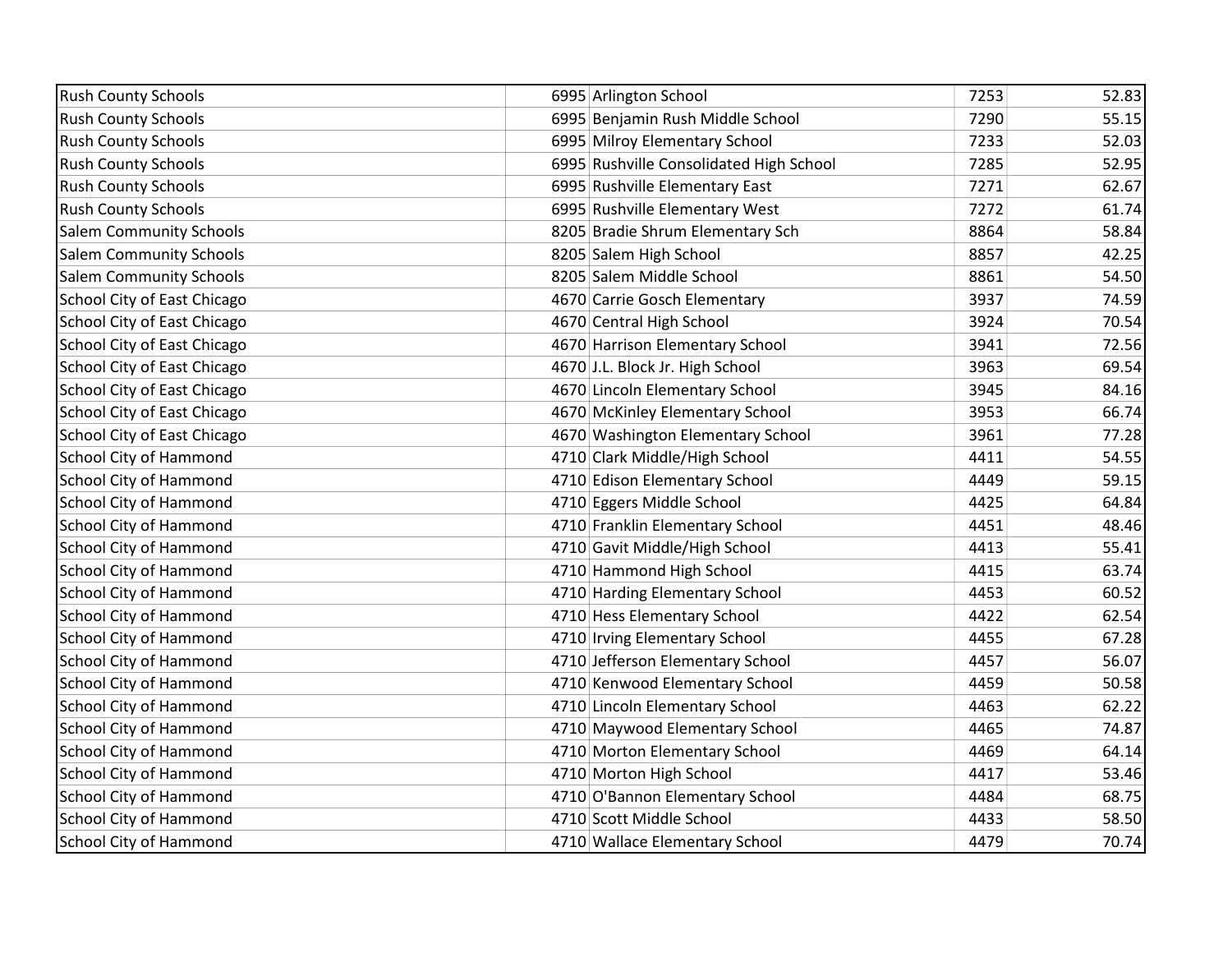| | | | | |
|---|---|---|---|---|
| Rush County Schools | 6995 | Arlington School | 7253 | 52.83 |
| Rush County Schools | 6995 | Benjamin Rush Middle School | 7290 | 55.15 |
| Rush County Schools | 6995 | Milroy Elementary School | 7233 | 52.03 |
| Rush County Schools | 6995 | Rushville Consolidated High School | 7285 | 52.95 |
| Rush County Schools | 6995 | Rushville Elementary East | 7271 | 62.67 |
| Rush County Schools | 6995 | Rushville Elementary West | 7272 | 61.74 |
| Salem Community Schools | 8205 | Bradie Shrum Elementary Sch | 8864 | 58.84 |
| Salem Community Schools | 8205 | Salem High School | 8857 | 42.25 |
| Salem Community Schools | 8205 | Salem Middle School | 8861 | 54.50 |
| School City of East Chicago | 4670 | Carrie Gosch Elementary | 3937 | 74.59 |
| School City of East Chicago | 4670 | Central High School | 3924 | 70.54 |
| School City of East Chicago | 4670 | Harrison Elementary School | 3941 | 72.56 |
| School City of East Chicago | 4670 | J.L. Block Jr. High School | 3963 | 69.54 |
| School City of East Chicago | 4670 | Lincoln Elementary School | 3945 | 84.16 |
| School City of East Chicago | 4670 | McKinley Elementary School | 3953 | 66.74 |
| School City of East Chicago | 4670 | Washington Elementary School | 3961 | 77.28 |
| School City of Hammond | 4710 | Clark Middle/High School | 4411 | 54.55 |
| School City of Hammond | 4710 | Edison Elementary School | 4449 | 59.15 |
| School City of Hammond | 4710 | Eggers Middle School | 4425 | 64.84 |
| School City of Hammond | 4710 | Franklin Elementary School | 4451 | 48.46 |
| School City of Hammond | 4710 | Gavit Middle/High School | 4413 | 55.41 |
| School City of Hammond | 4710 | Hammond High School | 4415 | 63.74 |
| School City of Hammond | 4710 | Harding Elementary School | 4453 | 60.52 |
| School City of Hammond | 4710 | Hess Elementary School | 4422 | 62.54 |
| School City of Hammond | 4710 | Irving Elementary School | 4455 | 67.28 |
| School City of Hammond | 4710 | Jefferson Elementary School | 4457 | 56.07 |
| School City of Hammond | 4710 | Kenwood Elementary School | 4459 | 50.58 |
| School City of Hammond | 4710 | Lincoln Elementary School | 4463 | 62.22 |
| School City of Hammond | 4710 | Maywood Elementary School | 4465 | 74.87 |
| School City of Hammond | 4710 | Morton Elementary School | 4469 | 64.14 |
| School City of Hammond | 4710 | Morton High School | 4417 | 53.46 |
| School City of Hammond | 4710 | O'Bannon Elementary School | 4484 | 68.75 |
| School City of Hammond | 4710 | Scott Middle School | 4433 | 58.50 |
| School City of Hammond | 4710 | Wallace Elementary School | 4479 | 70.74 |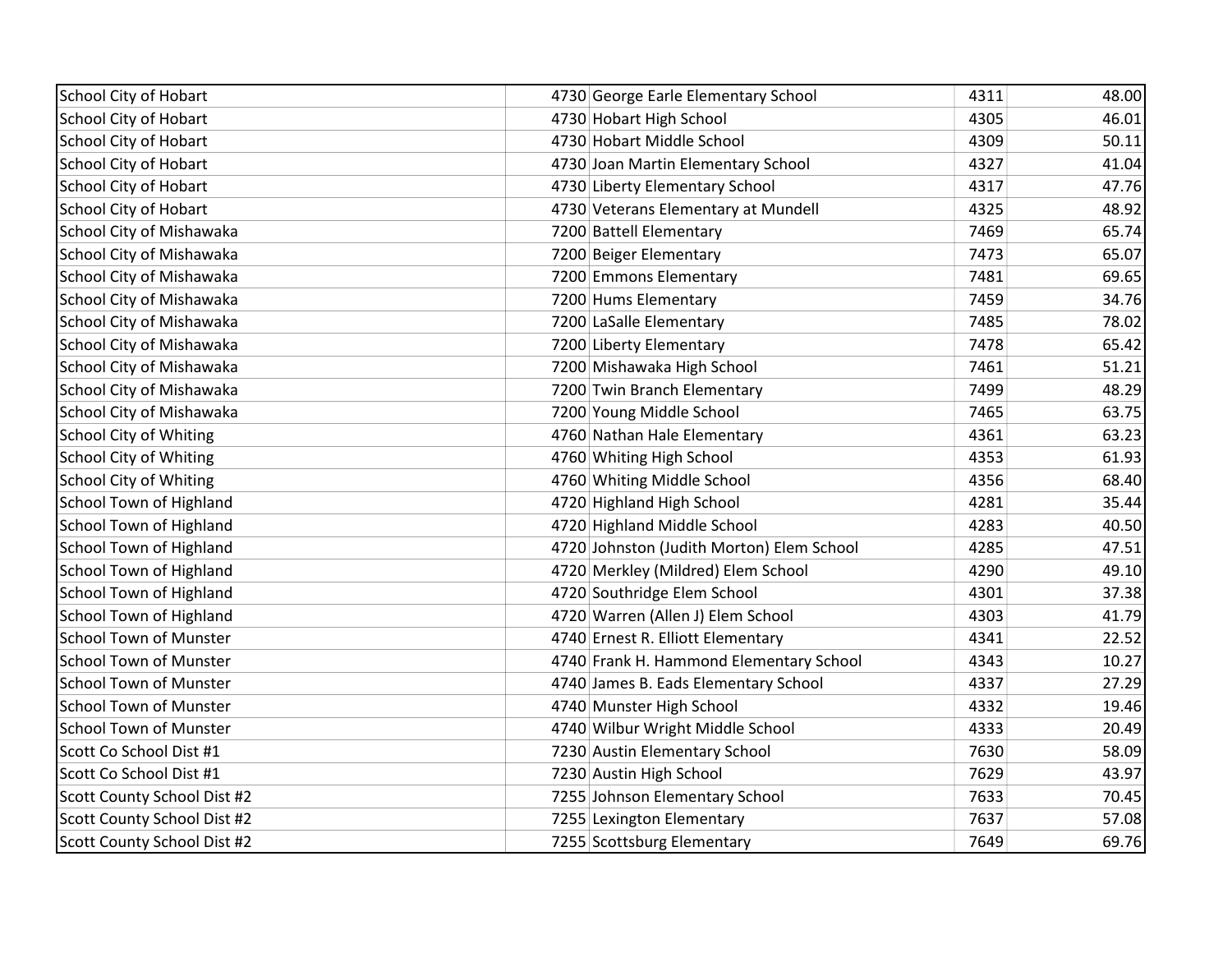| School City of Hobart | 4730 | George Earle Elementary School | 4311 | 48.00 |
|---|---|---|---|---|
| School City of Hobart | 4730 | Hobart High School | 4305 | 46.01 |
| School City of Hobart | 4730 | Hobart Middle School | 4309 | 50.11 |
| School City of Hobart | 4730 | Joan Martin Elementary School | 4327 | 41.04 |
| School City of Hobart | 4730 | Liberty Elementary School | 4317 | 47.76 |
| School City of Hobart | 4730 | Veterans Elementary at Mundell | 4325 | 48.92 |
| School City of Mishawaka | 7200 | Battell Elementary | 7469 | 65.74 |
| School City of Mishawaka | 7200 | Beiger Elementary | 7473 | 65.07 |
| School City of Mishawaka | 7200 | Emmons Elementary | 7481 | 69.65 |
| School City of Mishawaka | 7200 | Hums Elementary | 7459 | 34.76 |
| School City of Mishawaka | 7200 | LaSalle Elementary | 7485 | 78.02 |
| School City of Mishawaka | 7200 | Liberty Elementary | 7478 | 65.42 |
| School City of Mishawaka | 7200 | Mishawaka High School | 7461 | 51.21 |
| School City of Mishawaka | 7200 | Twin Branch Elementary | 7499 | 48.29 |
| School City of Mishawaka | 7200 | Young Middle School | 7465 | 63.75 |
| School City of Whiting | 4760 | Nathan Hale Elementary | 4361 | 63.23 |
| School City of Whiting | 4760 | Whiting High School | 4353 | 61.93 |
| School City of Whiting | 4760 | Whiting Middle School | 4356 | 68.40 |
| School Town of Highland | 4720 | Highland High School | 4281 | 35.44 |
| School Town of Highland | 4720 | Highland Middle School | 4283 | 40.50 |
| School Town of Highland | 4720 | Johnston (Judith Morton) Elem School | 4285 | 47.51 |
| School Town of Highland | 4720 | Merkley (Mildred) Elem School | 4290 | 49.10 |
| School Town of Highland | 4720 | Southridge Elem School | 4301 | 37.38 |
| School Town of Highland | 4720 | Warren (Allen J) Elem School | 4303 | 41.79 |
| School Town of Munster | 4740 | Ernest R. Elliott Elementary | 4341 | 22.52 |
| School Town of Munster | 4740 | Frank H. Hammond Elementary School | 4343 | 10.27 |
| School Town of Munster | 4740 | James B. Eads Elementary School | 4337 | 27.29 |
| School Town of Munster | 4740 | Munster High School | 4332 | 19.46 |
| School Town of Munster | 4740 | Wilbur Wright Middle School | 4333 | 20.49 |
| Scott Co School Dist #1 | 7230 | Austin Elementary School | 7630 | 58.09 |
| Scott Co School Dist #1 | 7230 | Austin High School | 7629 | 43.97 |
| Scott County School Dist #2 | 7255 | Johnson Elementary School | 7633 | 70.45 |
| Scott County School Dist #2 | 7255 | Lexington Elementary | 7637 | 57.08 |
| Scott County School Dist #2 | 7255 | Scottsburg Elementary | 7649 | 69.76 |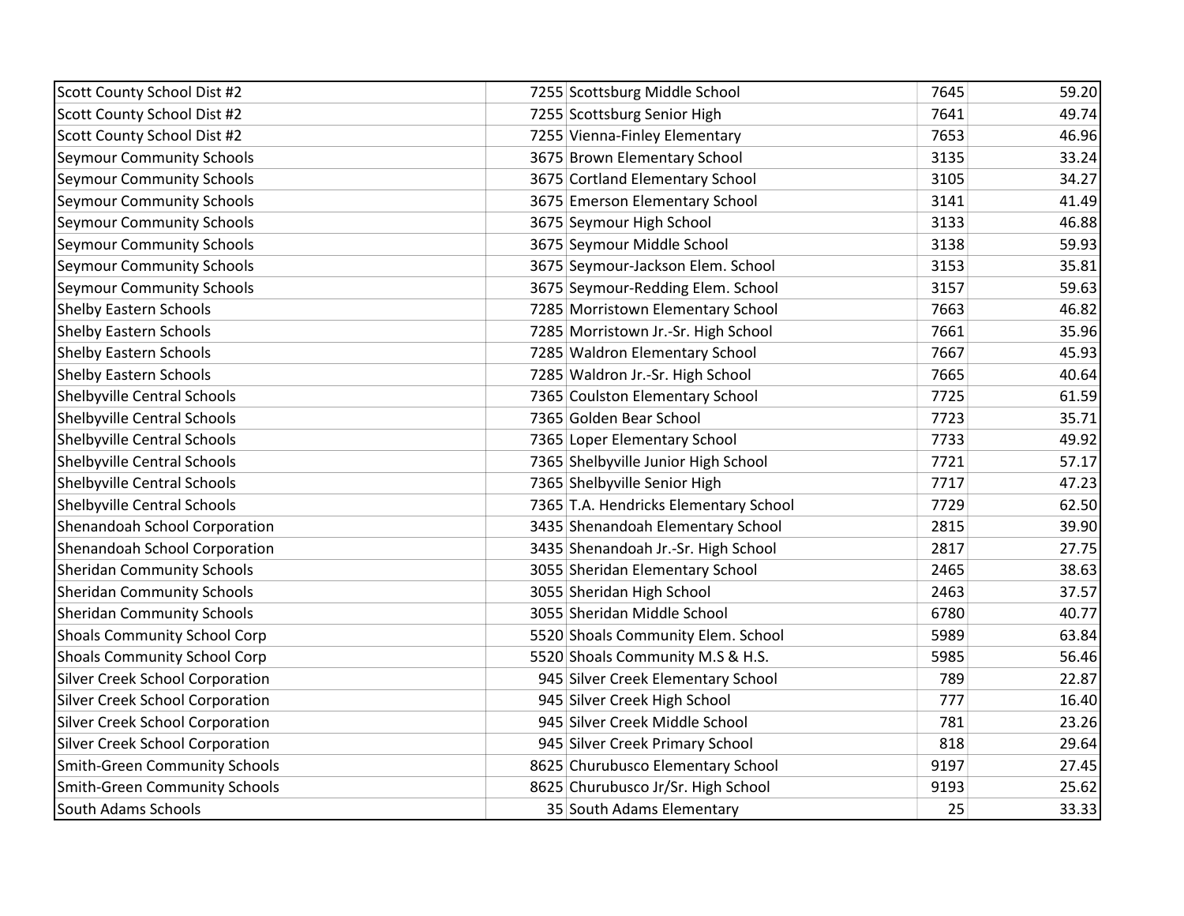| | | | | |
|---|---|---|---|---|
| Scott County School Dist #2 | 7255 | Scottsburg Middle School | 7645 | 59.20 |
| Scott County School Dist #2 | 7255 | Scottsburg Senior High | 7641 | 49.74 |
| Scott County School Dist #2 | 7255 | Vienna-Finley Elementary | 7653 | 46.96 |
| Seymour Community Schools | 3675 | Brown Elementary School | 3135 | 33.24 |
| Seymour Community Schools | 3675 | Cortland Elementary School | 3105 | 34.27 |
| Seymour Community Schools | 3675 | Emerson Elementary School | 3141 | 41.49 |
| Seymour Community Schools | 3675 | Seymour High School | 3133 | 46.88 |
| Seymour Community Schools | 3675 | Seymour Middle School | 3138 | 59.93 |
| Seymour Community Schools | 3675 | Seymour-Jackson Elem. School | 3153 | 35.81 |
| Seymour Community Schools | 3675 | Seymour-Redding Elem. School | 3157 | 59.63 |
| Shelby Eastern Schools | 7285 | Morristown Elementary School | 7663 | 46.82 |
| Shelby Eastern Schools | 7285 | Morristown Jr.-Sr. High School | 7661 | 35.96 |
| Shelby Eastern Schools | 7285 | Waldron Elementary School | 7667 | 45.93 |
| Shelby Eastern Schools | 7285 | Waldron Jr.-Sr. High School | 7665 | 40.64 |
| Shelbyville Central Schools | 7365 | Coulston Elementary School | 7725 | 61.59 |
| Shelbyville Central Schools | 7365 | Golden Bear School | 7723 | 35.71 |
| Shelbyville Central Schools | 7365 | Loper Elementary School | 7733 | 49.92 |
| Shelbyville Central Schools | 7365 | Shelbyville Junior High School | 7721 | 57.17 |
| Shelbyville Central Schools | 7365 | Shelbyville Senior High | 7717 | 47.23 |
| Shelbyville Central Schools | 7365 | T.A. Hendricks Elementary School | 7729 | 62.50 |
| Shenandoah School Corporation | 3435 | Shenandoah Elementary School | 2815 | 39.90 |
| Shenandoah School Corporation | 3435 | Shenandoah Jr.-Sr. High School | 2817 | 27.75 |
| Sheridan Community Schools | 3055 | Sheridan Elementary School | 2465 | 38.63 |
| Sheridan Community Schools | 3055 | Sheridan High School | 2463 | 37.57 |
| Sheridan Community Schools | 3055 | Sheridan Middle School | 6780 | 40.77 |
| Shoals Community School Corp | 5520 | Shoals Community Elem. School | 5989 | 63.84 |
| Shoals Community School Corp | 5520 | Shoals Community M.S & H.S. | 5985 | 56.46 |
| Silver Creek School Corporation | 945 | Silver Creek Elementary School | 789 | 22.87 |
| Silver Creek School Corporation | 945 | Silver Creek High School | 777 | 16.40 |
| Silver Creek School Corporation | 945 | Silver Creek Middle School | 781 | 23.26 |
| Silver Creek School Corporation | 945 | Silver Creek Primary School | 818 | 29.64 |
| Smith-Green Community Schools | 8625 | Churubusco Elementary School | 9197 | 27.45 |
| Smith-Green Community Schools | 8625 | Churubusco Jr/Sr. High School | 9193 | 25.62 |
| South Adams Schools | 35 | South Adams Elementary | 25 | 33.33 |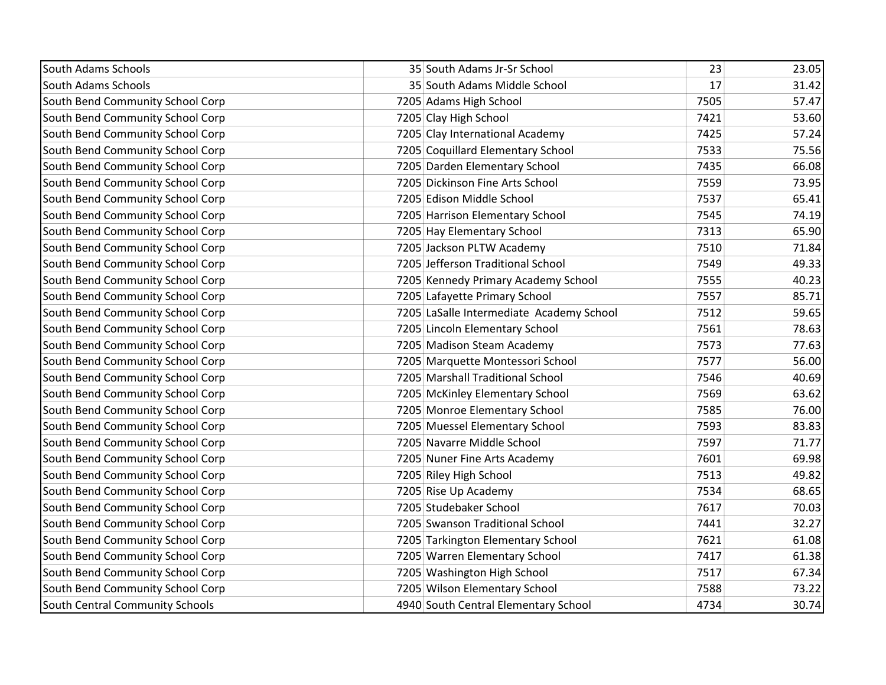| | | | | |
|---|---|---|---|---|
| South Adams Schools | 35 | South Adams Jr-Sr School | 23 | 23.05 |
| South Adams Schools | 35 | South Adams Middle School | 17 | 31.42 |
| South Bend Community School Corp | 7205 | Adams High School | 7505 | 57.47 |
| South Bend Community School Corp | 7205 | Clay High School | 7421 | 53.60 |
| South Bend Community School Corp | 7205 | Clay International Academy | 7425 | 57.24 |
| South Bend Community School Corp | 7205 | Coquillard Elementary School | 7533 | 75.56 |
| South Bend Community School Corp | 7205 | Darden Elementary School | 7435 | 66.08 |
| South Bend Community School Corp | 7205 | Dickinson Fine Arts School | 7559 | 73.95 |
| South Bend Community School Corp | 7205 | Edison Middle School | 7537 | 65.41 |
| South Bend Community School Corp | 7205 | Harrison Elementary School | 7545 | 74.19 |
| South Bend Community School Corp | 7205 | Hay Elementary School | 7313 | 65.90 |
| South Bend Community School Corp | 7205 | Jackson PLTW Academy | 7510 | 71.84 |
| South Bend Community School Corp | 7205 | Jefferson Traditional School | 7549 | 49.33 |
| South Bend Community School Corp | 7205 | Kennedy Primary Academy School | 7555 | 40.23 |
| South Bend Community School Corp | 7205 | Lafayette Primary School | 7557 | 85.71 |
| South Bend Community School Corp | 7205 | LaSalle Intermediate Academy School | 7512 | 59.65 |
| South Bend Community School Corp | 7205 | Lincoln Elementary School | 7561 | 78.63 |
| South Bend Community School Corp | 7205 | Madison Steam Academy | 7573 | 77.63 |
| South Bend Community School Corp | 7205 | Marquette Montessori School | 7577 | 56.00 |
| South Bend Community School Corp | 7205 | Marshall Traditional School | 7546 | 40.69 |
| South Bend Community School Corp | 7205 | McKinley Elementary School | 7569 | 63.62 |
| South Bend Community School Corp | 7205 | Monroe Elementary School | 7585 | 76.00 |
| South Bend Community School Corp | 7205 | Muessel Elementary School | 7593 | 83.83 |
| South Bend Community School Corp | 7205 | Navarre Middle School | 7597 | 71.77 |
| South Bend Community School Corp | 7205 | Nuner Fine Arts Academy | 7601 | 69.98 |
| South Bend Community School Corp | 7205 | Riley High School | 7513 | 49.82 |
| South Bend Community School Corp | 7205 | Rise Up Academy | 7534 | 68.65 |
| South Bend Community School Corp | 7205 | Studebaker School | 7617 | 70.03 |
| South Bend Community School Corp | 7205 | Swanson Traditional School | 7441 | 32.27 |
| South Bend Community School Corp | 7205 | Tarkington Elementary School | 7621 | 61.08 |
| South Bend Community School Corp | 7205 | Warren Elementary School | 7417 | 61.38 |
| South Bend Community School Corp | 7205 | Washington High School | 7517 | 67.34 |
| South Bend Community School Corp | 7205 | Wilson Elementary School | 7588 | 73.22 |
| South Central Community Schools | 4940 | South Central Elementary School | 4734 | 30.74 |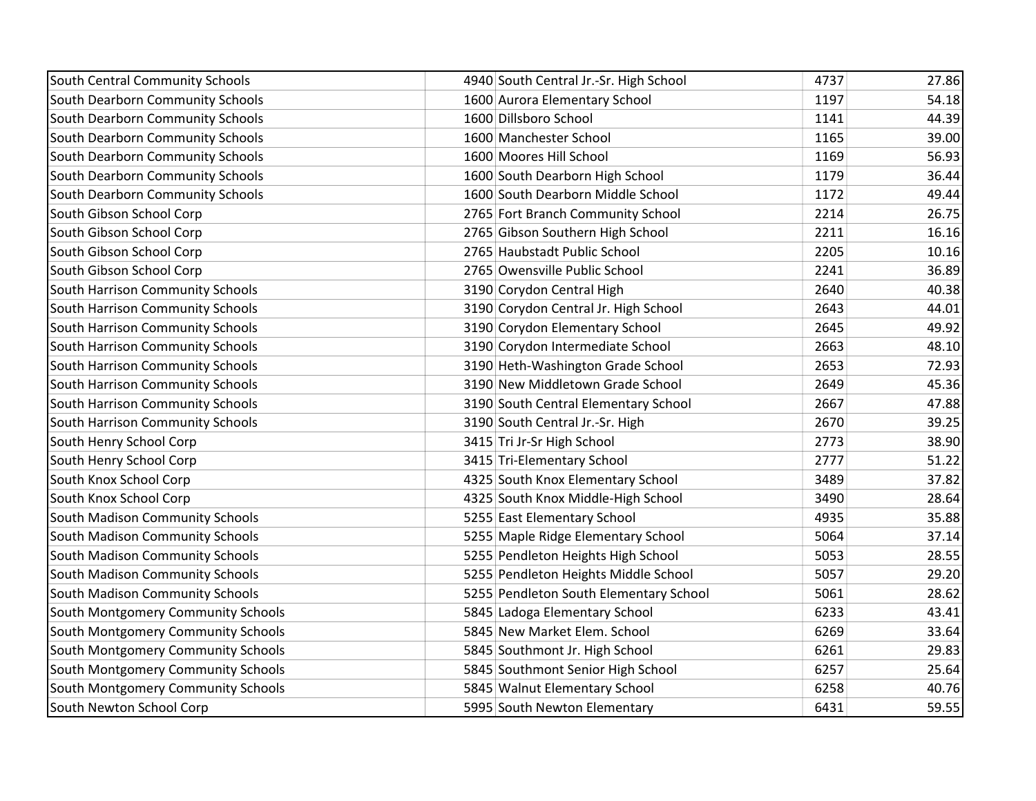| | | | | |
|---|---|---|---|---|
| South Central Community Schools | 4940 | South Central Jr.-Sr. High School | 4737 | 27.86 |
| South Dearborn Community Schools | 1600 | Aurora Elementary School | 1197 | 54.18 |
| South Dearborn Community Schools | 1600 | Dillsboro School | 1141 | 44.39 |
| South Dearborn Community Schools | 1600 | Manchester School | 1165 | 39.00 |
| South Dearborn Community Schools | 1600 | Moores Hill School | 1169 | 56.93 |
| South Dearborn Community Schools | 1600 | South Dearborn High School | 1179 | 36.44 |
| South Dearborn Community Schools | 1600 | South Dearborn Middle School | 1172 | 49.44 |
| South Gibson School Corp | 2765 | Fort Branch Community School | 2214 | 26.75 |
| South Gibson School Corp | 2765 | Gibson Southern High School | 2211 | 16.16 |
| South Gibson School Corp | 2765 | Haubstadt Public School | 2205 | 10.16 |
| South Gibson School Corp | 2765 | Owensville Public School | 2241 | 36.89 |
| South Harrison Community Schools | 3190 | Corydon Central High | 2640 | 40.38 |
| South Harrison Community Schools | 3190 | Corydon Central Jr. High School | 2643 | 44.01 |
| South Harrison Community Schools | 3190 | Corydon Elementary School | 2645 | 49.92 |
| South Harrison Community Schools | 3190 | Corydon Intermediate School | 2663 | 48.10 |
| South Harrison Community Schools | 3190 | Heth-Washington Grade School | 2653 | 72.93 |
| South Harrison Community Schools | 3190 | New Middletown Grade School | 2649 | 45.36 |
| South Harrison Community Schools | 3190 | South Central Elementary School | 2667 | 47.88 |
| South Harrison Community Schools | 3190 | South Central Jr.-Sr. High | 2670 | 39.25 |
| South Henry School Corp | 3415 | Tri Jr-Sr High School | 2773 | 38.90 |
| South Henry School Corp | 3415 | Tri-Elementary School | 2777 | 51.22 |
| South Knox School Corp | 4325 | South Knox Elementary School | 3489 | 37.82 |
| South Knox School Corp | 4325 | South Knox Middle-High School | 3490 | 28.64 |
| South Madison Community Schools | 5255 | East Elementary School | 4935 | 35.88 |
| South Madison Community Schools | 5255 | Maple Ridge Elementary School | 5064 | 37.14 |
| South Madison Community Schools | 5255 | Pendleton Heights High School | 5053 | 28.55 |
| South Madison Community Schools | 5255 | Pendleton Heights Middle School | 5057 | 29.20 |
| South Madison Community Schools | 5255 | Pendleton South Elementary School | 5061 | 28.62 |
| South Montgomery Community Schools | 5845 | Ladoga Elementary School | 6233 | 43.41 |
| South Montgomery Community Schools | 5845 | New Market Elem. School | 6269 | 33.64 |
| South Montgomery Community Schools | 5845 | Southmont Jr. High School | 6261 | 29.83 |
| South Montgomery Community Schools | 5845 | Southmont Senior High School | 6257 | 25.64 |
| South Montgomery Community Schools | 5845 | Walnut Elementary School | 6258 | 40.76 |
| South Newton School Corp | 5995 | South Newton Elementary | 6431 | 59.55 |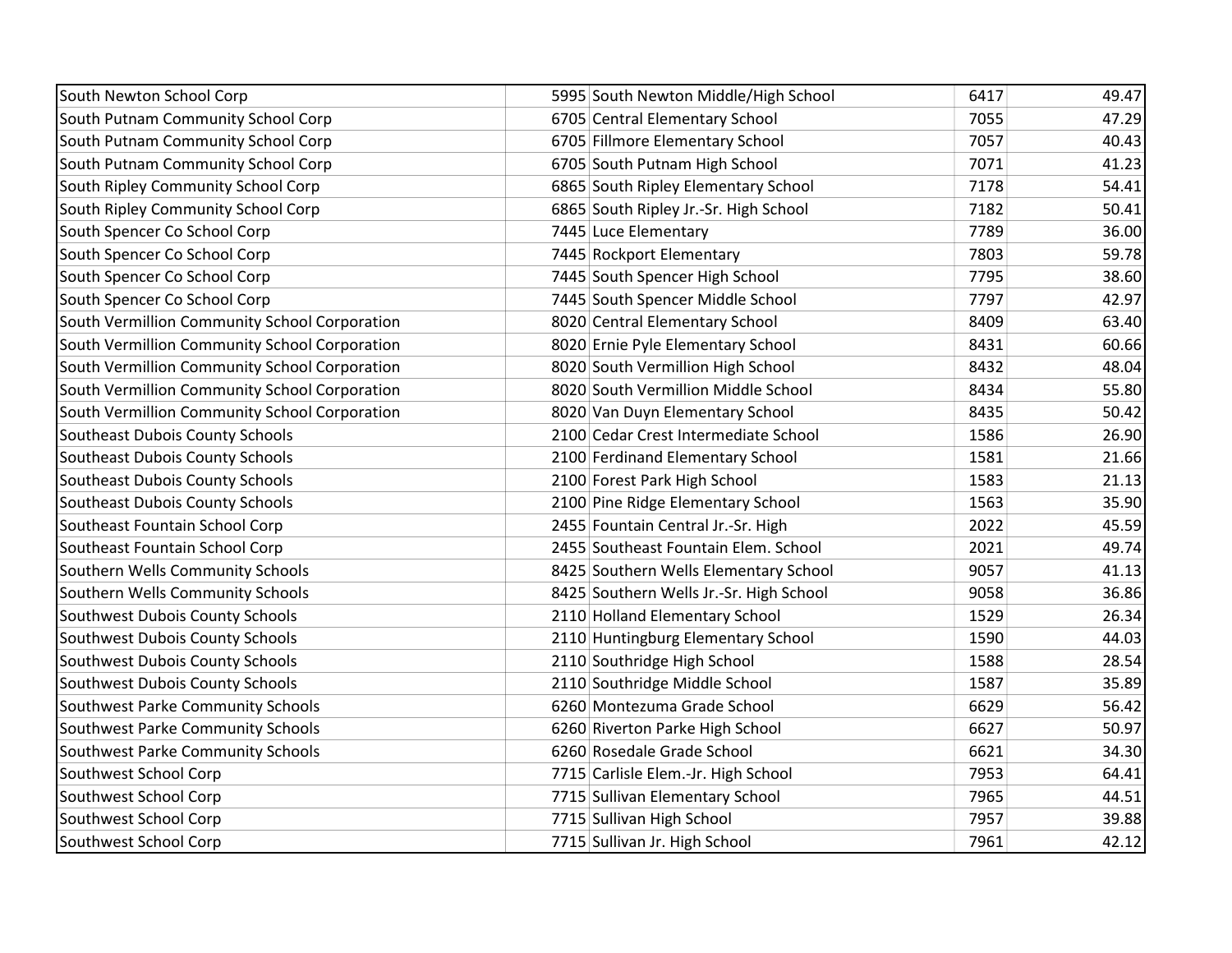| South Newton School Corp | 5995 | South Newton Middle/High School | 6417 | 49.47 |
|---|---|---|---|---|
| South Putnam Community School Corp | 6705 | Central Elementary School | 7055 | 47.29 |
| South Putnam Community School Corp | 6705 | Fillmore Elementary School | 7057 | 40.43 |
| South Putnam Community School Corp | 6705 | South Putnam High School | 7071 | 41.23 |
| South Ripley Community School Corp | 6865 | South Ripley Elementary School | 7178 | 54.41 |
| South Ripley Community School Corp | 6865 | South Ripley Jr.-Sr. High School | 7182 | 50.41 |
| South Spencer Co School Corp | 7445 | Luce Elementary | 7789 | 36.00 |
| South Spencer Co School Corp | 7445 | Rockport Elementary | 7803 | 59.78 |
| South Spencer Co School Corp | 7445 | South Spencer High School | 7795 | 38.60 |
| South Spencer Co School Corp | 7445 | South Spencer Middle School | 7797 | 42.97 |
| South Vermillion Community School Corporation | 8020 | Central Elementary School | 8409 | 63.40 |
| South Vermillion Community School Corporation | 8020 | Ernie Pyle Elementary School | 8431 | 60.66 |
| South Vermillion Community School Corporation | 8020 | South Vermillion High School | 8432 | 48.04 |
| South Vermillion Community School Corporation | 8020 | South Vermillion Middle School | 8434 | 55.80 |
| South Vermillion Community School Corporation | 8020 | Van Duyn Elementary School | 8435 | 50.42 |
| Southeast Dubois County Schools | 2100 | Cedar Crest Intermediate School | 1586 | 26.90 |
| Southeast Dubois County Schools | 2100 | Ferdinand Elementary School | 1581 | 21.66 |
| Southeast Dubois County Schools | 2100 | Forest Park High School | 1583 | 21.13 |
| Southeast Dubois County Schools | 2100 | Pine Ridge Elementary School | 1563 | 35.90 |
| Southeast Fountain School Corp | 2455 | Fountain Central Jr.-Sr. High | 2022 | 45.59 |
| Southeast Fountain School Corp | 2455 | Southeast Fountain Elem. School | 2021 | 49.74 |
| Southern Wells Community Schools | 8425 | Southern Wells Elementary School | 9057 | 41.13 |
| Southern Wells Community Schools | 8425 | Southern Wells Jr.-Sr. High School | 9058 | 36.86 |
| Southwest Dubois County Schools | 2110 | Holland Elementary School | 1529 | 26.34 |
| Southwest Dubois County Schools | 2110 | Huntingburg Elementary School | 1590 | 44.03 |
| Southwest Dubois County Schools | 2110 | Southridge High School | 1588 | 28.54 |
| Southwest Dubois County Schools | 2110 | Southridge Middle School | 1587 | 35.89 |
| Southwest Parke Community Schools | 6260 | Montezuma Grade School | 6629 | 56.42 |
| Southwest Parke Community Schools | 6260 | Riverton Parke High School | 6627 | 50.97 |
| Southwest Parke Community Schools | 6260 | Rosedale Grade School | 6621 | 34.30 |
| Southwest School Corp | 7715 | Carlisle Elem.-Jr. High School | 7953 | 64.41 |
| Southwest School Corp | 7715 | Sullivan Elementary School | 7965 | 44.51 |
| Southwest School Corp | 7715 | Sullivan High School | 7957 | 39.88 |
| Southwest School Corp | 7715 | Sullivan Jr. High School | 7961 | 42.12 |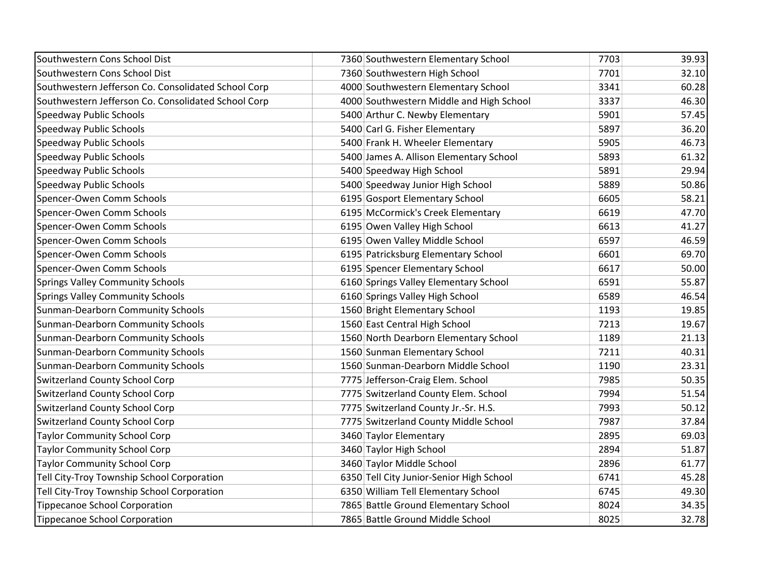| | | | | |
|---|---|---|---|---|
| Southwestern Cons School Dist | 7360 | Southwestern Elementary School | 7703 | 39.93 |
| Southwestern Cons School Dist | 7360 | Southwestern High School | 7701 | 32.10 |
| Southwestern Jefferson Co. Consolidated School Corp | 4000 | Southwestern Elementary School | 3341 | 60.28 |
| Southwestern Jefferson Co. Consolidated School Corp | 4000 | Southwestern Middle and High School | 3337 | 46.30 |
| Speedway Public Schools | 5400 | Arthur C. Newby Elementary | 5901 | 57.45 |
| Speedway Public Schools | 5400 | Carl G. Fisher Elementary | 5897 | 36.20 |
| Speedway Public Schools | 5400 | Frank H. Wheeler Elementary | 5905 | 46.73 |
| Speedway Public Schools | 5400 | James A. Allison Elementary School | 5893 | 61.32 |
| Speedway Public Schools | 5400 | Speedway High School | 5891 | 29.94 |
| Speedway Public Schools | 5400 | Speedway Junior High School | 5889 | 50.86 |
| Spencer-Owen Comm Schools | 6195 | Gosport Elementary School | 6605 | 58.21 |
| Spencer-Owen Comm Schools | 6195 | McCormick's Creek Elementary | 6619 | 47.70 |
| Spencer-Owen Comm Schools | 6195 | Owen Valley High School | 6613 | 41.27 |
| Spencer-Owen Comm Schools | 6195 | Owen Valley Middle School | 6597 | 46.59 |
| Spencer-Owen Comm Schools | 6195 | Patricksburg Elementary School | 6601 | 69.70 |
| Spencer-Owen Comm Schools | 6195 | Spencer Elementary School | 6617 | 50.00 |
| Springs Valley Community Schools | 6160 | Springs Valley Elementary School | 6591 | 55.87 |
| Springs Valley Community Schools | 6160 | Springs Valley High School | 6589 | 46.54 |
| Sunman-Dearborn Community Schools | 1560 | Bright Elementary School | 1193 | 19.85 |
| Sunman-Dearborn Community Schools | 1560 | East Central High School | 7213 | 19.67 |
| Sunman-Dearborn Community Schools | 1560 | North Dearborn Elementary School | 1189 | 21.13 |
| Sunman-Dearborn Community Schools | 1560 | Sunman Elementary School | 7211 | 40.31 |
| Sunman-Dearborn Community Schools | 1560 | Sunman-Dearborn Middle School | 1190 | 23.31 |
| Switzerland County School Corp | 7775 | Jefferson-Craig Elem. School | 7985 | 50.35 |
| Switzerland County School Corp | 7775 | Switzerland County Elem. School | 7994 | 51.54 |
| Switzerland County School Corp | 7775 | Switzerland County Jr.-Sr. H.S. | 7993 | 50.12 |
| Switzerland County School Corp | 7775 | Switzerland County Middle School | 7987 | 37.84 |
| Taylor Community School Corp | 3460 | Taylor Elementary | 2895 | 69.03 |
| Taylor Community School Corp | 3460 | Taylor High School | 2894 | 51.87 |
| Taylor Community School Corp | 3460 | Taylor Middle School | 2896 | 61.77 |
| Tell City-Troy Township School Corporation | 6350 | Tell City Junior-Senior High School | 6741 | 45.28 |
| Tell City-Troy Township School Corporation | 6350 | William Tell Elementary School | 6745 | 49.30 |
| Tippecanoe School Corporation | 7865 | Battle Ground Elementary School | 8024 | 34.35 |
| Tippecanoe School Corporation | 7865 | Battle Ground Middle School | 8025 | 32.78 |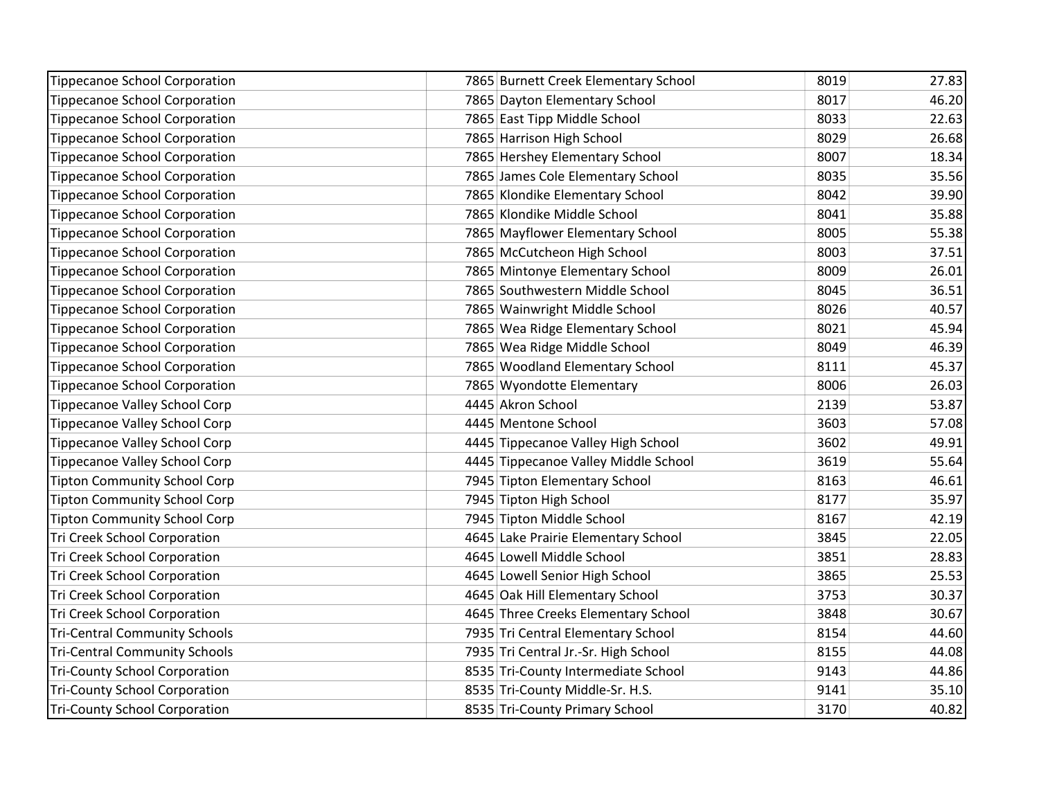| | | | | |
|---|---|---|---|---|
| Tippecanoe School Corporation | 7865 | Burnett Creek Elementary School | 8019 | 27.83 |
| Tippecanoe School Corporation | 7865 | Dayton Elementary School | 8017 | 46.20 |
| Tippecanoe School Corporation | 7865 | East Tipp Middle School | 8033 | 22.63 |
| Tippecanoe School Corporation | 7865 | Harrison High School | 8029 | 26.68 |
| Tippecanoe School Corporation | 7865 | Hershey Elementary School | 8007 | 18.34 |
| Tippecanoe School Corporation | 7865 | James Cole Elementary School | 8035 | 35.56 |
| Tippecanoe School Corporation | 7865 | Klondike Elementary School | 8042 | 39.90 |
| Tippecanoe School Corporation | 7865 | Klondike Middle School | 8041 | 35.88 |
| Tippecanoe School Corporation | 7865 | Mayflower Elementary School | 8005 | 55.38 |
| Tippecanoe School Corporation | 7865 | McCutcheon High School | 8003 | 37.51 |
| Tippecanoe School Corporation | 7865 | Mintonye Elementary School | 8009 | 26.01 |
| Tippecanoe School Corporation | 7865 | Southwestern Middle School | 8045 | 36.51 |
| Tippecanoe School Corporation | 7865 | Wainwright Middle School | 8026 | 40.57 |
| Tippecanoe School Corporation | 7865 | Wea Ridge Elementary School | 8021 | 45.94 |
| Tippecanoe School Corporation | 7865 | Wea Ridge Middle School | 8049 | 46.39 |
| Tippecanoe School Corporation | 7865 | Woodland Elementary School | 8111 | 45.37 |
| Tippecanoe School Corporation | 7865 | Wyondotte Elementary | 8006 | 26.03 |
| Tippecanoe Valley School Corp | 4445 | Akron School | 2139 | 53.87 |
| Tippecanoe Valley School Corp | 4445 | Mentone School | 3603 | 57.08 |
| Tippecanoe Valley School Corp | 4445 | Tippecanoe Valley High School | 3602 | 49.91 |
| Tippecanoe Valley School Corp | 4445 | Tippecanoe Valley Middle School | 3619 | 55.64 |
| Tipton Community School Corp | 7945 | Tipton Elementary School | 8163 | 46.61 |
| Tipton Community School Corp | 7945 | Tipton High School | 8177 | 35.97 |
| Tipton Community School Corp | 7945 | Tipton Middle School | 8167 | 42.19 |
| Tri Creek School Corporation | 4645 | Lake Prairie Elementary School | 3845 | 22.05 |
| Tri Creek School Corporation | 4645 | Lowell Middle School | 3851 | 28.83 |
| Tri Creek School Corporation | 4645 | Lowell Senior High School | 3865 | 25.53 |
| Tri Creek School Corporation | 4645 | Oak Hill Elementary School | 3753 | 30.37 |
| Tri Creek School Corporation | 4645 | Three Creeks Elementary School | 3848 | 30.67 |
| Tri-Central Community Schools | 7935 | Tri Central Elementary School | 8154 | 44.60 |
| Tri-Central Community Schools | 7935 | Tri Central Jr.-Sr. High School | 8155 | 44.08 |
| Tri-County School Corporation | 8535 | Tri-County Intermediate School | 9143 | 44.86 |
| Tri-County School Corporation | 8535 | Tri-County Middle-Sr. H.S. | 9141 | 35.10 |
| Tri-County School Corporation | 8535 | Tri-County Primary School | 3170 | 40.82 |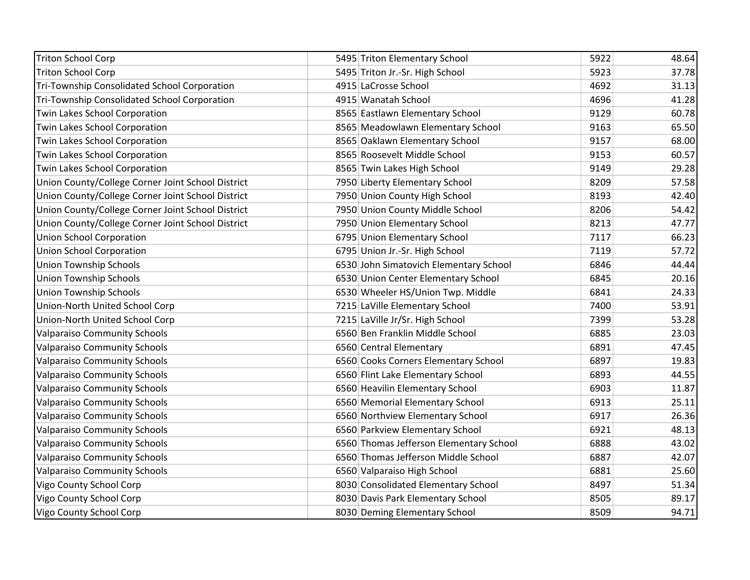| | | | | |
|---|---|---|---|---|
| Triton School Corp | 5495 | Triton Elementary School | 5922 | 48.64 |
| Triton School Corp | 5495 | Triton Jr.-Sr. High School | 5923 | 37.78 |
| Tri-Township Consolidated School Corporation | 4915 | LaCrosse School | 4692 | 31.13 |
| Tri-Township Consolidated School Corporation | 4915 | Wanatah School | 4696 | 41.28 |
| Twin Lakes School Corporation | 8565 | Eastlawn Elementary School | 9129 | 60.78 |
| Twin Lakes School Corporation | 8565 | Meadowlawn Elementary School | 9163 | 65.50 |
| Twin Lakes School Corporation | 8565 | Oaklawn Elementary School | 9157 | 68.00 |
| Twin Lakes School Corporation | 8565 | Roosevelt Middle School | 9153 | 60.57 |
| Twin Lakes School Corporation | 8565 | Twin Lakes High School | 9149 | 29.28 |
| Union County/College Corner Joint School District | 7950 | Liberty Elementary School | 8209 | 57.58 |
| Union County/College Corner Joint School District | 7950 | Union County High School | 8193 | 42.40 |
| Union County/College Corner Joint School District | 7950 | Union County Middle School | 8206 | 54.42 |
| Union County/College Corner Joint School District | 7950 | Union Elementary School | 8213 | 47.77 |
| Union School Corporation | 6795 | Union Elementary School | 7117 | 66.23 |
| Union School Corporation | 6795 | Union Jr.-Sr. High School | 7119 | 57.72 |
| Union Township Schools | 6530 | John Simatovich Elementary School | 6846 | 44.44 |
| Union Township Schools | 6530 | Union Center Elementary School | 6845 | 20.16 |
| Union Township Schools | 6530 | Wheeler HS/Union Twp. Middle | 6841 | 24.33 |
| Union-North United School Corp | 7215 | LaVille Elementary School | 7400 | 53.91 |
| Union-North United School Corp | 7215 | LaVille Jr/Sr. High School | 7399 | 53.28 |
| Valparaiso Community Schools | 6560 | Ben Franklin Middle School | 6885 | 23.03 |
| Valparaiso Community Schools | 6560 | Central Elementary | 6891 | 47.45 |
| Valparaiso Community Schools | 6560 | Cooks Corners Elementary School | 6897 | 19.83 |
| Valparaiso Community Schools | 6560 | Flint Lake Elementary School | 6893 | 44.55 |
| Valparaiso Community Schools | 6560 | Heavilin Elementary School | 6903 | 11.87 |
| Valparaiso Community Schools | 6560 | Memorial Elementary School | 6913 | 25.11 |
| Valparaiso Community Schools | 6560 | Northview Elementary School | 6917 | 26.36 |
| Valparaiso Community Schools | 6560 | Parkview Elementary School | 6921 | 48.13 |
| Valparaiso Community Schools | 6560 | Thomas Jefferson Elementary School | 6888 | 43.02 |
| Valparaiso Community Schools | 6560 | Thomas Jefferson Middle School | 6887 | 42.07 |
| Valparaiso Community Schools | 6560 | Valparaiso High School | 6881 | 25.60 |
| Vigo County School Corp | 8030 | Consolidated Elementary School | 8497 | 51.34 |
| Vigo County School Corp | 8030 | Davis Park Elementary School | 8505 | 89.17 |
| Vigo County School Corp | 8030 | Deming Elementary School | 8509 | 94.71 |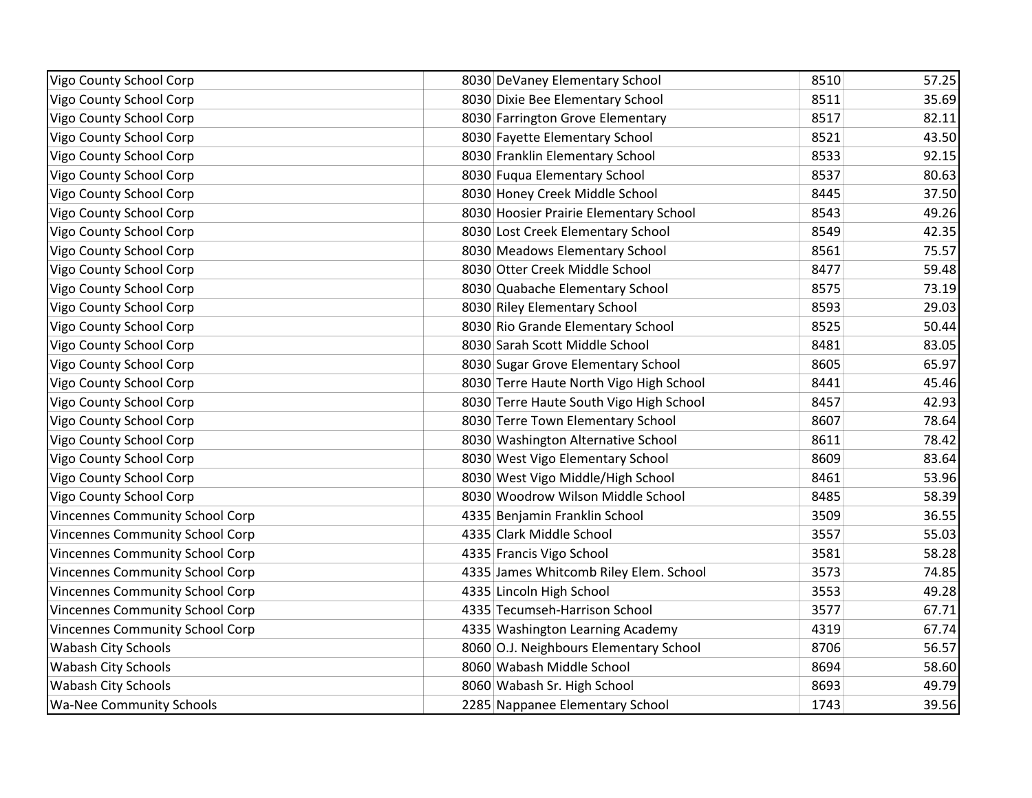| | | | | |
|---|---|---|---|---|
| Vigo County School Corp | 8030 | DeVaney Elementary School | 8510 | 57.25 |
| Vigo County School Corp | 8030 | Dixie Bee Elementary School | 8511 | 35.69 |
| Vigo County School Corp | 8030 | Farrington Grove Elementary | 8517 | 82.11 |
| Vigo County School Corp | 8030 | Fayette Elementary School | 8521 | 43.50 |
| Vigo County School Corp | 8030 | Franklin Elementary School | 8533 | 92.15 |
| Vigo County School Corp | 8030 | Fuqua Elementary School | 8537 | 80.63 |
| Vigo County School Corp | 8030 | Honey Creek Middle School | 8445 | 37.50 |
| Vigo County School Corp | 8030 | Hoosier Prairie Elementary School | 8543 | 49.26 |
| Vigo County School Corp | 8030 | Lost Creek Elementary School | 8549 | 42.35 |
| Vigo County School Corp | 8030 | Meadows Elementary School | 8561 | 75.57 |
| Vigo County School Corp | 8030 | Otter Creek Middle School | 8477 | 59.48 |
| Vigo County School Corp | 8030 | Quabache Elementary School | 8575 | 73.19 |
| Vigo County School Corp | 8030 | Riley Elementary School | 8593 | 29.03 |
| Vigo County School Corp | 8030 | Rio Grande Elementary School | 8525 | 50.44 |
| Vigo County School Corp | 8030 | Sarah Scott Middle School | 8481 | 83.05 |
| Vigo County School Corp | 8030 | Sugar Grove Elementary School | 8605 | 65.97 |
| Vigo County School Corp | 8030 | Terre Haute North Vigo High School | 8441 | 45.46 |
| Vigo County School Corp | 8030 | Terre Haute South Vigo High School | 8457 | 42.93 |
| Vigo County School Corp | 8030 | Terre Town Elementary School | 8607 | 78.64 |
| Vigo County School Corp | 8030 | Washington Alternative School | 8611 | 78.42 |
| Vigo County School Corp | 8030 | West Vigo Elementary School | 8609 | 83.64 |
| Vigo County School Corp | 8030 | West Vigo Middle/High School | 8461 | 53.96 |
| Vigo County School Corp | 8030 | Woodrow Wilson Middle School | 8485 | 58.39 |
| Vincennes Community School Corp | 4335 | Benjamin Franklin School | 3509 | 36.55 |
| Vincennes Community School Corp | 4335 | Clark Middle School | 3557 | 55.03 |
| Vincennes Community School Corp | 4335 | Francis Vigo School | 3581 | 58.28 |
| Vincennes Community School Corp | 4335 | James Whitcomb Riley Elem. School | 3573 | 74.85 |
| Vincennes Community School Corp | 4335 | Lincoln High School | 3553 | 49.28 |
| Vincennes Community School Corp | 4335 | Tecumseh-Harrison School | 3577 | 67.71 |
| Vincennes Community School Corp | 4335 | Washington Learning Academy | 4319 | 67.74 |
| Wabash City Schools | 8060 | O.J. Neighbours Elementary School | 8706 | 56.57 |
| Wabash City Schools | 8060 | Wabash Middle School | 8694 | 58.60 |
| Wabash City Schools | 8060 | Wabash Sr. High School | 8693 | 49.79 |
| Wa-Nee Community Schools | 2285 | Nappanee Elementary School | 1743 | 39.56 |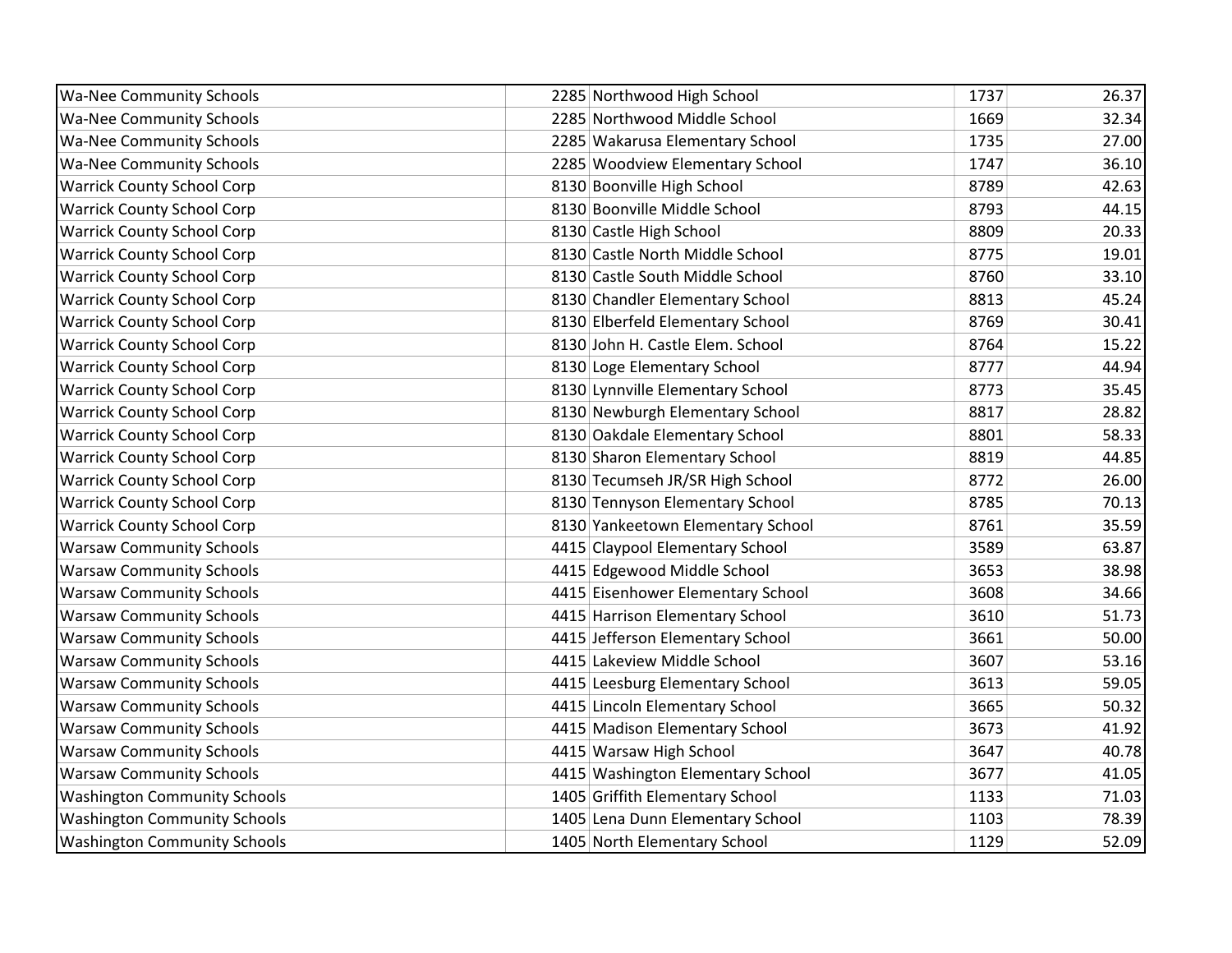| | | | | |
|---|---|---|---|---|
| Wa-Nee Community Schools | 2285 | Northwood High School | 1737 | 26.37 |
| Wa-Nee Community Schools | 2285 | Northwood Middle School | 1669 | 32.34 |
| Wa-Nee Community Schools | 2285 | Wakarusa Elementary School | 1735 | 27.00 |
| Wa-Nee Community Schools | 2285 | Woodview Elementary School | 1747 | 36.10 |
| Warrick County School Corp | 8130 | Boonville High School | 8789 | 42.63 |
| Warrick County School Corp | 8130 | Boonville Middle School | 8793 | 44.15 |
| Warrick County School Corp | 8130 | Castle High School | 8809 | 20.33 |
| Warrick County School Corp | 8130 | Castle North Middle School | 8775 | 19.01 |
| Warrick County School Corp | 8130 | Castle South Middle School | 8760 | 33.10 |
| Warrick County School Corp | 8130 | Chandler Elementary School | 8813 | 45.24 |
| Warrick County School Corp | 8130 | Elberfeld Elementary School | 8769 | 30.41 |
| Warrick County School Corp | 8130 | John H. Castle Elem. School | 8764 | 15.22 |
| Warrick County School Corp | 8130 | Loge Elementary School | 8777 | 44.94 |
| Warrick County School Corp | 8130 | Lynnville Elementary School | 8773 | 35.45 |
| Warrick County School Corp | 8130 | Newburgh Elementary School | 8817 | 28.82 |
| Warrick County School Corp | 8130 | Oakdale Elementary School | 8801 | 58.33 |
| Warrick County School Corp | 8130 | Sharon Elementary School | 8819 | 44.85 |
| Warrick County School Corp | 8130 | Tecumseh JR/SR High School | 8772 | 26.00 |
| Warrick County School Corp | 8130 | Tennyson Elementary School | 8785 | 70.13 |
| Warrick County School Corp | 8130 | Yankeetown Elementary School | 8761 | 35.59 |
| Warsaw Community Schools | 4415 | Claypool Elementary School | 3589 | 63.87 |
| Warsaw Community Schools | 4415 | Edgewood Middle School | 3653 | 38.98 |
| Warsaw Community Schools | 4415 | Eisenhower Elementary School | 3608 | 34.66 |
| Warsaw Community Schools | 4415 | Harrison Elementary School | 3610 | 51.73 |
| Warsaw Community Schools | 4415 | Jefferson Elementary School | 3661 | 50.00 |
| Warsaw Community Schools | 4415 | Lakeview Middle School | 3607 | 53.16 |
| Warsaw Community Schools | 4415 | Leesburg Elementary School | 3613 | 59.05 |
| Warsaw Community Schools | 4415 | Lincoln Elementary School | 3665 | 50.32 |
| Warsaw Community Schools | 4415 | Madison Elementary School | 3673 | 41.92 |
| Warsaw Community Schools | 4415 | Warsaw High School | 3647 | 40.78 |
| Warsaw Community Schools | 4415 | Washington Elementary School | 3677 | 41.05 |
| Washington Community Schools | 1405 | Griffith Elementary School | 1133 | 71.03 |
| Washington Community Schools | 1405 | Lena Dunn Elementary School | 1103 | 78.39 |
| Washington Community Schools | 1405 | North Elementary School | 1129 | 52.09 |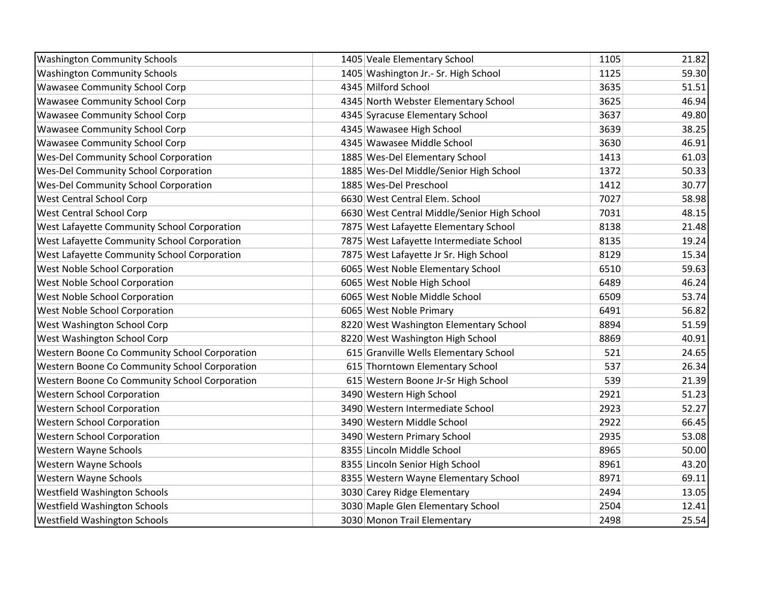| | | | | |
|---|---|---|---|---|
| Washington Community Schools | 1405 | Veale Elementary School | 1105 | 21.82 |
| Washington Community Schools | 1405 | Washington Jr.- Sr. High School | 1125 | 59.30 |
| Wawasee Community School Corp | 4345 | Milford School | 3635 | 51.51 |
| Wawasee Community School Corp | 4345 | North Webster Elementary School | 3625 | 46.94 |
| Wawasee Community School Corp | 4345 | Syracuse Elementary School | 3637 | 49.80 |
| Wawasee Community School Corp | 4345 | Wawasee High School | 3639 | 38.25 |
| Wawasee Community School Corp | 4345 | Wawasee Middle School | 3630 | 46.91 |
| Wes-Del Community School Corporation | 1885 | Wes-Del Elementary School | 1413 | 61.03 |
| Wes-Del Community School Corporation | 1885 | Wes-Del Middle/Senior High School | 1372 | 50.33 |
| Wes-Del Community School Corporation | 1885 | Wes-Del Preschool | 1412 | 30.77 |
| West Central School Corp | 6630 | West Central Elem. School | 7027 | 58.98 |
| West Central School Corp | 6630 | West Central Middle/Senior High School | 7031 | 48.15 |
| West Lafayette Community School Corporation | 7875 | West Lafayette Elementary School | 8138 | 21.48 |
| West Lafayette Community School Corporation | 7875 | West Lafayette Intermediate School | 8135 | 19.24 |
| West Lafayette Community School Corporation | 7875 | West Lafayette Jr Sr. High School | 8129 | 15.34 |
| West Noble School Corporation | 6065 | West Noble Elementary School | 6510 | 59.63 |
| West Noble School Corporation | 6065 | West Noble High School | 6489 | 46.24 |
| West Noble School Corporation | 6065 | West Noble Middle School | 6509 | 53.74 |
| West Noble School Corporation | 6065 | West Noble Primary | 6491 | 56.82 |
| West Washington School Corp | 8220 | West Washington Elementary School | 8894 | 51.59 |
| West Washington School Corp | 8220 | West Washington High School | 8869 | 40.91 |
| Western Boone Co Community School Corporation | 615 | Granville Wells Elementary School | 521 | 24.65 |
| Western Boone Co Community School Corporation | 615 | Thorntown Elementary School | 537 | 26.34 |
| Western Boone Co Community School Corporation | 615 | Western Boone Jr-Sr High School | 539 | 21.39 |
| Western School Corporation | 3490 | Western High School | 2921 | 51.23 |
| Western School Corporation | 3490 | Western Intermediate School | 2923 | 52.27 |
| Western School Corporation | 3490 | Western Middle School | 2922 | 66.45 |
| Western School Corporation | 3490 | Western Primary School | 2935 | 53.08 |
| Western Wayne Schools | 8355 | Lincoln Middle School | 8965 | 50.00 |
| Western Wayne Schools | 8355 | Lincoln Senior High School | 8961 | 43.20 |
| Western Wayne Schools | 8355 | Western Wayne Elementary School | 8971 | 69.11 |
| Westfield Washington Schools | 3030 | Carey Ridge Elementary | 2494 | 13.05 |
| Westfield Washington Schools | 3030 | Maple Glen Elementary School | 2504 | 12.41 |
| Westfield Washington Schools | 3030 | Monon Trail Elementary | 2498 | 25.54 |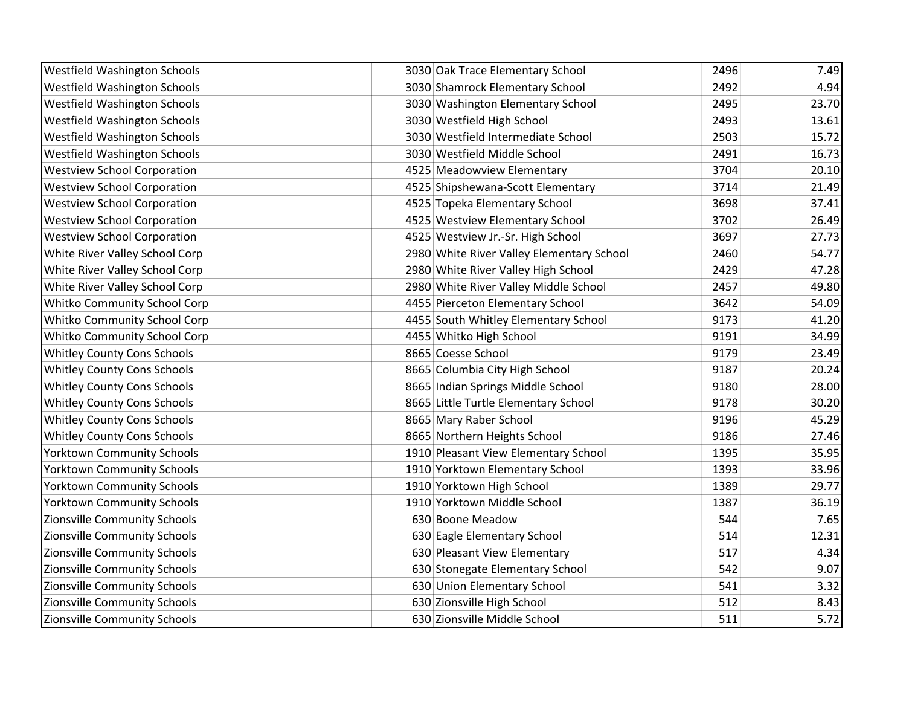| | | | | |
|---|---|---|---|---|
| Westfield Washington Schools | 3030 | Oak Trace Elementary School | 2496 | 7.49 |
| Westfield Washington Schools | 3030 | Shamrock Elementary School | 2492 | 4.94 |
| Westfield Washington Schools | 3030 | Washington Elementary School | 2495 | 23.70 |
| Westfield Washington Schools | 3030 | Westfield High School | 2493 | 13.61 |
| Westfield Washington Schools | 3030 | Westfield Intermediate School | 2503 | 15.72 |
| Westfield Washington Schools | 3030 | Westfield Middle School | 2491 | 16.73 |
| Westview School Corporation | 4525 | Meadowview Elementary | 3704 | 20.10 |
| Westview School Corporation | 4525 | Shipshewana-Scott Elementary | 3714 | 21.49 |
| Westview School Corporation | 4525 | Topeka Elementary School | 3698 | 37.41 |
| Westview School Corporation | 4525 | Westview Elementary School | 3702 | 26.49 |
| Westview School Corporation | 4525 | Westview Jr.-Sr. High School | 3697 | 27.73 |
| White River Valley School Corp | 2980 | White River Valley Elementary School | 2460 | 54.77 |
| White River Valley School Corp | 2980 | White River Valley High School | 2429 | 47.28 |
| White River Valley School Corp | 2980 | White River Valley Middle School | 2457 | 49.80 |
| Whitko Community School Corp | 4455 | Pierceton Elementary School | 3642 | 54.09 |
| Whitko Community School Corp | 4455 | South Whitley Elementary School | 9173 | 41.20 |
| Whitko Community School Corp | 4455 | Whitko High School | 9191 | 34.99 |
| Whitley County Cons Schools | 8665 | Coesse School | 9179 | 23.49 |
| Whitley County Cons Schools | 8665 | Columbia City High School | 9187 | 20.24 |
| Whitley County Cons Schools | 8665 | Indian Springs Middle School | 9180 | 28.00 |
| Whitley County Cons Schools | 8665 | Little Turtle Elementary School | 9178 | 30.20 |
| Whitley County Cons Schools | 8665 | Mary Raber School | 9196 | 45.29 |
| Whitley County Cons Schools | 8665 | Northern Heights School | 9186 | 27.46 |
| Yorktown Community Schools | 1910 | Pleasant View Elementary School | 1395 | 35.95 |
| Yorktown Community Schools | 1910 | Yorktown Elementary School | 1393 | 33.96 |
| Yorktown Community Schools | 1910 | Yorktown High School | 1389 | 29.77 |
| Yorktown Community Schools | 1910 | Yorktown Middle School | 1387 | 36.19 |
| Zionsville Community Schools | 630 | Boone Meadow | 544 | 7.65 |
| Zionsville Community Schools | 630 | Eagle Elementary School | 514 | 12.31 |
| Zionsville Community Schools | 630 | Pleasant View Elementary | 517 | 4.34 |
| Zionsville Community Schools | 630 | Stonegate Elementary School | 542 | 9.07 |
| Zionsville Community Schools | 630 | Union Elementary School | 541 | 3.32 |
| Zionsville Community Schools | 630 | Zionsville High School | 512 | 8.43 |
| Zionsville Community Schools | 630 | Zionsville Middle School | 511 | 5.72 |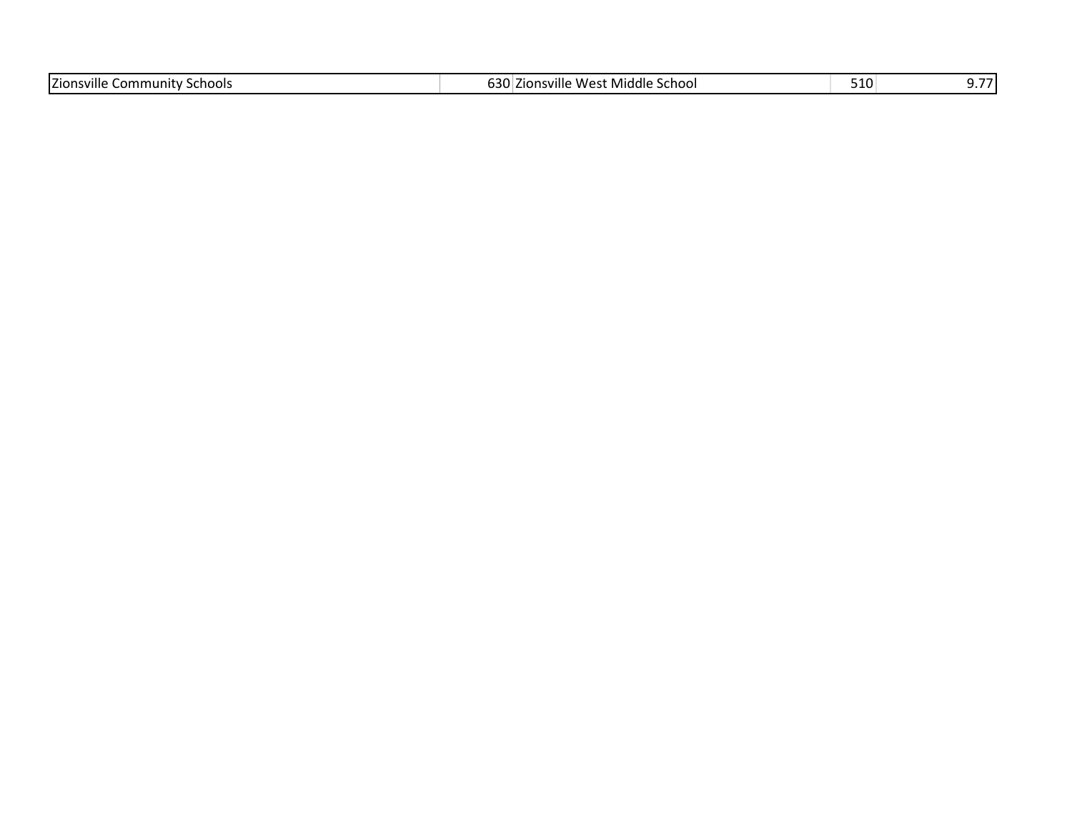| | | | | |
|---|---|---|---|---|
| Zionsville Community Schools | 630 | Zionsville West Middle School | 510 | 9.77 |